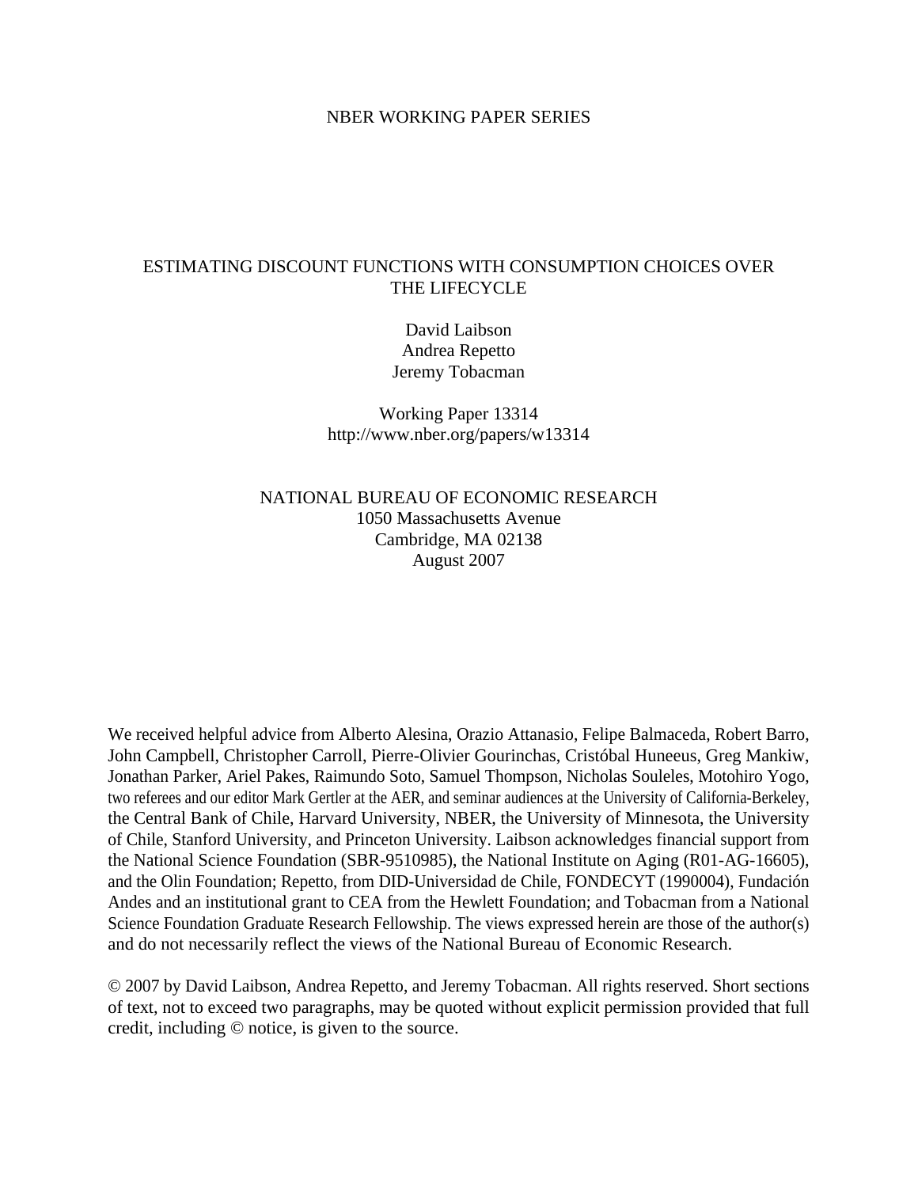NBER WORKING PAPER SERIES

# ESTIMATING DISCOUNT FUNCTIONS WITH CONSUMPTION CHOICES OVER THE LIFECYCLE

David Laibson
Andrea Repetto
Jeremy Tobacman

Working Paper 13314
http://www.nber.org/papers/w13314

NATIONAL BUREAU OF ECONOMIC RESEARCH
1050 Massachusetts Avenue
Cambridge, MA 02138
August 2007

We received helpful advice from Alberto Alesina, Orazio Attanasio, Felipe Balmaceda, Robert Barro, John Campbell, Christopher Carroll, Pierre-Olivier Gourinchas, Cristóbal Huneeus, Greg Mankiw, Jonathan Parker, Ariel Pakes, Raimundo Soto, Samuel Thompson, Nicholas Souleles, Motohiro Yogo, two referees and our editor Mark Gertler at the AER, and seminar audiences at the University of California-Berkeley, the Central Bank of Chile, Harvard University, NBER, the University of Minnesota, the University of Chile, Stanford University, and Princeton University. Laibson acknowledges financial support from the National Science Foundation (SBR-9510985), the National Institute on Aging (R01-AG-16605), and the Olin Foundation; Repetto, from DID-Universidad de Chile, FONDECYT (1990004), Fundación Andes and an institutional grant to CEA from the Hewlett Foundation; and Tobacman from a National Science Foundation Graduate Research Fellowship. The views expressed herein are those of the author(s) and do not necessarily reflect the views of the National Bureau of Economic Research.

© 2007 by David Laibson, Andrea Repetto, and Jeremy Tobacman. All rights reserved. Short sections of text, not to exceed two paragraphs, may be quoted without explicit permission provided that full credit, including © notice, is given to the source.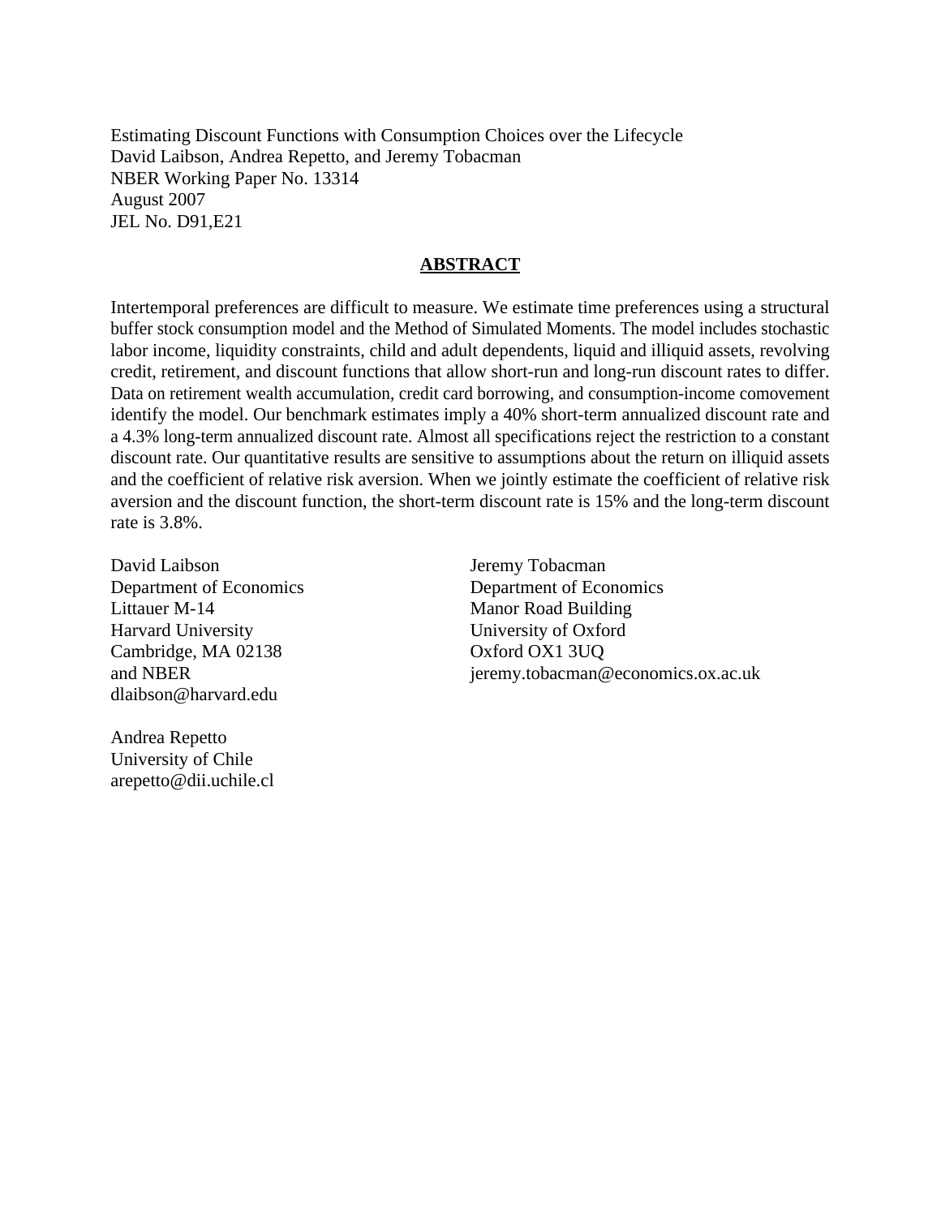Estimating Discount Functions with Consumption Choices over the Lifecycle
David Laibson, Andrea Repetto, and Jeremy Tobacman
NBER Working Paper No. 13314
August 2007
JEL No. D91,E21

## ABSTRACT

Intertemporal preferences are difficult to measure. We estimate time preferences using a structural buffer stock consumption model and the Method of Simulated Moments. The model includes stochastic labor income, liquidity constraints, child and adult dependents, liquid and illiquid assets, revolving credit, retirement, and discount functions that allow short-run and long-run discount rates to differ. Data on retirement wealth accumulation, credit card borrowing, and consumption-income comovement identify the model. Our benchmark estimates imply a 40% short-term annualized discount rate and a 4.3% long-term annualized discount rate. Almost all specifications reject the restriction to a constant discount rate. Our quantitative results are sensitive to assumptions about the return on illiquid assets and the coefficient of relative risk aversion. When we jointly estimate the coefficient of relative risk aversion and the discount function, the short-term discount rate is 15% and the long-term discount rate is 3.8%.

David Laibson
Department of Economics
Littauer M-14
Harvard University
Cambridge, MA 02138
and NBER
dlaibson@harvard.edu

Andrea Repetto
University of Chile
arepetto@dii.uchile.cl

Jeremy Tobacman
Department of Economics
Manor Road Building
University of Oxford
Oxford OX1 3UQ
jeremy.tobacman@economics.ox.ac.uk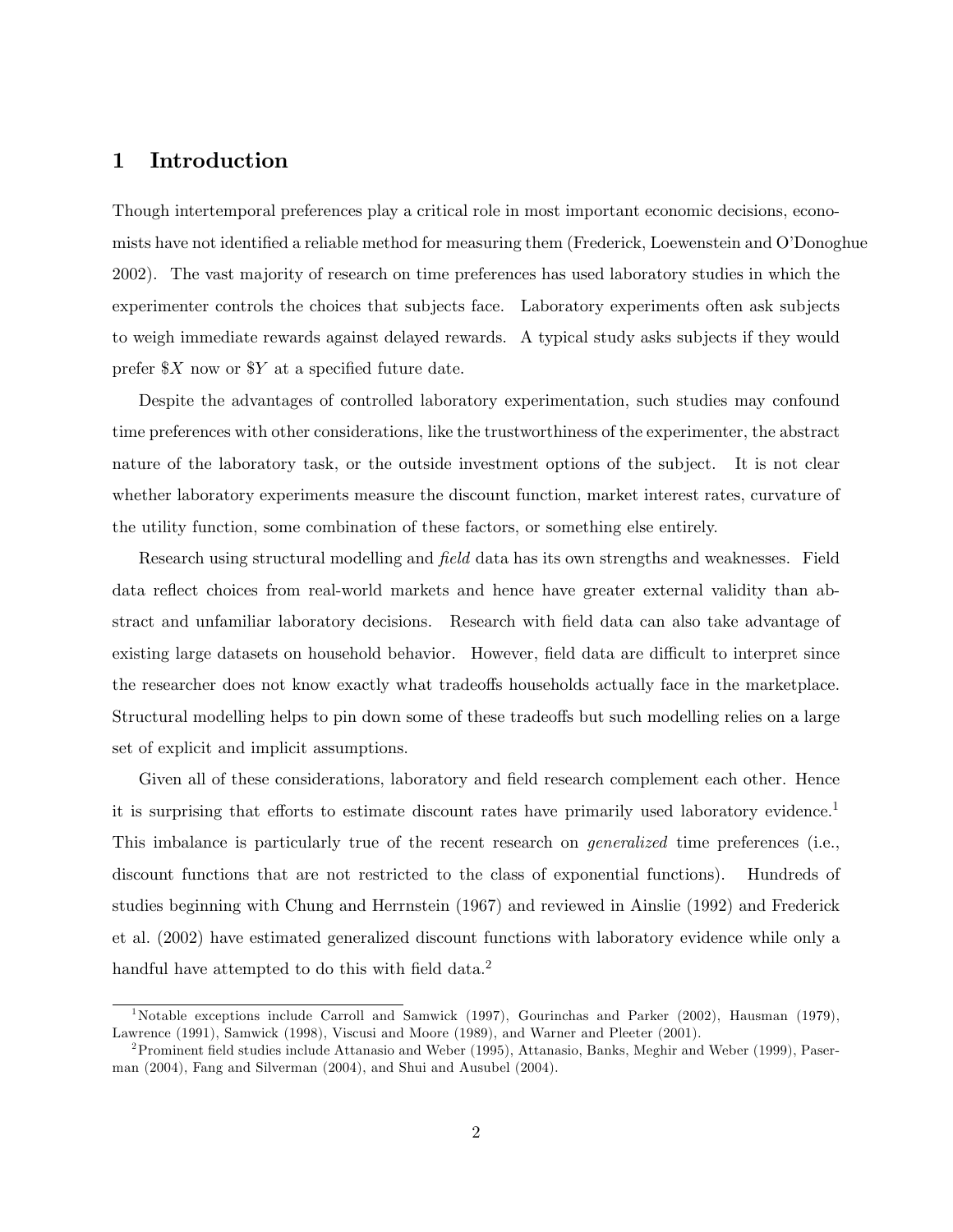# 1 Introduction

Though intertemporal preferences play a critical role in most important economic decisions, economists have not identified a reliable method for measuring them (Frederick, Loewenstein and O'Donoghue 2002). The vast majority of research on time preferences has used laboratory studies in which the experimenter controls the choices that subjects face. Laboratory experiments often ask subjects to weigh immediate rewards against delayed rewards. A typical study asks subjects if they would prefer $\$X$ now or $\$Y$ at a specified future date.

Despite the advantages of controlled laboratory experimentation, such studies may confound time preferences with other considerations, like the trustworthiness of the experimenter, the abstract nature of the laboratory task, or the outside investment options of the subject. It is not clear whether laboratory experiments measure the discount function, market interest rates, curvature of the utility function, some combination of these factors, or something else entirely.

Research using structural modelling and *field* data has its own strengths and weaknesses. Field data reflect choices from real-world markets and hence have greater external validity than abstract and unfamiliar laboratory decisions. Research with field data can also take advantage of existing large datasets on household behavior. However, field data are difficult to interpret since the researcher does not know exactly what tradeoffs households actually face in the marketplace. Structural modelling helps to pin down some of these tradeoffs but such modelling relies on a large set of explicit and implicit assumptions.

Given all of these considerations, laboratory and field research complement each other. Hence it is surprising that efforts to estimate discount rates have primarily used laboratory evidence.[1] This imbalance is particularly true of the recent research on *generalized* time preferences (i.e., discount functions that are not restricted to the class of exponential functions). Hundreds of studies beginning with Chung and Herrnstein (1967) and reviewed in Ainslie (1992) and Frederick et al. (2002) have estimated generalized discount functions with laboratory evidence while only a handful have attempted to do this with field data.[2]

[1] Notable exceptions include Carroll and Samwick (1997), Gourinchas and Parker (2002), Hausman (1979), Lawrence (1991), Samwick (1998), Viscusi and Moore (1989), and Warner and Pleeter (2001).

[2] Prominent field studies include Attanasio and Weber (1995), Attanasio, Banks, Meghir and Weber (1999), Paserman (2004), Fang and Silverman (2004), and Shui and Ausubel (2004).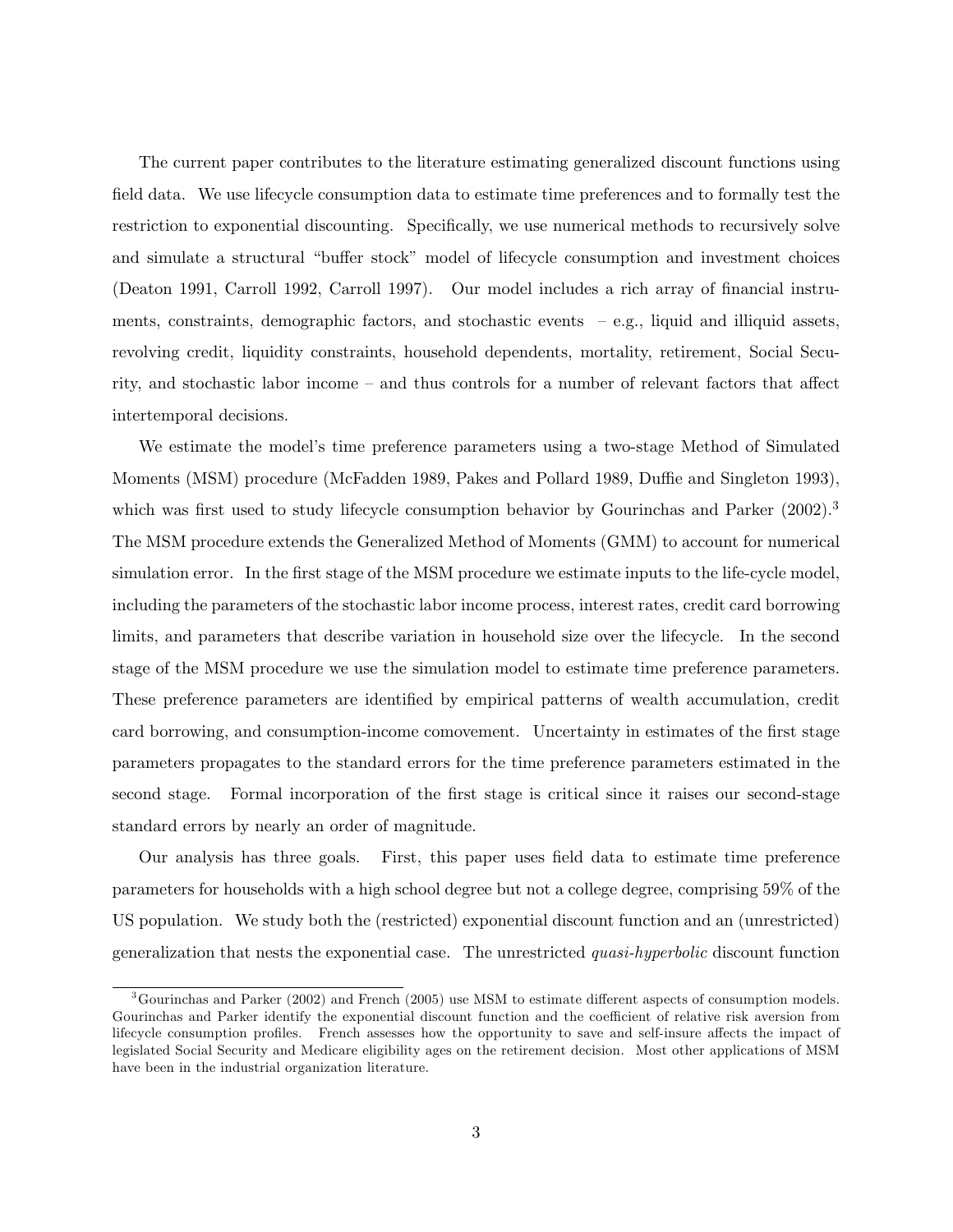The current paper contributes to the literature estimating generalized discount functions using field data. We use lifecycle consumption data to estimate time preferences and to formally test the restriction to exponential discounting. Specifically, we use numerical methods to recursively solve and simulate a structural "buffer stock" model of lifecycle consumption and investment choices (Deaton 1991, Carroll 1992, Carroll 1997). Our model includes a rich array of financial instruments, constraints, demographic factors, and stochastic events – e.g., liquid and illiquid assets, revolving credit, liquidity constraints, household dependents, mortality, retirement, Social Security, and stochastic labor income – and thus controls for a number of relevant factors that affect intertemporal decisions.

We estimate the model's time preference parameters using a two-stage Method of Simulated Moments (MSM) procedure (McFadden 1989, Pakes and Pollard 1989, Duffie and Singleton 1993), which was first used to study lifecycle consumption behavior by Gourinchas and Parker (2002).[3] The MSM procedure extends the Generalized Method of Moments (GMM) to account for numerical simulation error. In the first stage of the MSM procedure we estimate inputs to the life-cycle model, including the parameters of the stochastic labor income process, interest rates, credit card borrowing limits, and parameters that describe variation in household size over the lifecycle. In the second stage of the MSM procedure we use the simulation model to estimate time preference parameters. These preference parameters are identified by empirical patterns of wealth accumulation, credit card borrowing, and consumption-income comovement. Uncertainty in estimates of the first stage parameters propagates to the standard errors for the time preference parameters estimated in the second stage. Formal incorporation of the first stage is critical since it raises our second-stage standard errors by nearly an order of magnitude.

Our analysis has three goals. First, this paper uses field data to estimate time preference parameters for households with a high school degree but not a college degree, comprising 59% of the US population. We study both the (restricted) exponential discount function and an (unrestricted) generalization that nests the exponential case. The unrestricted *quasi-hyperbolic* discount function

---

[3] Gourinchas and Parker (2002) and French (2005) use MSM to estimate different aspects of consumption models. Gourinchas and Parker identify the exponential discount function and the coefficient of relative risk aversion from lifecycle consumption profiles. French assesses how the opportunity to save and self-insure affects the impact of legislated Social Security and Medicare eligibility ages on the retirement decision. Most other applications of MSM have been in the industrial organization literature.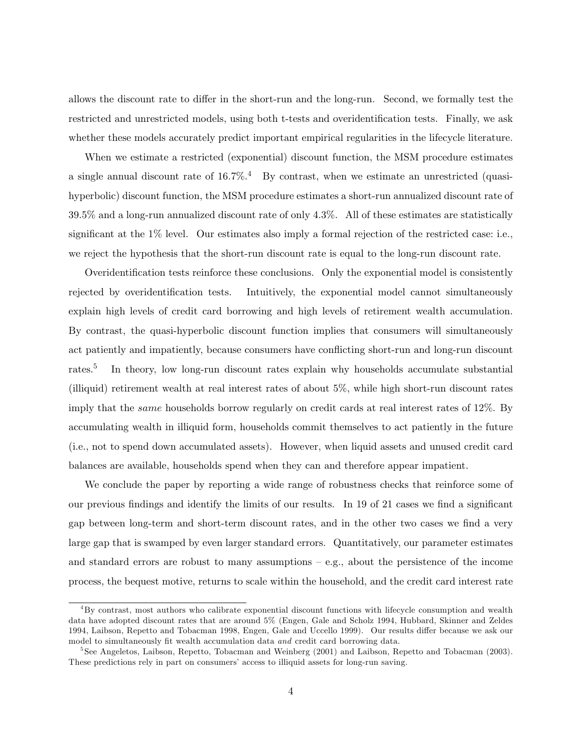allows the discount rate to differ in the short-run and the long-run. Second, we formally test the restricted and unrestricted models, using both t-tests and overidentification tests. Finally, we ask whether these models accurately predict important empirical regularities in the lifecycle literature.

When we estimate a restricted (exponential) discount function, the MSM procedure estimates a single annual discount rate of 16.7%.[4] By contrast, when we estimate an unrestricted (quasi-hyperbolic) discount function, the MSM procedure estimates a short-run annualized discount rate of 39.5% and a long-run annualized discount rate of only 4.3%. All of these estimates are statistically significant at the 1% level. Our estimates also imply a formal rejection of the restricted case: i.e., we reject the hypothesis that the short-run discount rate is equal to the long-run discount rate.

Overidentification tests reinforce these conclusions. Only the exponential model is consistently rejected by overidentification tests. Intuitively, the exponential model cannot simultaneously explain high levels of credit card borrowing and high levels of retirement wealth accumulation. By contrast, the quasi-hyperbolic discount function implies that consumers will simultaneously act patiently and impatiently, because consumers have conflicting short-run and long-run discount rates.[5] In theory, low long-run discount rates explain why households accumulate substantial (illiquid) retirement wealth at real interest rates of about 5%, while high short-run discount rates imply that the *same* households borrow regularly on credit cards at real interest rates of 12%. By accumulating wealth in illiquid form, households commit themselves to act patiently in the future (i.e., not to spend down accumulated assets). However, when liquid assets and unused credit card balances are available, households spend when they can and therefore appear impatient.

We conclude the paper by reporting a wide range of robustness checks that reinforce some of our previous findings and identify the limits of our results. In 19 of 21 cases we find a significant gap between long-term and short-term discount rates, and in the other two cases we find a very large gap that is swamped by even larger standard errors. Quantitatively, our parameter estimates and standard errors are robust to many assumptions – e.g., about the persistence of the income process, the bequest motive, returns to scale within the household, and the credit card interest rate

[4] By contrast, most authors who calibrate exponential discount functions with lifecycle consumption and wealth data have adopted discount rates that are around 5% (Engen, Gale and Scholz 1994, Hubbard, Skinner and Zeldes 1994, Laibson, Repetto and Tobacman 1998, Engen, Gale and Uccello 1999). Our results differ because we ask our model to simultaneously fit wealth accumulation data *and* credit card borrowing data.

[5] See Angeletos, Laibson, Repetto, Tobacman and Weinberg (2001) and Laibson, Repetto and Tobacman (2003). These predictions rely in part on consumers' access to illiquid assets for long-run saving.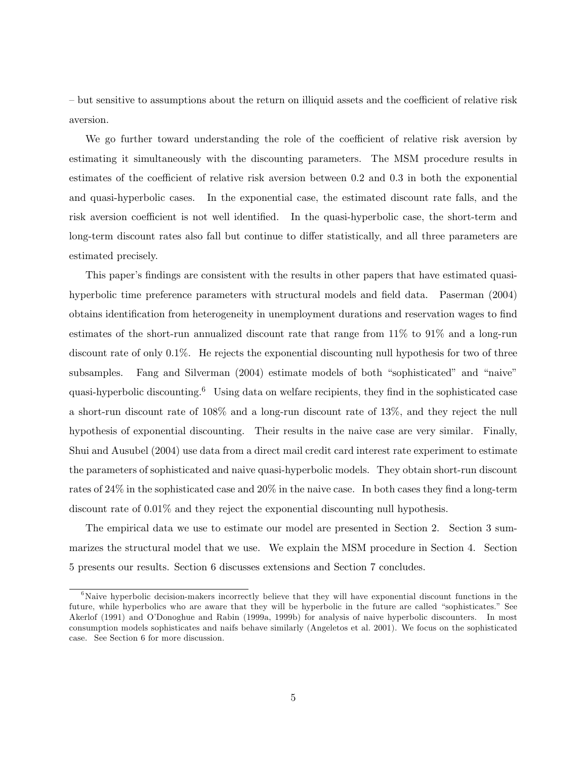– but sensitive to assumptions about the return on illiquid assets and the coefficient of relative risk aversion.

We go further toward understanding the role of the coefficient of relative risk aversion by estimating it simultaneously with the discounting parameters. The MSM procedure results in estimates of the coefficient of relative risk aversion between 0.2 and 0.3 in both the exponential and quasi-hyperbolic cases. In the exponential case, the estimated discount rate falls, and the risk aversion coefficient is not well identified. In the quasi-hyperbolic case, the short-term and long-term discount rates also fall but continue to differ statistically, and all three parameters are estimated precisely.

This paper's findings are consistent with the results in other papers that have estimated quasi-hyperbolic time preference parameters with structural models and field data. Paserman (2004) obtains identification from heterogeneity in unemployment durations and reservation wages to find estimates of the short-run annualized discount rate that range from 11% to 91% and a long-run discount rate of only 0.1%. He rejects the exponential discounting null hypothesis for two of three subsamples. Fang and Silverman (2004) estimate models of both "sophisticated" and "naive" quasi-hyperbolic discounting.[6] Using data on welfare recipients, they find in the sophisticated case a short-run discount rate of 108% and a long-run discount rate of 13%, and they reject the null hypothesis of exponential discounting. Their results in the naive case are very similar. Finally, Shui and Ausubel (2004) use data from a direct mail credit card interest rate experiment to estimate the parameters of sophisticated and naive quasi-hyperbolic models. They obtain short-run discount rates of 24% in the sophisticated case and 20% in the naive case. In both cases they find a long-term discount rate of 0.01% and they reject the exponential discounting null hypothesis.

The empirical data we use to estimate our model are presented in Section 2. Section 3 summarizes the structural model that we use. We explain the MSM procedure in Section 4. Section 5 presents our results. Section 6 discusses extensions and Section 7 concludes.

[6] Naive hyperbolic decision-makers incorrectly believe that they will have exponential discount functions in the future, while hyperbolics who are aware that they will be hyperbolic in the future are called "sophisticates." See Akerlof (1991) and O'Donoghue and Rabin (1999a, 1999b) for analysis of naive hyperbolic discounters. In most consumption models sophisticates and naifs behave similarly (Angeletos et al. 2001). We focus on the sophisticated case. See Section 6 for more discussion.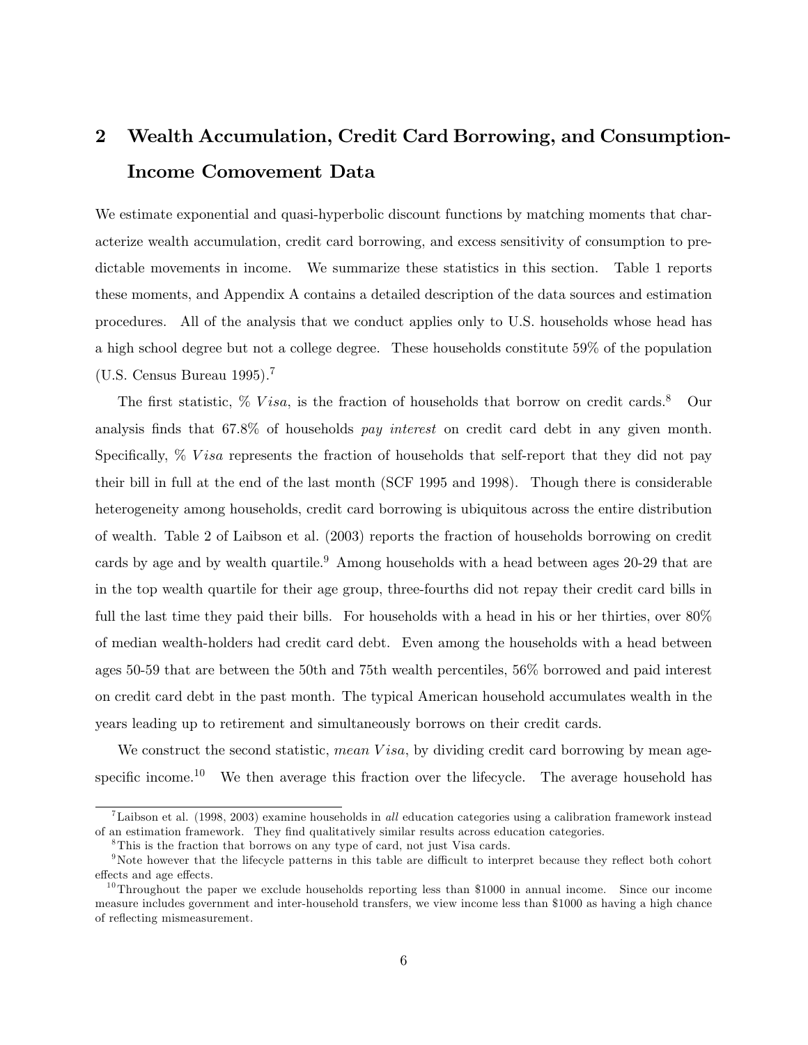## 2 Wealth Accumulation, Credit Card Borrowing, and Consumption-Income Comovement Data

We estimate exponential and quasi-hyperbolic discount functions by matching moments that characterize wealth accumulation, credit card borrowing, and excess sensitivity of consumption to predictable movements in income. We summarize these statistics in this section. Table 1 reports these moments, and Appendix A contains a detailed description of the data sources and estimation procedures. All of the analysis that we conduct applies only to U.S. households whose head has a high school degree but not a college degree. These households constitute 59% of the population (U.S. Census Bureau 1995).[7]

The first statistic, % $Visa$, is the fraction of households that borrow on credit cards.[8] Our analysis finds that 67.8% of households *pay interest* on credit card debt in any given month. Specifically, % $Visa$ represents the fraction of households that self-report that they did not pay their bill in full at the end of the last month (SCF 1995 and 1998). Though there is considerable heterogeneity among households, credit card borrowing is ubiquitous across the entire distribution of wealth. Table 2 of Laibson et al. (2003) reports the fraction of households borrowing on credit cards by age and by wealth quartile.[9] Among households with a head between ages 20-29 that are in the top wealth quartile for their age group, three-fourths did not repay their credit card bills in full the last time they paid their bills. For households with a head in his or her thirties, over 80% of median wealth-holders had credit card debt. Even among the households with a head between ages 50-59 that are between the 50th and 75th wealth percentiles, 56% borrowed and paid interest on credit card debt in the past month. The typical American household accumulates wealth in the years leading up to retirement and simultaneously borrows on their credit cards.

We construct the second statistic, *mean* $Visa$, by dividing credit card borrowing by mean age-specific income.[10] We then average this fraction over the lifecycle. The average household has

---

[7] Laibson et al. (1998, 2003) examine households in *all* education categories using a calibration framework instead of an estimation framework. They find qualitatively similar results across education categories.

[8] This is the fraction that borrows on any type of card, not just Visa cards.

[9] Note however that the lifecycle patterns in this table are difficult to interpret because they reflect both cohort effects and age effects.

[10] Throughout the paper we exclude households reporting less than $1000 in annual income. Since our income measure includes government and inter-household transfers, we view income less than $1000 as having a high chance of reflecting mismeasurement.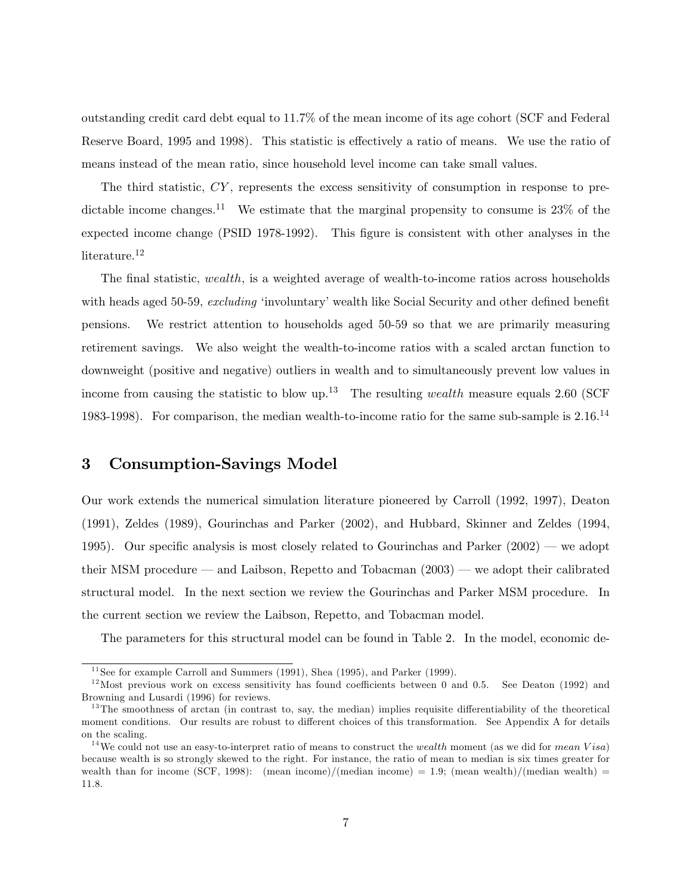outstanding credit card debt equal to 11.7% of the mean income of its age cohort (SCF and Federal Reserve Board, 1995 and 1998). This statistic is effectively a ratio of means. We use the ratio of means instead of the mean ratio, since household level income can take small values.

The third statistic, $CY$, represents the excess sensitivity of consumption in response to predictable income changes.[11] We estimate that the marginal propensity to consume is 23% of the expected income change (PSID 1978-1992). This figure is consistent with other analyses in the literature.[12]

The final statistic, *wealth*, is a weighted average of wealth-to-income ratios across households with heads aged 50-59, *excluding* 'involuntary' wealth like Social Security and other defined benefit pensions. We restrict attention to households aged 50-59 so that we are primarily measuring retirement savings. We also weight the wealth-to-income ratios with a scaled arctan function to downweight (positive and negative) outliers in wealth and to simultaneously prevent low values in income from causing the statistic to blow up.[13] The resulting *wealth* measure equals 2.60 (SCF 1983-1998). For comparison, the median wealth-to-income ratio for the same sub-sample is 2.16.[14]

## 3 Consumption-Savings Model

Our work extends the numerical simulation literature pioneered by Carroll (1992, 1997), Deaton (1991), Zeldes (1989), Gourinchas and Parker (2002), and Hubbard, Skinner and Zeldes (1994, 1995). Our specific analysis is most closely related to Gourinchas and Parker (2002) — we adopt their MSM procedure — and Laibson, Repetto and Tobacman (2003) — we adopt their calibrated structural model. In the next section we review the Gourinchas and Parker MSM procedure. In the current section we review the Laibson, Repetto, and Tobacman model.

The parameters for this structural model can be found in Table 2. In the model, economic de-

---

[11] See for example Carroll and Summers (1991), Shea (1995), and Parker (1999).

[12] Most previous work on excess sensitivity has found coefficients between 0 and 0.5. See Deaton (1992) and Browning and Lusardi (1996) for reviews.

[13] The smoothness of arctan (in contrast to, say, the median) implies requisite differentiability of the theoretical moment conditions. Our results are robust to different choices of this transformation. See Appendix A for details on the scaling.

[14] We could not use an easy-to-interpret ratio of means to construct the *wealth* moment (as we did for *mean Visa*) because wealth is so strongly skewed to the right. For instance, the ratio of mean to median is six times greater for wealth than for income (SCF, 1998): (mean income)/(median income) = 1.9; (mean wealth)/(median wealth) = 11.8.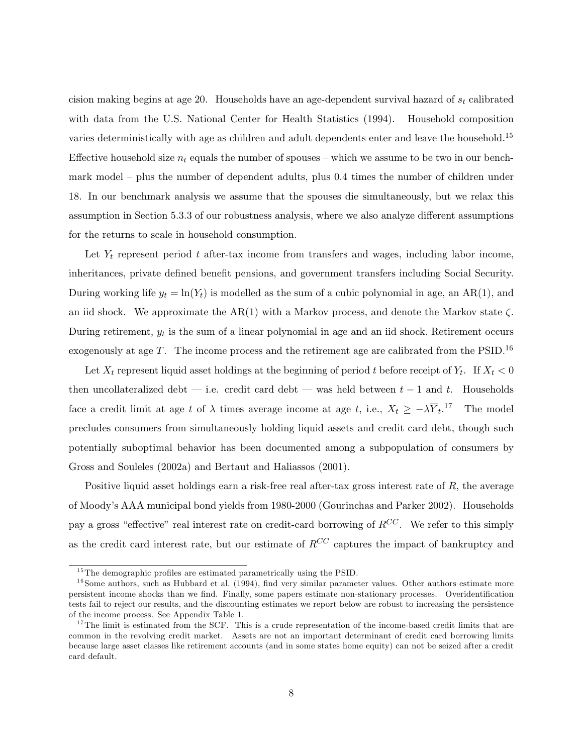cision making begins at age 20. Households have an age-dependent survival hazard of $s_t$ calibrated with data from the U.S. National Center for Health Statistics (1994). Household composition varies deterministically with age as children and adult dependents enter and leave the household.[15] Effective household size $n_t$ equals the number of spouses – which we assume to be two in our benchmark model – plus the number of dependent adults, plus 0.4 times the number of children under 18. In our benchmark analysis we assume that the spouses die simultaneously, but we relax this assumption in Section 5.3.3 of our robustness analysis, where we also analyze different assumptions for the returns to scale in household consumption.

Let $Y_t$ represent period $t$ after-tax income from transfers and wages, including labor income, inheritances, private defined benefit pensions, and government transfers including Social Security. During working life $y_t = \ln(Y_t)$ is modelled as the sum of a cubic polynomial in age, an AR(1), and an iid shock. We approximate the AR(1) with a Markov process, and denote the Markov state $\zeta$. During retirement, $y_t$ is the sum of a linear polynomial in age and an iid shock. Retirement occurs exogenously at age $T$. The income process and the retirement age are calibrated from the PSID.[16]

Let $X_t$ represent liquid asset holdings at the beginning of period $t$ before receipt of $Y_t$. If $X_t < 0$ then uncollateralized debt — i.e. credit card debt — was held between $t-1$ and $t$. Households face a credit limit at age $t$ of $\lambda$ times average income at age $t$, i.e., $X_t \geq -\lambda \overline{Y}_t$.[17] The model precludes consumers from simultaneously holding liquid assets and credit card debt, though such potentially suboptimal behavior has been documented among a subpopulation of consumers by Gross and Souleles (2002a) and Bertaut and Haliassos (2001).

Positive liquid asset holdings earn a risk-free real after-tax gross interest rate of $R$, the average of Moody's AAA municipal bond yields from 1980-2000 (Gourinchas and Parker 2002). Households pay a gross "effective" real interest rate on credit-card borrowing of $R^{CC}$. We refer to this simply as the credit card interest rate, but our estimate of $R^{CC}$ captures the impact of bankruptcy and

---

[15] The demographic profiles are estimated parametrically using the PSID.

[16] Some authors, such as Hubbard et al. (1994), find very similar parameter values. Other authors estimate more persistent income shocks than we find. Finally, some papers estimate non-stationary processes. Overidentification tests fail to reject our results, and the discounting estimates we report below are robust to increasing the persistence of the income process. See Appendix Table 1.

[17] The limit is estimated from the SCF. This is a crude representation of the income-based credit limits that are common in the revolving credit market. Assets are not an important determinant of credit card borrowing limits because large asset classes like retirement accounts (and in some states home equity) can not be seized after a credit card default.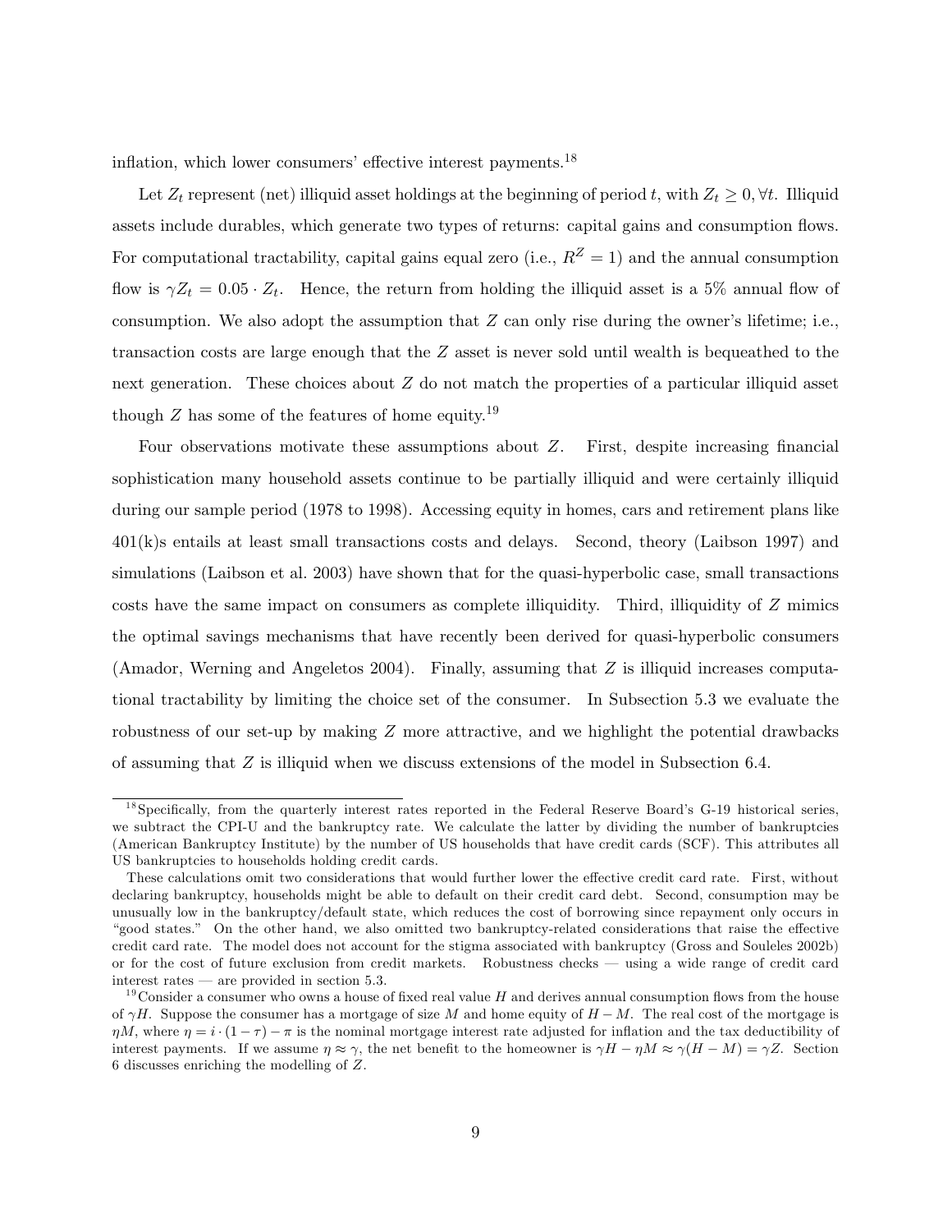inflation, which lower consumers' effective interest payments.[18]

Let $Z_t$ represent (net) illiquid asset holdings at the beginning of period $t$, with $Z_t \geq 0, \forall t$. Illiquid assets include durables, which generate two types of returns: capital gains and consumption flows. For computational tractability, capital gains equal zero (i.e., $R^Z = 1$) and the annual consumption flow is $\gamma Z_t = 0.05 \cdot Z_t$. Hence, the return from holding the illiquid asset is a 5% annual flow of consumption. We also adopt the assumption that $Z$ can only rise during the owner's lifetime; i.e., transaction costs are large enough that the $Z$ asset is never sold until wealth is bequeathed to the next generation. These choices about $Z$ do not match the properties of a particular illiquid asset though $Z$ has some of the features of home equity.[19]

Four observations motivate these assumptions about $Z$. First, despite increasing financial sophistication many household assets continue to be partially illiquid and were certainly illiquid during our sample period (1978 to 1998). Accessing equity in homes, cars and retirement plans like 401(k)s entails at least small transactions costs and delays. Second, theory (Laibson 1997) and simulations (Laibson et al. 2003) have shown that for the quasi-hyperbolic case, small transactions costs have the same impact on consumers as complete illiquidity. Third, illiquidity of $Z$ mimics the optimal savings mechanisms that have recently been derived for quasi-hyperbolic consumers (Amador, Werning and Angeletos 2004). Finally, assuming that $Z$ is illiquid increases computational tractability by limiting the choice set of the consumer. In Subsection 5.3 we evaluate the robustness of our set-up by making $Z$ more attractive, and we highlight the potential drawbacks of assuming that $Z$ is illiquid when we discuss extensions of the model in Subsection 6.4.

---

[18] Specifically, from the quarterly interest rates reported in the Federal Reserve Board's G-19 historical series, we subtract the CPI-U and the bankruptcy rate. We calculate the latter by dividing the number of bankruptcies (American Bankruptcy Institute) by the number of US households that have credit cards (SCF). This attributes all US bankruptcies to households holding credit cards.

These calculations omit two considerations that would further lower the effective credit card rate. First, without declaring bankruptcy, households might be able to default on their credit card debt. Second, consumption may be unusually low in the bankruptcy/default state, which reduces the cost of borrowing since repayment only occurs in "good states." On the other hand, we also omitted two bankruptcy-related considerations that raise the effective credit card rate. The model does not account for the stigma associated with bankruptcy (Gross and Souleles 2002b) or for the cost of future exclusion from credit markets. Robustness checks — using a wide range of credit card interest rates — are provided in section 5.3.

[19] Consider a consumer who owns a house of fixed real value $H$ and derives annual consumption flows from the house of $\gamma H$. Suppose the consumer has a mortgage of size $M$ and home equity of $H - M$. The real cost of the mortgage is $\eta M$, where $\eta = i \cdot (1 - \tau) - \pi$ is the nominal mortgage interest rate adjusted for inflation and the tax deductibility of interest payments. If we assume $\eta \approx \gamma$, the net benefit to the homeowner is $\gamma H - \eta M \approx \gamma(H - M) = \gamma Z$. Section 6 discusses enriching the modelling of $Z$.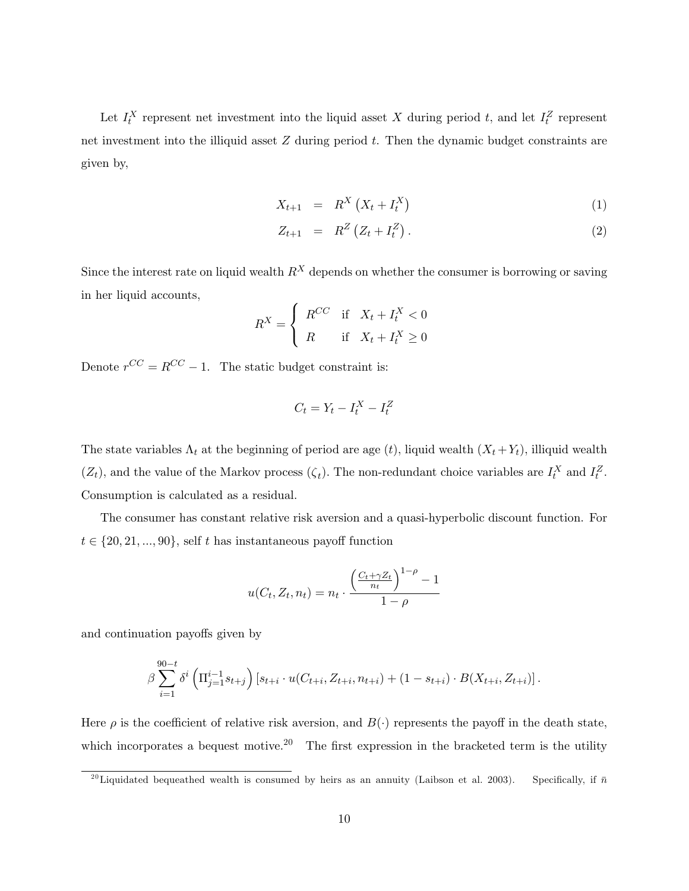Let $I_t^X$ represent net investment into the liquid asset $X$ during period $t$, and let $I_t^Z$ represent net investment into the illiquid asset $Z$ during period $t$. Then the dynamic budget constraints are given by,

$$
\begin{aligned}
X_{t+1} &= R^X \left( X_t + I_t^X \right) && (1) \\
Z_{t+1} &= R^Z \left( Z_t + I_t^Z \right). && (2)
\end{aligned}
$$

Since the interest rate on liquid wealth $R^X$ depends on whether the consumer is borrowing or saving in her liquid accounts,

$$
R^X = \begin{cases} R^{CC} & \text{if} \quad X_t + I_t^X < 0 \\ R & \text{if} \quad X_t + I_t^X \geq 0 \end{cases}
$$

Denote $r^{CC} = R^{CC} - 1$. The static budget constraint is:

$$
C_t = Y_t - I_t^X - I_t^Z
$$

The state variables $\Lambda_t$ at the beginning of period are age ($t$), liquid wealth ($X_t + Y_t$), illiquid wealth ($Z_t$), and the value of the Markov process ($\zeta_t$). The non-redundant choice variables are $I_t^X$ and $I_t^Z$. Consumption is calculated as a residual.

The consumer has constant relative risk aversion and a quasi-hyperbolic discount function. For $t \in \{20, 21, ..., 90\}$, self $t$ has instantaneous payoff function

$$
u(C_t, Z_t, n_t) = n_t \cdot \frac{\left( \frac{C_t + \gamma Z_t}{n_t} \right)^{1-\rho} - 1}{1 - \rho}
$$

and continuation payoffs given by

$$
\beta \sum_{i=1}^{90-t} \delta^i \left( \Pi_{j=1}^{i-1} s_{t+j} \right) \left[ s_{t+i} \cdot u(C_{t+i}, Z_{t+i}, n_{t+i}) + (1 - s_{t+i}) \cdot B(X_{t+i}, Z_{t+i}) \right].
$$

Here $\rho$ is the coefficient of relative risk aversion, and $B(\cdot)$ represents the payoff in the death state, which incorporates a bequest motive.[20] The first expression in the bracketed term is the utility

[20] Liquidated bequeathed wealth is consumed by heirs as an annuity (Laibson et al. 2003). Specifically, if $\bar{n}$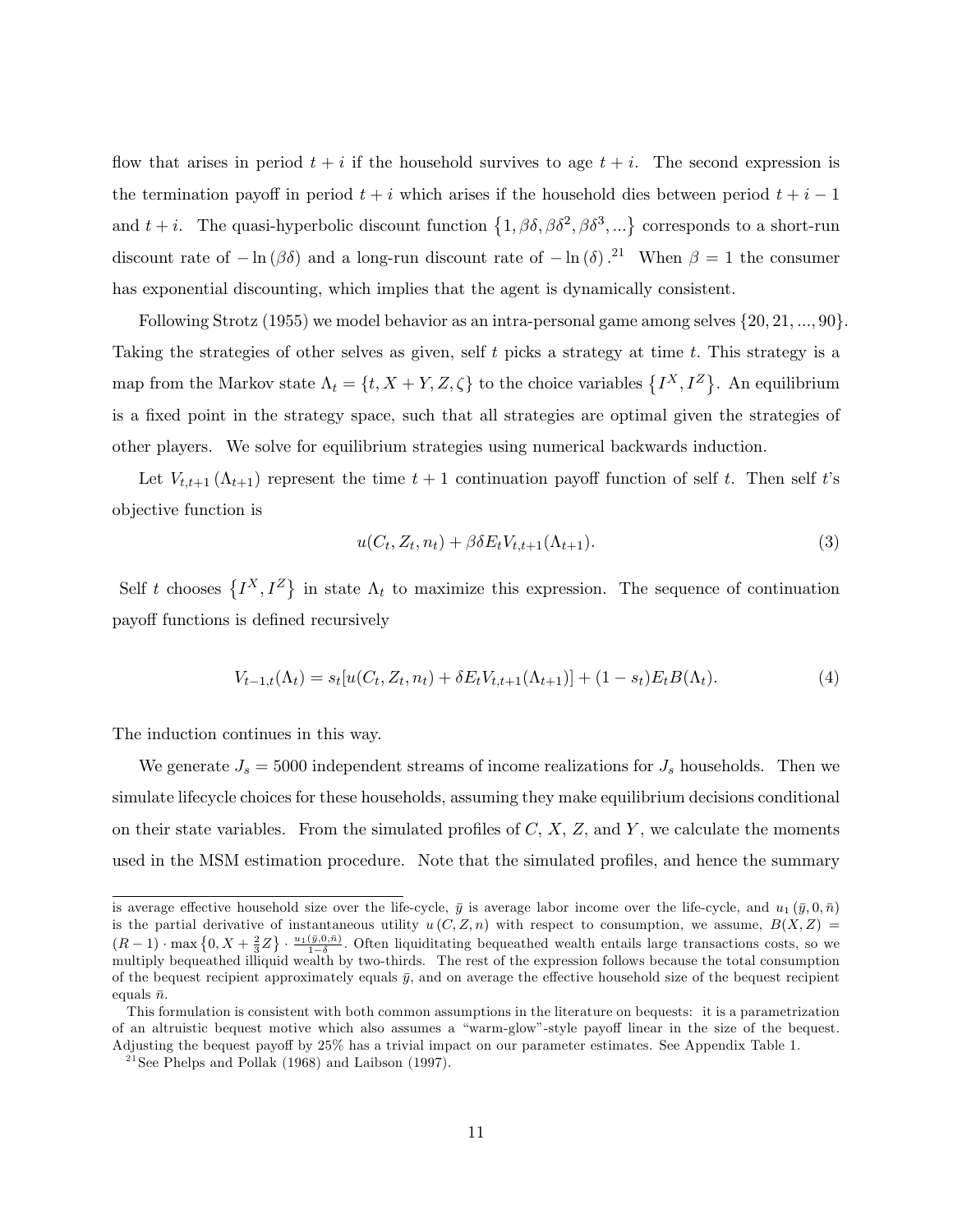flow that arises in period $t+i$ if the household survives to age $t+i$. The second expression is the termination payoff in period $t+i$ which arises if the household dies between period $t+i-1$ and $t+i$. The quasi-hyperbolic discount function $\{1, \beta\delta, \beta\delta^2, \beta\delta^3, ...\}$ corresponds to a short-run discount rate of $-\ln(\beta\delta)$ and a long-run discount rate of $-\ln(\delta)$.[21] When $\beta = 1$ the consumer has exponential discounting, which implies that the agent is dynamically consistent.

Following Strotz (1955) we model behavior as an intra-personal game among selves $\{20, 21, ..., 90\}$. Taking the strategies of other selves as given, self $t$ picks a strategy at time $t$. This strategy is a map from the Markov state $\Lambda_t = \{t, X+Y, Z, \zeta\}$ to the choice variables $\{I^X, I^Z\}$. An equilibrium is a fixed point in the strategy space, such that all strategies are optimal given the strategies of other players. We solve for equilibrium strategies using numerical backwards induction.

Let $V_{t,t+1}(\Lambda_{t+1})$ represent the time $t+1$ continuation payoff function of self $t$. Then self $t$'s objective function is

$$u(C_t, Z_t, n_t) + \beta\delta E_t V_{t,t+1}(\Lambda_{t+1}). \tag{3}$$

Self $t$ chooses $\{I^X, I^Z\}$ in state $\Lambda_t$ to maximize this expression. The sequence of continuation payoff functions is defined recursively

$$V_{t-1,t}(\Lambda_t) = s_t[u(C_t, Z_t, n_t) + \delta E_t V_{t,t+1}(\Lambda_{t+1})] + (1-s_t)E_t B(\Lambda_t). \tag{4}$$

The induction continues in this way.

We generate $J_s = 5000$ independent streams of income realizations for $J_s$ households. Then we simulate lifecycle choices for these households, assuming they make equilibrium decisions conditional on their state variables. From the simulated profiles of $C$, $X$, $Z$, and $Y$, we calculate the moments used in the MSM estimation procedure. Note that the simulated profiles, and hence the summary

---

is average effective household size over the life-cycle, $\bar{y}$ is average labor income over the life-cycle, and $u_1(\bar{y}, 0, \bar{n})$ is the partial derivative of instantaneous utility $u(C, Z, n)$ with respect to consumption, we assume, $B(X, Z) = (R-1) \cdot \max\{0, X + \frac{2}{3}Z\} \cdot \frac{u_1(\bar{y},0,\bar{n})}{1-\delta}$. Often liquiditating bequeathed wealth entails large transactions costs, so we multiply bequeathed illiquid wealth by two-thirds. The rest of the expression follows because the total consumption of the bequest recipient approximately equals $\bar{y}$, and on average the effective household size of the bequest recipient equals $\bar{n}$.

This formulation is consistent with both common assumptions in the literature on bequests: it is a parametrization of an altruistic bequest motive which also assumes a "warm-glow"-style payoff linear in the size of the bequest. Adjusting the bequest payoff by 25% has a trivial impact on our parameter estimates. See Appendix Table 1.

[21] See Phelps and Pollak (1968) and Laibson (1997).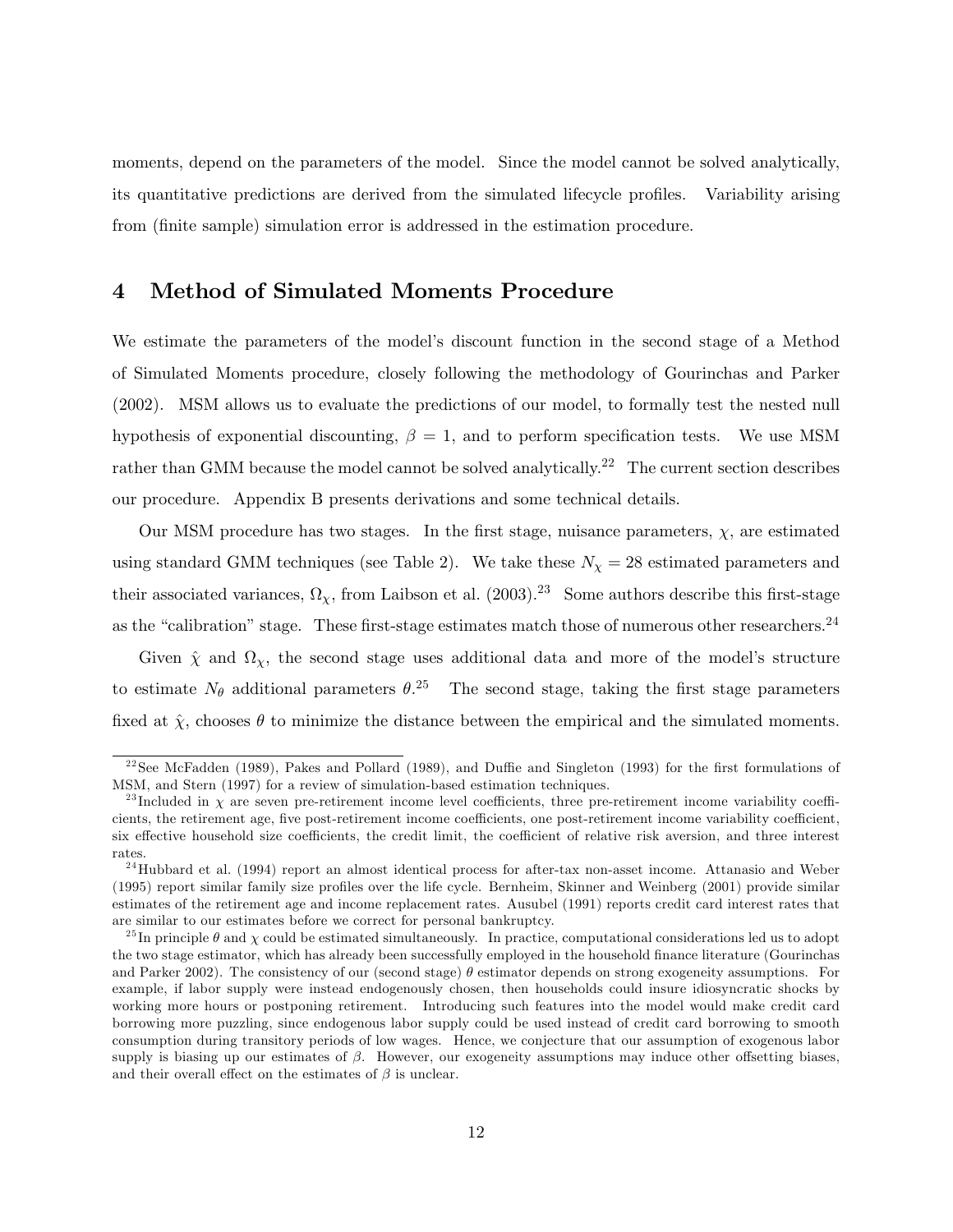moments, depend on the parameters of the model. Since the model cannot be solved analytically, its quantitative predictions are derived from the simulated lifecycle profiles. Variability arising from (finite sample) simulation error is addressed in the estimation procedure.

# 4 Method of Simulated Moments Procedure

We estimate the parameters of the model's discount function in the second stage of a Method of Simulated Moments procedure, closely following the methodology of Gourinchas and Parker (2002). MSM allows us to evaluate the predictions of our model, to formally test the nested null hypothesis of exponential discounting, $\beta = 1$, and to perform specification tests. We use MSM rather than GMM because the model cannot be solved analytically.[22] The current section describes our procedure. Appendix B presents derivations and some technical details.

Our MSM procedure has two stages. In the first stage, nuisance parameters, $\chi$, are estimated using standard GMM techniques (see Table 2). We take these $N_\chi = 28$ estimated parameters and their associated variances, $\Omega_\chi$, from Laibson et al. (2003).[23] Some authors describe this first-stage as the "calibration" stage. These first-stage estimates match those of numerous other researchers.[24]

Given $\hat{\chi}$ and $\Omega_\chi$, the second stage uses additional data and more of the model's structure to estimate $N_\theta$ additional parameters $\theta$.[25] The second stage, taking the first stage parameters fixed at $\hat{\chi}$, chooses $\theta$ to minimize the distance between the empirical and the simulated moments.

---

[22] See McFadden (1989), Pakes and Pollard (1989), and Duffie and Singleton (1993) for the first formulations of MSM, and Stern (1997) for a review of simulation-based estimation techniques.

[23] Included in $\chi$ are seven pre-retirement income level coefficients, three pre-retirement income variability coefficients, the retirement age, five post-retirement income coefficients, one post-retirement income variability coefficient, six effective household size coefficients, the credit limit, the coefficient of relative risk aversion, and three interest rates.

[24] Hubbard et al. (1994) report an almost identical process for after-tax non-asset income. Attanasio and Weber (1995) report similar family size profiles over the life cycle. Bernheim, Skinner and Weinberg (2001) provide similar estimates of the retirement age and income replacement rates. Ausubel (1991) reports credit card interest rates that are similar to our estimates before we correct for personal bankruptcy.

[25] In principle $\theta$ and $\chi$ could be estimated simultaneously. In practice, computational considerations led us to adopt the two stage estimator, which has already been successfully employed in the household finance literature (Gourinchas and Parker 2002). The consistency of our (second stage) $\theta$ estimator depends on strong exogeneity assumptions. For example, if labor supply were instead endogenously chosen, then households could insure idiosyncratic shocks by working more hours or postponing retirement. Introducing such features into the model would make credit card borrowing more puzzling, since endogenous labor supply could be used instead of credit card borrowing to smooth consumption during transitory periods of low wages. Hence, we conjecture that our assumption of exogenous labor supply is biasing up our estimates of $\beta$. However, our exogeneity assumptions may induce other offsetting biases, and their overall effect on the estimates of $\beta$ is unclear.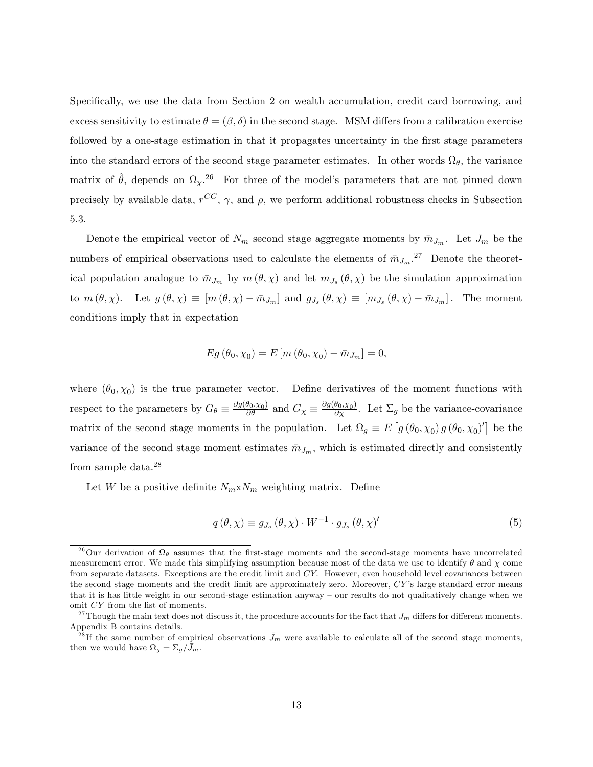Specifically, we use the data from Section 2 on wealth accumulation, credit card borrowing, and excess sensitivity to estimate $\theta = (\beta, \delta)$ in the second stage. MSM differs from a calibration exercise followed by a one-stage estimation in that it propagates uncertainty in the first stage parameters into the standard errors of the second stage parameter estimates. In other words $\Omega_\theta$, the variance matrix of $\hat{\theta}$, depends on $\Omega_\chi$.[26] For three of the model's parameters that are not pinned down precisely by available data, $r^{CC}$, $\gamma$, and $\rho$, we perform additional robustness checks in Subsection 5.3.

Denote the empirical vector of $N_m$ second stage aggregate moments by $\bar{m}_{J_m}$. Let $J_m$ be the numbers of empirical observations used to calculate the elements of $\bar{m}_{J_m}$.[27] Denote the theoretical population analogue to $\bar{m}_{J_m}$ by $m(\theta, \chi)$ and let $m_{J_s}(\theta, \chi)$ be the simulation approximation to $m(\theta, \chi)$. Let $g(\theta, \chi) \equiv [m(\theta, \chi) - \bar{m}_{J_m}]$ and $g_{J_s}(\theta, \chi) \equiv [m_{J_s}(\theta, \chi) - \bar{m}_{J_m}]$. The moment conditions imply that in expectation

$$Eg(\theta_0, \chi_0) = E[m(\theta_0, \chi_0) - \bar{m}_{J_m}] = 0,$$

where $(\theta_0, \chi_0)$ is the true parameter vector. Define derivatives of the moment functions with respect to the parameters by $G_\theta \equiv \frac{\partial g(\theta_0, \chi_0)}{\partial \theta}$ and $G_\chi \equiv \frac{\partial g(\theta_0, \chi_0)}{\partial \chi}$. Let $\Sigma_g$ be the variance-covariance matrix of the second stage moments in the population. Let $\Omega_g \equiv E\left[g(\theta_0, \chi_0) g(\theta_0, \chi_0)'\right]$ be the variance of the second stage moment estimates $\bar{m}_{J_m}$, which is estimated directly and consistently from sample data.[28]

Let $W$ be a positive definite $N_m$x$N_m$ weighting matrix. Define

$$q(\theta, \chi) \equiv g_{J_s}(\theta, \chi) \cdot W^{-1} \cdot g_{J_s}(\theta, \chi)' \tag{5}$$

[26] Our derivation of $\Omega_\theta$ assumes that the first-stage moments and the second-stage moments have uncorrelated measurement error. We made this simplifying assumption because most of the data we use to identify $\theta$ and $\chi$ come from separate datasets. Exceptions are the credit limit and $CY$. However, even household level covariances between the second stage moments and the credit limit are approximately zero. Moreover, $CY$'s large standard error means that it is has little weight in our second-stage estimation anyway – our results do not qualitatively change when we omit $CY$ from the list of moments.

[27] Though the main text does not discuss it, the procedure accounts for the fact that $J_m$ differs for different moments. Appendix B contains details.

[28] If the same number of empirical observations $\bar{J}_m$ were available to calculate all of the second stage moments, then we would have $\Omega_g = \Sigma_g / \bar{J}_m$.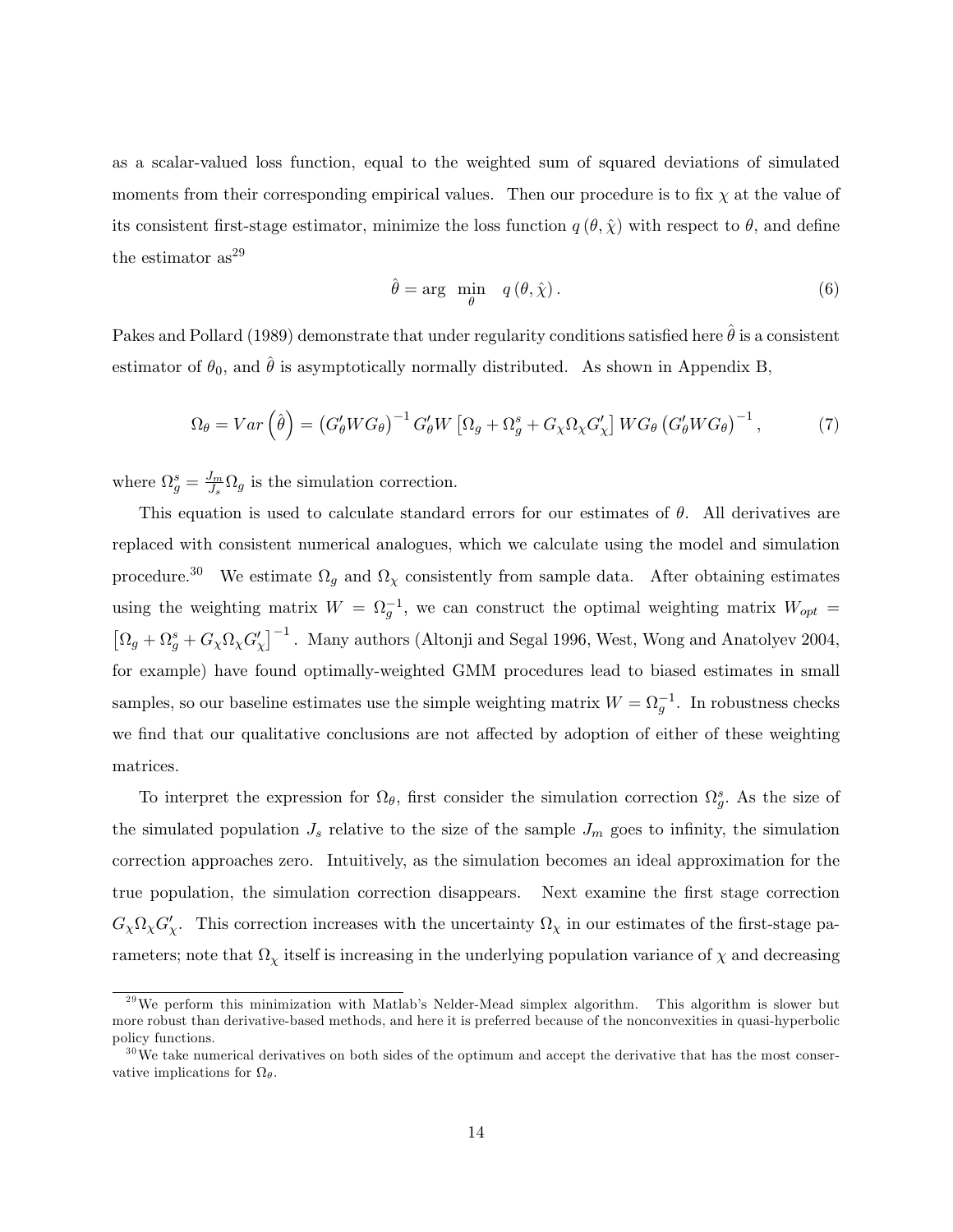as a scalar-valued loss function, equal to the weighted sum of squared deviations of simulated moments from their corresponding empirical values. Then our procedure is to fix $\chi$ at the value of its consistent first-stage estimator, minimize the loss function $q(\theta, \hat{\chi})$ with respect to $\theta$, and define the estimator as[29]

$$\hat{\theta} = \arg \min_{\theta} \quad q(\theta, \hat{\chi}). \tag{6}$$

Pakes and Pollard (1989) demonstrate that under regularity conditions satisfied here $\hat{\theta}$ is a consistent estimator of $\theta_0$, and $\hat{\theta}$ is asymptotically normally distributed. As shown in Appendix B,

$$\Omega_\theta = Var\left(\hat{\theta}\right) = \left(G_\theta' W G_\theta\right)^{-1} G_\theta' W \left[\Omega_g + \Omega_g^s + G_\chi \Omega_\chi G_\chi'\right] W G_\theta \left(G_\theta' W G_\theta\right)^{-1}, \tag{7}$$

where $\Omega_g^s = \frac{J_m}{J_s}\Omega_g$ is the simulation correction.

This equation is used to calculate standard errors for our estimates of $\theta$. All derivatives are replaced with consistent numerical analogues, which we calculate using the model and simulation procedure.[30] We estimate $\Omega_g$ and $\Omega_\chi$ consistently from sample data. After obtaining estimates using the weighting matrix $W = \Omega_g^{-1}$, we can construct the optimal weighting matrix $W_{opt} = \left[\Omega_g + \Omega_g^s + G_\chi \Omega_\chi G_\chi'\right]^{-1}$. Many authors (Altonji and Segal 1996, West, Wong and Anatolyev 2004, for example) have found optimally-weighted GMM procedures lead to biased estimates in small samples, so our baseline estimates use the simple weighting matrix $W = \Omega_g^{-1}$. In robustness checks we find that our qualitative conclusions are not affected by adoption of either of these weighting matrices.

To interpret the expression for $\Omega_\theta$, first consider the simulation correction $\Omega_g^s$. As the size of the simulated population $J_s$ relative to the size of the sample $J_m$ goes to infinity, the simulation correction approaches zero. Intuitively, as the simulation becomes an ideal approximation for the true population, the simulation correction disappears. Next examine the first stage correction $G_\chi \Omega_\chi G_\chi'$. This correction increases with the uncertainty $\Omega_\chi$ in our estimates of the first-stage parameters; note that $\Omega_\chi$ itself is increasing in the underlying population variance of $\chi$ and decreasing

---

[29] We perform this minimization with Matlab's Nelder-Mead simplex algorithm. This algorithm is slower but more robust than derivative-based methods, and here it is preferred because of the nonconvexities in quasi-hyperbolic policy functions.

[30] We take numerical derivatives on both sides of the optimum and accept the derivative that has the most conservative implications for $\Omega_\theta$.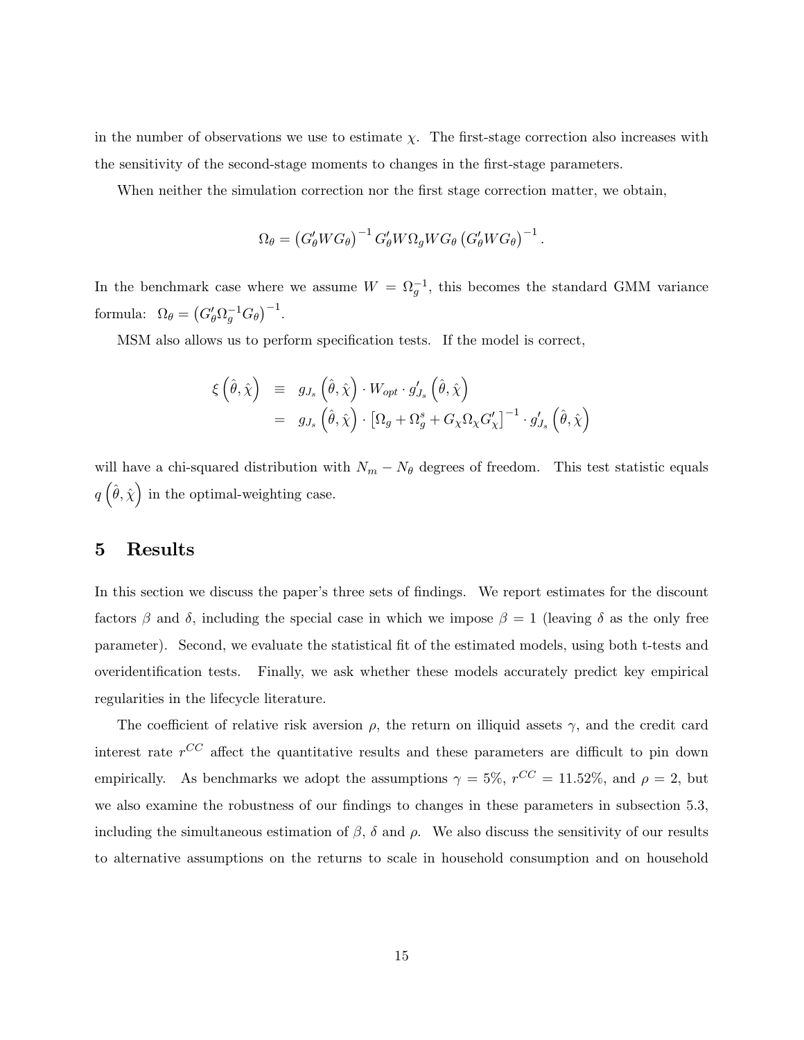in the number of observations we use to estimate $\chi$. The first-stage correction also increases with the sensitivity of the second-stage moments to changes in the first-stage parameters.

When neither the simulation correction nor the first stage correction matter, we obtain,

$$\Omega_\theta = \left(G_\theta' W G_\theta\right)^{-1} G_\theta' W \Omega_g W G_\theta \left(G_\theta' W G_\theta\right)^{-1}.$$

In the benchmark case where we assume $W = \Omega_g^{-1}$, this becomes the standard GMM variance formula: $\Omega_\theta = \left(G_\theta' \Omega_g^{-1} G_\theta\right)^{-1}$.

MSM also allows us to perform specification tests. If the model is correct,

$$\begin{aligned} \xi\left(\hat{\theta}, \hat{\chi}\right) &\equiv g_{J_s}\left(\hat{\theta}, \hat{\chi}\right) \cdot W_{opt} \cdot g_{J_s}'\left(\hat{\theta}, \hat{\chi}\right) \\ &= g_{J_s}\left(\hat{\theta}, \hat{\chi}\right) \cdot \left[\Omega_g + \Omega_g^s + G_\chi \Omega_\chi G_\chi'\right]^{-1} \cdot g_{J_s}'\left(\hat{\theta}, \hat{\chi}\right) \end{aligned}$$

will have a chi-squared distribution with $N_m - N_\theta$ degrees of freedom. This test statistic equals $q\left(\hat{\theta}, \hat{\chi}\right)$ in the optimal-weighting case.

# 5 Results

In this section we discuss the paper's three sets of findings. We report estimates for the discount factors $\beta$ and $\delta$, including the special case in which we impose $\beta = 1$ (leaving $\delta$ as the only free parameter). Second, we evaluate the statistical fit of the estimated models, using both t-tests and overidentification tests. Finally, we ask whether these models accurately predict key empirical regularities in the lifecycle literature.

The coefficient of relative risk aversion $\rho$, the return on illiquid assets $\gamma$, and the credit card interest rate $r^{CC}$ affect the quantitative results and these parameters are difficult to pin down empirically. As benchmarks we adopt the assumptions $\gamma = 5\%$, $r^{CC} = 11.52\%$, and $\rho = 2$, but we also examine the robustness of our findings to changes in these parameters in subsection 5.3, including the simultaneous estimation of $\beta$, $\delta$ and $\rho$. We also discuss the sensitivity of our results to alternative assumptions on the returns to scale in household consumption and on household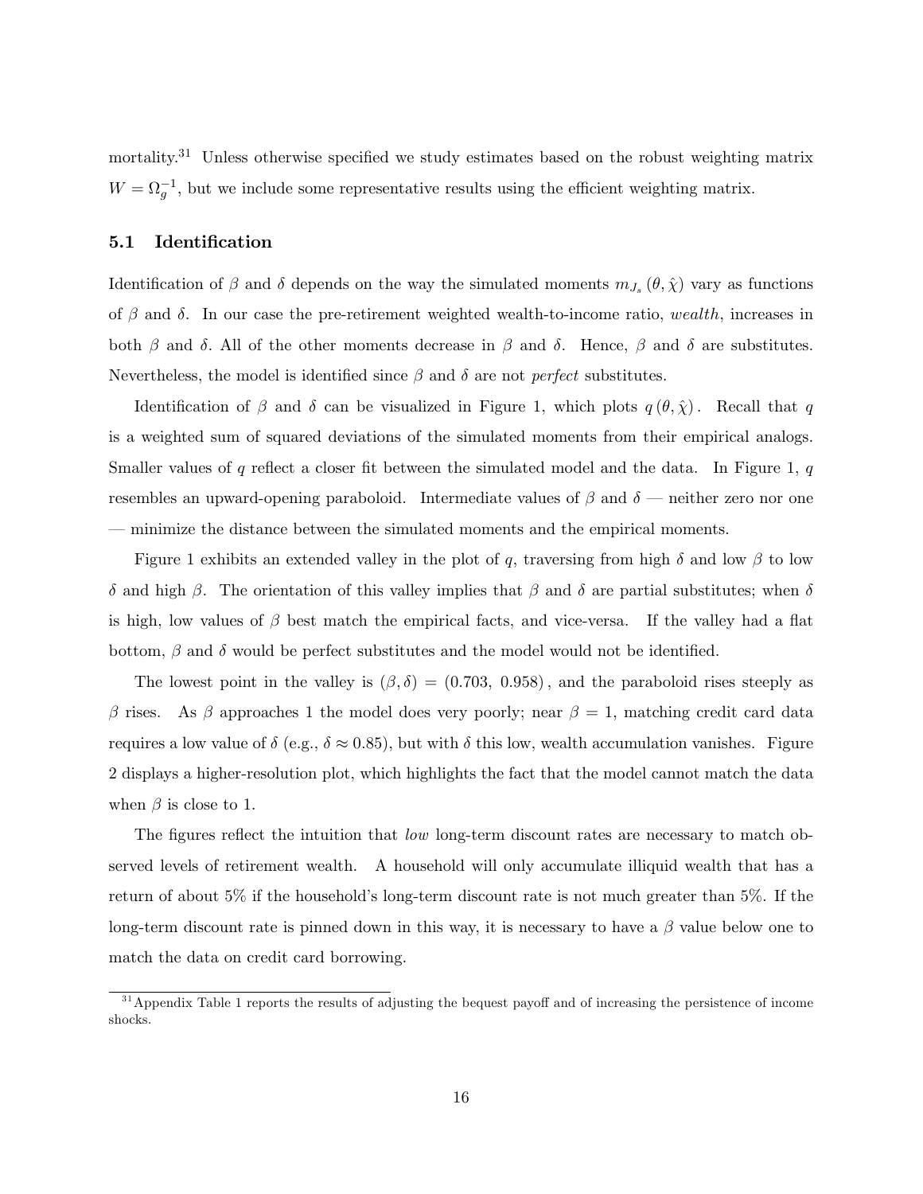mortality.[31] Unless otherwise specified we study estimates based on the robust weighting matrix $W = \Omega_g^{-1}$, but we include some representative results using the efficient weighting matrix.

### 5.1 Identification

Identification of $\beta$ and $\delta$ depends on the way the simulated moments $m_{J_s}(\theta, \hat{\chi})$ vary as functions of $\beta$ and $\delta$. In our case the pre-retirement weighted wealth-to-income ratio, *wealth*, increases in both $\beta$ and $\delta$. All of the other moments decrease in $\beta$ and $\delta$. Hence, $\beta$ and $\delta$ are substitutes. Nevertheless, the model is identified since $\beta$ and $\delta$ are not *perfect* substitutes.

Identification of $\beta$ and $\delta$ can be visualized in Figure 1, which plots $q(\theta, \hat{\chi})$. Recall that $q$ is a weighted sum of squared deviations of the simulated moments from their empirical analogs. Smaller values of $q$ reflect a closer fit between the simulated model and the data. In Figure 1, $q$ resembles an upward-opening paraboloid. Intermediate values of $\beta$ and $\delta$ — neither zero nor one — minimize the distance between the simulated moments and the empirical moments.

Figure 1 exhibits an extended valley in the plot of $q$, traversing from high $\delta$ and low $\beta$ to low $\delta$ and high $\beta$. The orientation of this valley implies that $\beta$ and $\delta$ are partial substitutes; when $\delta$ is high, low values of $\beta$ best match the empirical facts, and vice-versa. If the valley had a flat bottom, $\beta$ and $\delta$ would be perfect substitutes and the model would not be identified.

The lowest point in the valley is $(\beta, \delta) = (0.703,\ 0.958)$, and the paraboloid rises steeply as $\beta$ rises. As $\beta$ approaches 1 the model does very poorly; near $\beta = 1$, matching credit card data requires a low value of $\delta$ (e.g., $\delta \approx 0.85$), but with $\delta$ this low, wealth accumulation vanishes. Figure 2 displays a higher-resolution plot, which highlights the fact that the model cannot match the data when $\beta$ is close to 1.

The figures reflect the intuition that *low* long-term discount rates are necessary to match observed levels of retirement wealth. A household will only accumulate illiquid wealth that has a return of about 5% if the household's long-term discount rate is not much greater than 5%. If the long-term discount rate is pinned down in this way, it is necessary to have a $\beta$ value below one to match the data on credit card borrowing.

[31] Appendix Table 1 reports the results of adjusting the bequest payoff and of increasing the persistence of income shocks.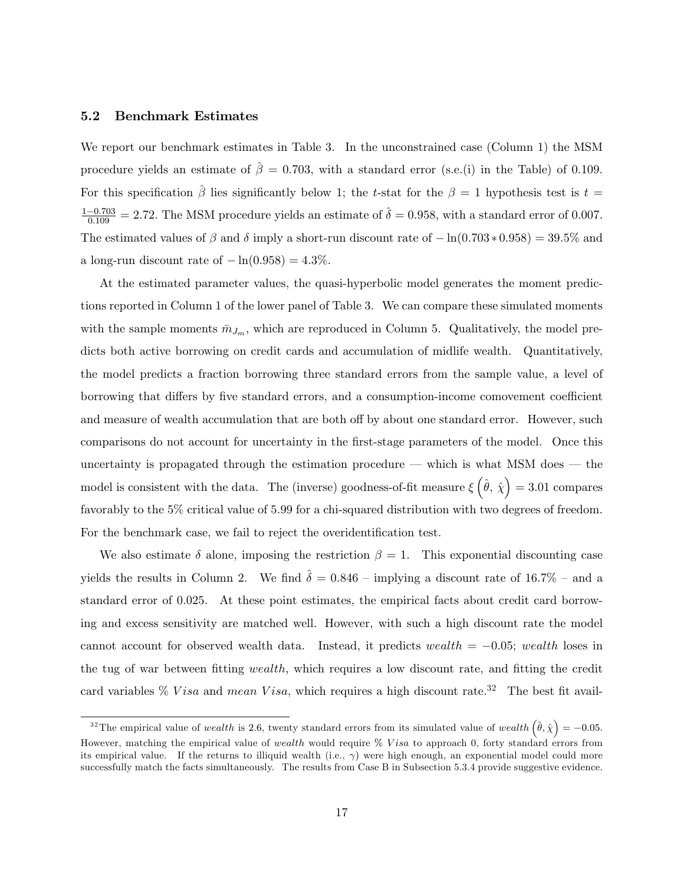### 5.2 Benchmark Estimates

We report our benchmark estimates in Table 3. In the unconstrained case (Column 1) the MSM procedure yields an estimate of $\hat{\beta} = 0.703$, with a standard error (s.e.(i) in the Table) of 0.109. For this specification $\hat{\beta}$ lies significantly below 1; the $t$-stat for the $\beta = 1$ hypothesis test is $t = \frac{1-0.703}{0.109} = 2.72$. The MSM procedure yields an estimate of $\hat{\delta} = 0.958$, with a standard error of 0.007. The estimated values of $\beta$ and $\delta$ imply a short-run discount rate of $-\ln(0.703 * 0.958) = 39.5\%$ and a long-run discount rate of $-\ln(0.958) = 4.3\%$.

At the estimated parameter values, the quasi-hyperbolic model generates the moment predictions reported in Column 1 of the lower panel of Table 3. We can compare these simulated moments with the sample moments $\bar{m}_{J_m}$, which are reproduced in Column 5. Qualitatively, the model predicts both active borrowing on credit cards and accumulation of midlife wealth. Quantitatively, the model predicts a fraction borrowing three standard errors from the sample value, a level of borrowing that differs by five standard errors, and a consumption-income comovement coefficient and measure of wealth accumulation that are both off by about one standard error. However, such comparisons do not account for uncertainty in the first-stage parameters of the model. Once this uncertainty is propagated through the estimation procedure — which is what MSM does — the model is consistent with the data. The (inverse) goodness-of-fit measure $\xi\left(\hat{\theta},\, \hat{\chi}\right) = 3.01$ compares favorably to the 5% critical value of 5.99 for a chi-squared distribution with two degrees of freedom. For the benchmark case, we fail to reject the overidentification test.

We also estimate $\delta$ alone, imposing the restriction $\beta = 1$. This exponential discounting case yields the results in Column 2. We find $\hat{\delta} = 0.846$ – implying a discount rate of 16.7% – and a standard error of 0.025. At these point estimates, the empirical facts about credit card borrowing and excess sensitivity are matched well. However, with such a high discount rate the model cannot account for observed wealth data. Instead, it predicts $wealth = -0.05$; $wealth$ loses in the tug of war between fitting $wealth$, which requires a low discount rate, and fitting the credit card variables % $Visa$ and $mean\ Visa$, which requires a high discount rate.[32] The best fit avail-

[32] The empirical value of $wealth$ is 2.6, twenty standard errors from its simulated value of $wealth\left(\hat{\theta}, \hat{\chi}\right) = -0.05$. However, matching the empirical value of $wealth$ would require % $Visa$ to approach 0, forty standard errors from its empirical value. If the returns to illiquid wealth (i.e., $\gamma$) were high enough, an exponential model could more successfully match the facts simultaneously. The results from Case B in Subsection 5.3.4 provide suggestive evidence.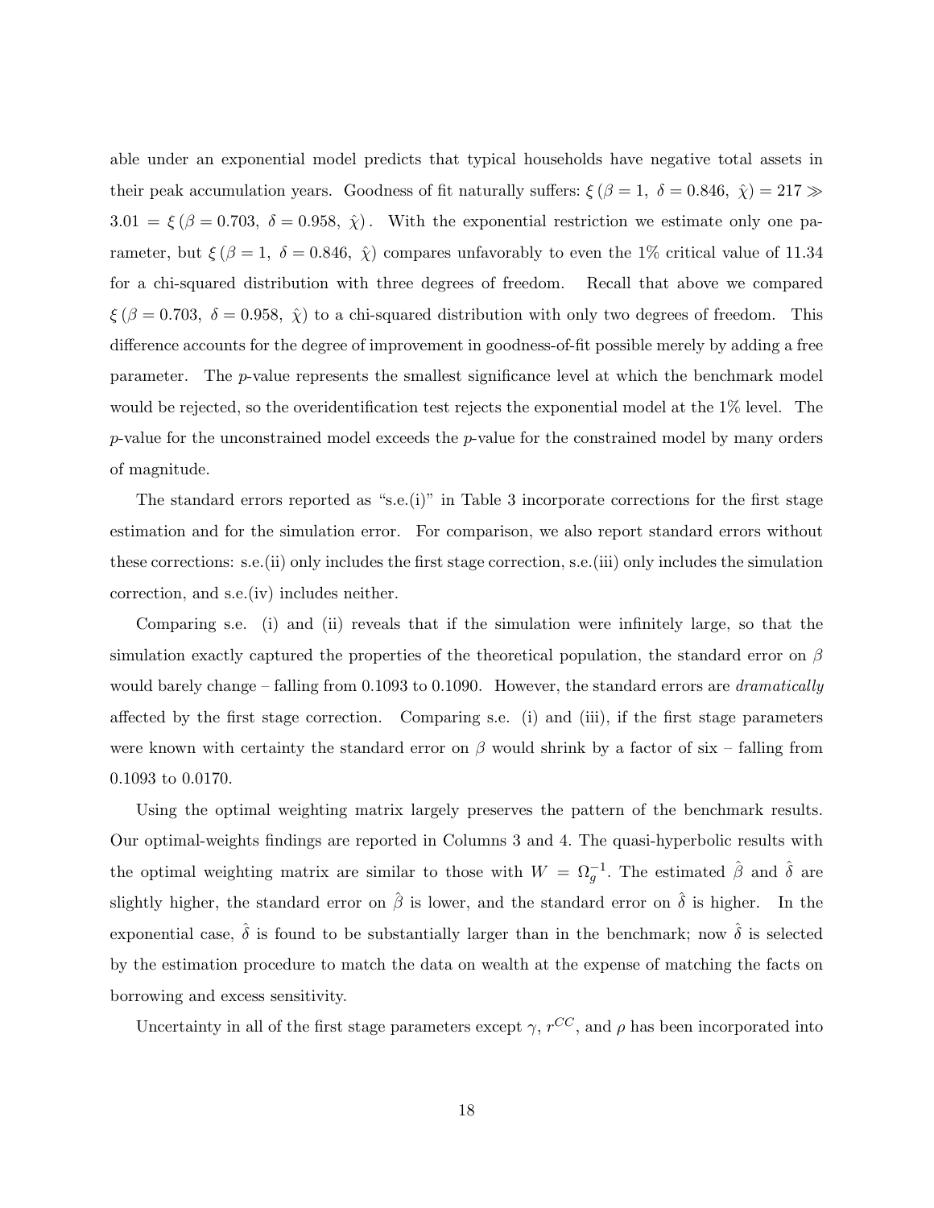able under an exponential model predicts that typical households have negative total assets in their peak accumulation years. Goodness of fit naturally suffers: $\xi\left(\beta = 1,\ \delta = 0.846,\ \hat{\chi}\right) = 217 \gg 3.01 = \xi\left(\beta = 0.703,\ \delta = 0.958,\ \hat{\chi}\right)$. With the exponential restriction we estimate only one parameter, but $\xi\left(\beta = 1,\ \delta = 0.846,\ \hat{\chi}\right)$ compares unfavorably to even the 1% critical value of 11.34 for a chi-squared distribution with three degrees of freedom. Recall that above we compared $\xi\left(\beta = 0.703,\ \delta = 0.958,\ \hat{\chi}\right)$ to a chi-squared distribution with only two degrees of freedom. This difference accounts for the degree of improvement in goodness-of-fit possible merely by adding a free parameter. The $p$-value represents the smallest significance level at which the benchmark model would be rejected, so the overidentification test rejects the exponential model at the 1% level. The $p$-value for the unconstrained model exceeds the $p$-value for the constrained model by many orders of magnitude.

The standard errors reported as "s.e.(i)" in Table 3 incorporate corrections for the first stage estimation and for the simulation error. For comparison, we also report standard errors without these corrections: s.e.(ii) only includes the first stage correction, s.e.(iii) only includes the simulation correction, and s.e.(iv) includes neither.

Comparing s.e. (i) and (ii) reveals that if the simulation were infinitely large, so that the simulation exactly captured the properties of the theoretical population, the standard error on $\beta$ would barely change – falling from 0.1093 to 0.1090. However, the standard errors are *dramatically* affected by the first stage correction. Comparing s.e. (i) and (iii), if the first stage parameters were known with certainty the standard error on $\beta$ would shrink by a factor of six – falling from 0.1093 to 0.0170.

Using the optimal weighting matrix largely preserves the pattern of the benchmark results. Our optimal-weights findings are reported in Columns 3 and 4. The quasi-hyperbolic results with the optimal weighting matrix are similar to those with $W = \Omega_g^{-1}$. The estimated $\hat{\beta}$ and $\hat{\delta}$ are slightly higher, the standard error on $\hat{\beta}$ is lower, and the standard error on $\hat{\delta}$ is higher. In the exponential case, $\hat{\delta}$ is found to be substantially larger than in the benchmark; now $\hat{\delta}$ is selected by the estimation procedure to match the data on wealth at the expense of matching the facts on borrowing and excess sensitivity.

Uncertainty in all of the first stage parameters except $\gamma$, $r^{CC}$, and $\rho$ has been incorporated into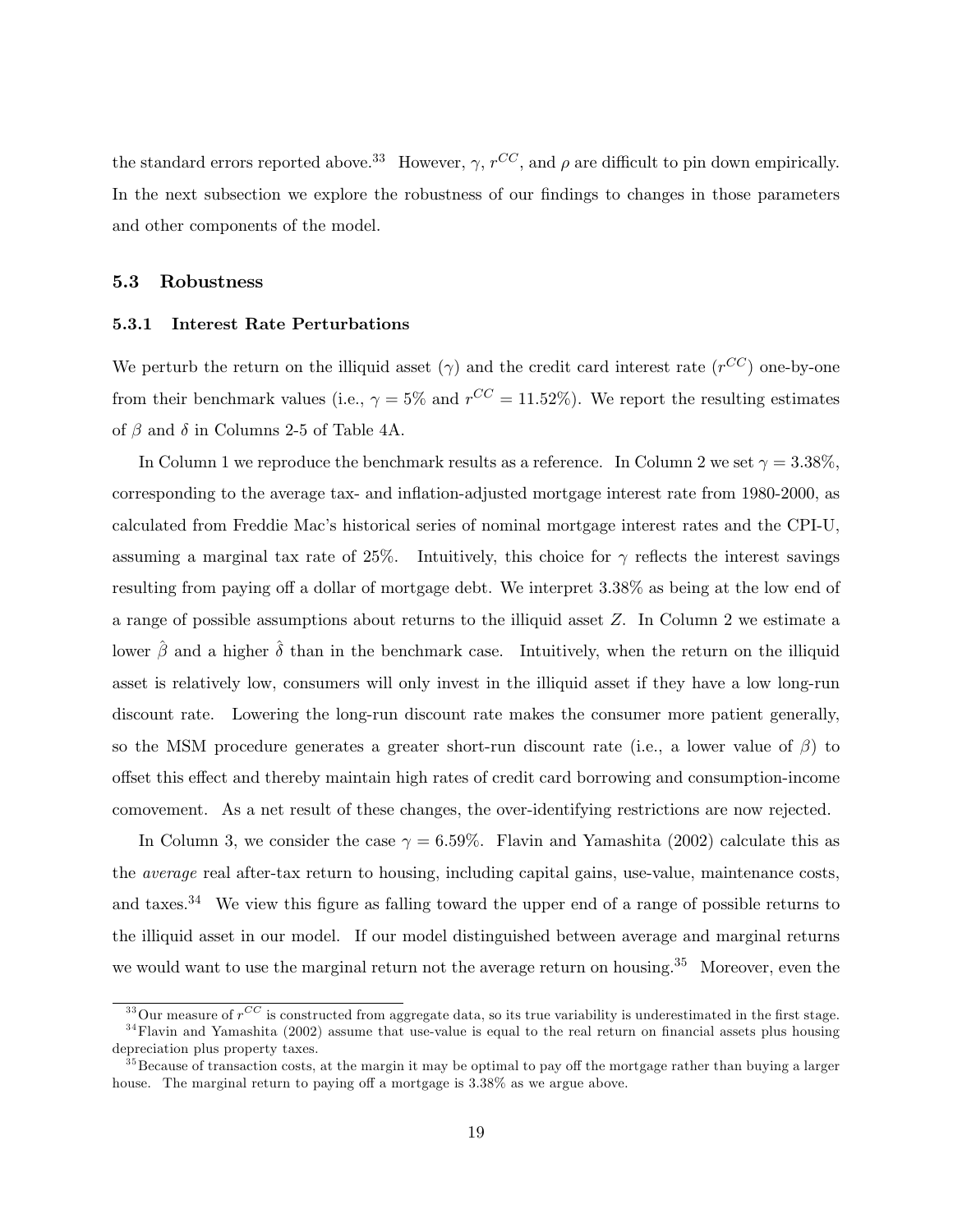the standard errors reported above.[33] However, $\gamma$, $r^{CC}$, and $\rho$ are difficult to pin down empirically. In the next subsection we explore the robustness of our findings to changes in those parameters and other components of the model.

## 5.3 Robustness

### 5.3.1 Interest Rate Perturbations

We perturb the return on the illiquid asset ($\gamma$) and the credit card interest rate ($r^{CC}$) one-by-one from their benchmark values (i.e., $\gamma = 5\%$ and $r^{CC} = 11.52\%$). We report the resulting estimates of $\beta$ and $\delta$ in Columns 2-5 of Table 4A.

In Column 1 we reproduce the benchmark results as a reference. In Column 2 we set $\gamma = 3.38\%$, corresponding to the average tax- and inflation-adjusted mortgage interest rate from 1980-2000, as calculated from Freddie Mac's historical series of nominal mortgage interest rates and the CPI-U, assuming a marginal tax rate of 25%. Intuitively, this choice for $\gamma$ reflects the interest savings resulting from paying off a dollar of mortgage debt. We interpret 3.38% as being at the low end of a range of possible assumptions about returns to the illiquid asset $Z$. In Column 2 we estimate a lower $\hat{\beta}$ and a higher $\hat{\delta}$ than in the benchmark case. Intuitively, when the return on the illiquid asset is relatively low, consumers will only invest in the illiquid asset if they have a low long-run discount rate. Lowering the long-run discount rate makes the consumer more patient generally, so the MSM procedure generates a greater short-run discount rate (i.e., a lower value of $\beta$) to offset this effect and thereby maintain high rates of credit card borrowing and consumption-income comovement. As a net result of these changes, the over-identifying restrictions are now rejected.

In Column 3, we consider the case $\gamma = 6.59\%$. Flavin and Yamashita (2002) calculate this as the *average* real after-tax return to housing, including capital gains, use-value, maintenance costs, and taxes.[34] We view this figure as falling toward the upper end of a range of possible returns to the illiquid asset in our model. If our model distinguished between average and marginal returns we would want to use the marginal return not the average return on housing.[35] Moreover, even the

[33] Our measure of $r^{CC}$ is constructed from aggregate data, so its true variability is underestimated in the first stage.

[34] Flavin and Yamashita (2002) assume that use-value is equal to the real return on financial assets plus housing depreciation plus property taxes.

[35] Because of transaction costs, at the margin it may be optimal to pay off the mortgage rather than buying a larger house. The marginal return to paying off a mortgage is 3.38% as we argue above.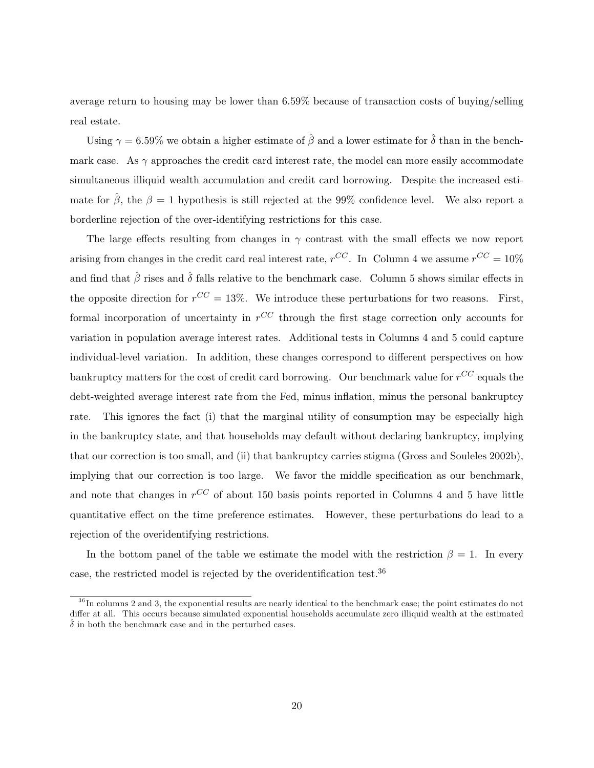average return to housing may be lower than 6.59% because of transaction costs of buying/selling real estate.

Using $\gamma = 6.59\%$ we obtain a higher estimate of $\hat{\beta}$ and a lower estimate for $\hat{\delta}$ than in the benchmark case. As $\gamma$ approaches the credit card interest rate, the model can more easily accommodate simultaneous illiquid wealth accumulation and credit card borrowing. Despite the increased estimate for $\hat{\beta}$, the $\beta = 1$ hypothesis is still rejected at the 99% confidence level. We also report a borderline rejection of the over-identifying restrictions for this case.

The large effects resulting from changes in $\gamma$ contrast with the small effects we now report arising from changes in the credit card real interest rate, $r^{CC}$. In Column 4 we assume $r^{CC} = 10\%$ and find that $\hat{\beta}$ rises and $\hat{\delta}$ falls relative to the benchmark case. Column 5 shows similar effects in the opposite direction for $r^{CC} = 13\%$. We introduce these perturbations for two reasons. First, formal incorporation of uncertainty in $r^{CC}$ through the first stage correction only accounts for variation in population average interest rates. Additional tests in Columns 4 and 5 could capture individual-level variation. In addition, these changes correspond to different perspectives on how bankruptcy matters for the cost of credit card borrowing. Our benchmark value for $r^{CC}$ equals the debt-weighted average interest rate from the Fed, minus inflation, minus the personal bankruptcy rate. This ignores the fact (i) that the marginal utility of consumption may be especially high in the bankruptcy state, and that households may default without declaring bankruptcy, implying that our correction is too small, and (ii) that bankruptcy carries stigma (Gross and Souleles 2002b), implying that our correction is too large. We favor the middle specification as our benchmark, and note that changes in $r^{CC}$ of about 150 basis points reported in Columns 4 and 5 have little quantitative effect on the time preference estimates. However, these perturbations do lead to a rejection of the overidentifying restrictions.

In the bottom panel of the table we estimate the model with the restriction $\beta = 1$. In every case, the restricted model is rejected by the overidentification test.[36]

[36] In columns 2 and 3, the exponential results are nearly identical to the benchmark case; the point estimates do not differ at all. This occurs because simulated exponential households accumulate zero illiquid wealth at the estimated $\hat{\delta}$ in both the benchmark case and in the perturbed cases.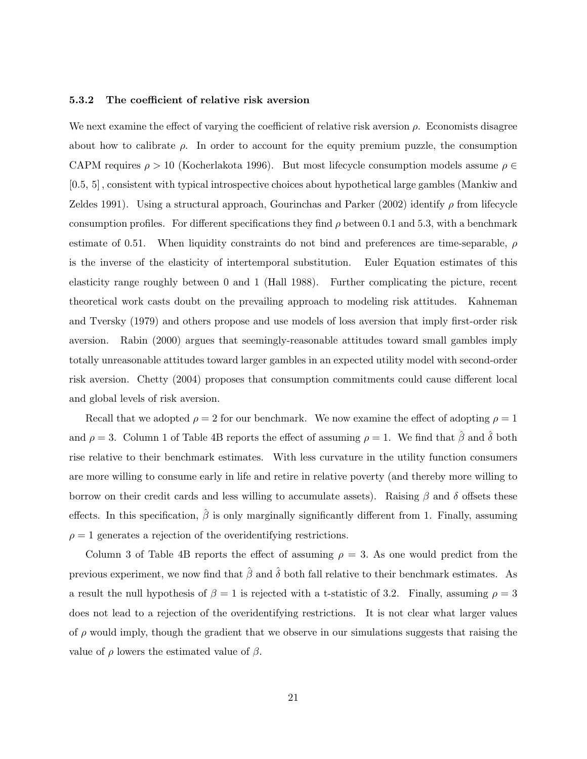### 5.3.2 The coefficient of relative risk aversion

We next examine the effect of varying the coefficient of relative risk aversion $\rho$. Economists disagree about how to calibrate $\rho$. In order to account for the equity premium puzzle, the consumption CAPM requires $\rho > 10$ (Kocherlakota 1996). But most lifecycle consumption models assume $\rho \in [0.5, 5]$, consistent with typical introspective choices about hypothetical large gambles (Mankiw and Zeldes 1991). Using a structural approach, Gourinchas and Parker (2002) identify $\rho$ from lifecycle consumption profiles. For different specifications they find $\rho$ between 0.1 and 5.3, with a benchmark estimate of 0.51. When liquidity constraints do not bind and preferences are time-separable, $\rho$ is the inverse of the elasticity of intertemporal substitution. Euler Equation estimates of this elasticity range roughly between 0 and 1 (Hall 1988). Further complicating the picture, recent theoretical work casts doubt on the prevailing approach to modeling risk attitudes. Kahneman and Tversky (1979) and others propose and use models of loss aversion that imply first-order risk aversion. Rabin (2000) argues that seemingly-reasonable attitudes toward small gambles imply totally unreasonable attitudes toward larger gambles in an expected utility model with second-order risk aversion. Chetty (2004) proposes that consumption commitments could cause different local and global levels of risk aversion.

Recall that we adopted $\rho = 2$ for our benchmark. We now examine the effect of adopting $\rho = 1$ and $\rho = 3$. Column 1 of Table 4B reports the effect of assuming $\rho = 1$. We find that $\hat{\beta}$ and $\hat{\delta}$ both rise relative to their benchmark estimates. With less curvature in the utility function consumers are more willing to consume early in life and retire in relative poverty (and thereby more willing to borrow on their credit cards and less willing to accumulate assets). Raising $\beta$ and $\delta$ offsets these effects. In this specification, $\hat{\beta}$ is only marginally significantly different from 1. Finally, assuming $\rho = 1$ generates a rejection of the overidentifying restrictions.

Column 3 of Table 4B reports the effect of assuming $\rho = 3$. As one would predict from the previous experiment, we now find that $\hat{\beta}$ and $\hat{\delta}$ both fall relative to their benchmark estimates. As a result the null hypothesis of $\beta = 1$ is rejected with a t-statistic of 3.2. Finally, assuming $\rho = 3$ does not lead to a rejection of the overidentifying restrictions. It is not clear what larger values of $\rho$ would imply, though the gradient that we observe in our simulations suggests that raising the value of $\rho$ lowers the estimated value of $\beta$.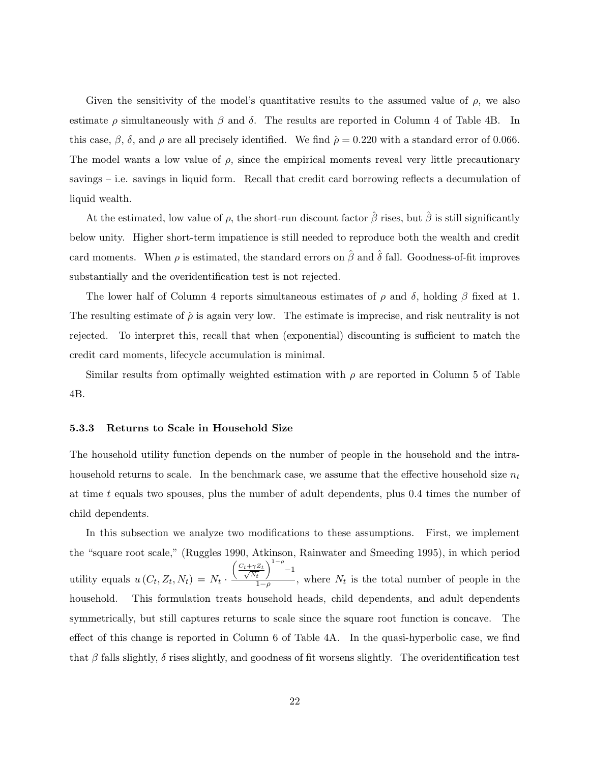Given the sensitivity of the model's quantitative results to the assumed value of $\rho$, we also estimate $\rho$ simultaneously with $\beta$ and $\delta$. The results are reported in Column 4 of Table 4B. In this case, $\beta$, $\delta$, and $\rho$ are all precisely identified. We find $\hat{\rho} = 0.220$ with a standard error of 0.066. The model wants a low value of $\rho$, since the empirical moments reveal very little precautionary savings – i.e. savings in liquid form. Recall that credit card borrowing reflects a decumulation of liquid wealth.

At the estimated, low value of $\rho$, the short-run discount factor $\hat{\beta}$ rises, but $\hat{\beta}$ is still significantly below unity. Higher short-term impatience is still needed to reproduce both the wealth and credit card moments. When $\rho$ is estimated, the standard errors on $\hat{\beta}$ and $\hat{\delta}$ fall. Goodness-of-fit improves substantially and the overidentification test is not rejected.

The lower half of Column 4 reports simultaneous estimates of $\rho$ and $\delta$, holding $\beta$ fixed at 1. The resulting estimate of $\hat{\rho}$ is again very low. The estimate is imprecise, and risk neutrality is not rejected. To interpret this, recall that when (exponential) discounting is sufficient to match the credit card moments, lifecycle accumulation is minimal.

Similar results from optimally weighted estimation with $\rho$ are reported in Column 5 of Table 4B.

### 5.3.3 Returns to Scale in Household Size

The household utility function depends on the number of people in the household and the intra-household returns to scale. In the benchmark case, we assume that the effective household size $n_t$ at time $t$ equals two spouses, plus the number of adult dependents, plus 0.4 times the number of child dependents.

In this subsection we analyze two modifications to these assumptions. First, we implement the "square root scale," (Ruggles 1990, Atkinson, Rainwater and Smeeding 1995), in which period utility equals $u(C_t, Z_t, N_t) = N_t \cdot \frac{\left(\frac{C_t + \gamma Z_t}{\sqrt{N_t}}\right)^{1-\rho} - 1}{1-\rho}$, where $N_t$ is the total number of people in the household. This formulation treats household heads, child dependents, and adult dependents symmetrically, but still captures returns to scale since the square root function is concave. The effect of this change is reported in Column 6 of Table 4A. In the quasi-hyperbolic case, we find that $\beta$ falls slightly, $\delta$ rises slightly, and goodness of fit worsens slightly. The overidentification test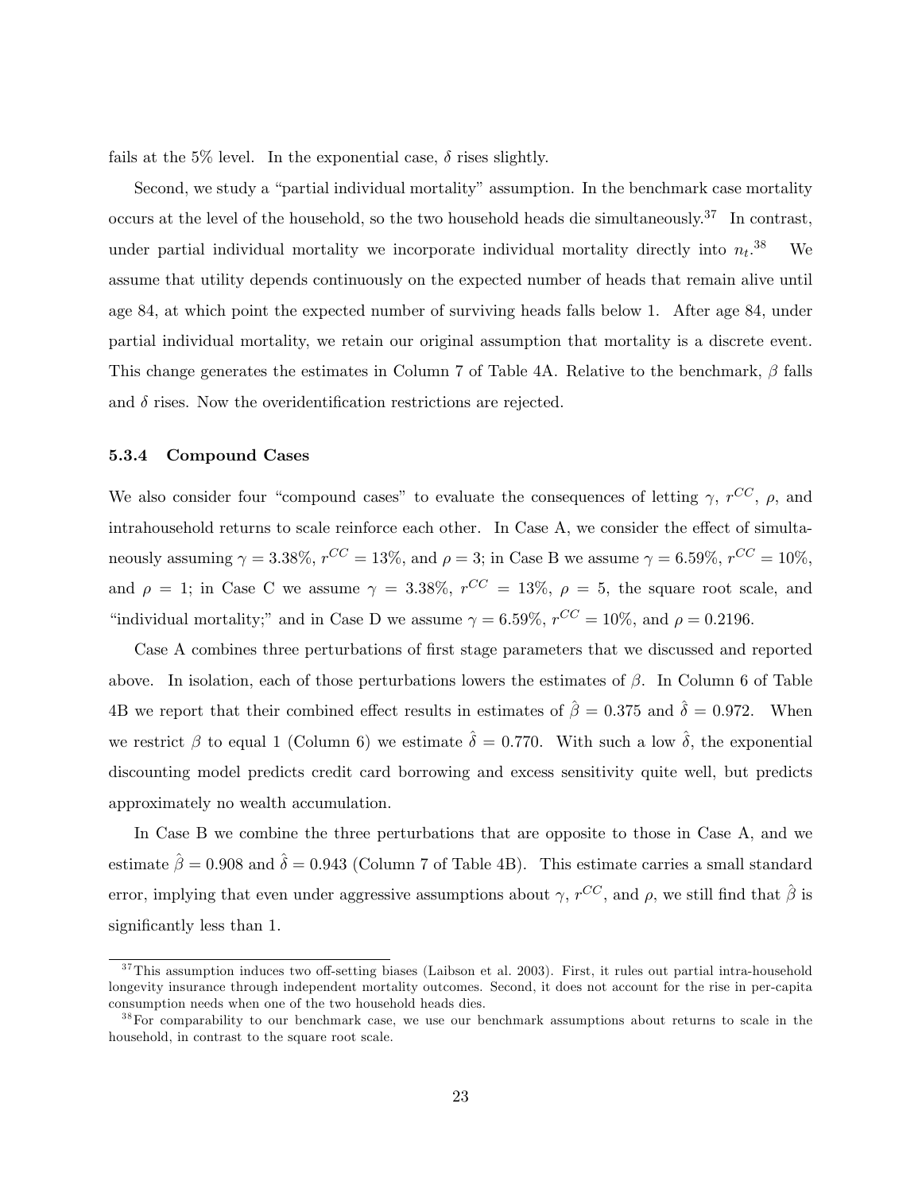fails at the 5% level. In the exponential case, $\delta$ rises slightly.

Second, we study a "partial individual mortality" assumption. In the benchmark case mortality occurs at the level of the household, so the two household heads die simultaneously.[37] In contrast, under partial individual mortality we incorporate individual mortality directly into $n_t$.[38] We assume that utility depends continuously on the expected number of heads that remain alive until age 84, at which point the expected number of surviving heads falls below 1. After age 84, under partial individual mortality, we retain our original assumption that mortality is a discrete event. This change generates the estimates in Column 7 of Table 4A. Relative to the benchmark, $\beta$ falls and $\delta$ rises. Now the overidentification restrictions are rejected.

#### 5.3.4 Compound Cases

We also consider four "compound cases" to evaluate the consequences of letting $\gamma$, $r^{CC}$, $\rho$, and intrahousehold returns to scale reinforce each other. In Case A, we consider the effect of simultaneously assuming $\gamma = 3.38\%$, $r^{CC} = 13\%$, and $\rho = 3$; in Case B we assume $\gamma = 6.59\%$, $r^{CC} = 10\%$, and $\rho = 1$; in Case C we assume $\gamma = 3.38\%$, $r^{CC} = 13\%$, $\rho = 5$, the square root scale, and "individual mortality;" and in Case D we assume $\gamma = 6.59\%$, $r^{CC} = 10\%$, and $\rho = 0.2196$.

Case A combines three perturbations of first stage parameters that we discussed and reported above. In isolation, each of those perturbations lowers the estimates of $\beta$. In Column 6 of Table 4B we report that their combined effect results in estimates of $\hat{\beta} = 0.375$ and $\hat{\delta} = 0.972$. When we restrict $\beta$ to equal 1 (Column 6) we estimate $\hat{\delta} = 0.770$. With such a low $\hat{\delta}$, the exponential discounting model predicts credit card borrowing and excess sensitivity quite well, but predicts approximately no wealth accumulation.

In Case B we combine the three perturbations that are opposite to those in Case A, and we estimate $\hat{\beta} = 0.908$ and $\hat{\delta} = 0.943$ (Column 7 of Table 4B). This estimate carries a small standard error, implying that even under aggressive assumptions about $\gamma$, $r^{CC}$, and $\rho$, we still find that $\hat{\beta}$ is significantly less than 1.

---

[37] This assumption induces two off-setting biases (Laibson et al. 2003). First, it rules out partial intra-household longevity insurance through independent mortality outcomes. Second, it does not account for the rise in per-capita consumption needs when one of the two household heads dies.

[38] For comparability to our benchmark case, we use our benchmark assumptions about returns to scale in the household, in contrast to the square root scale.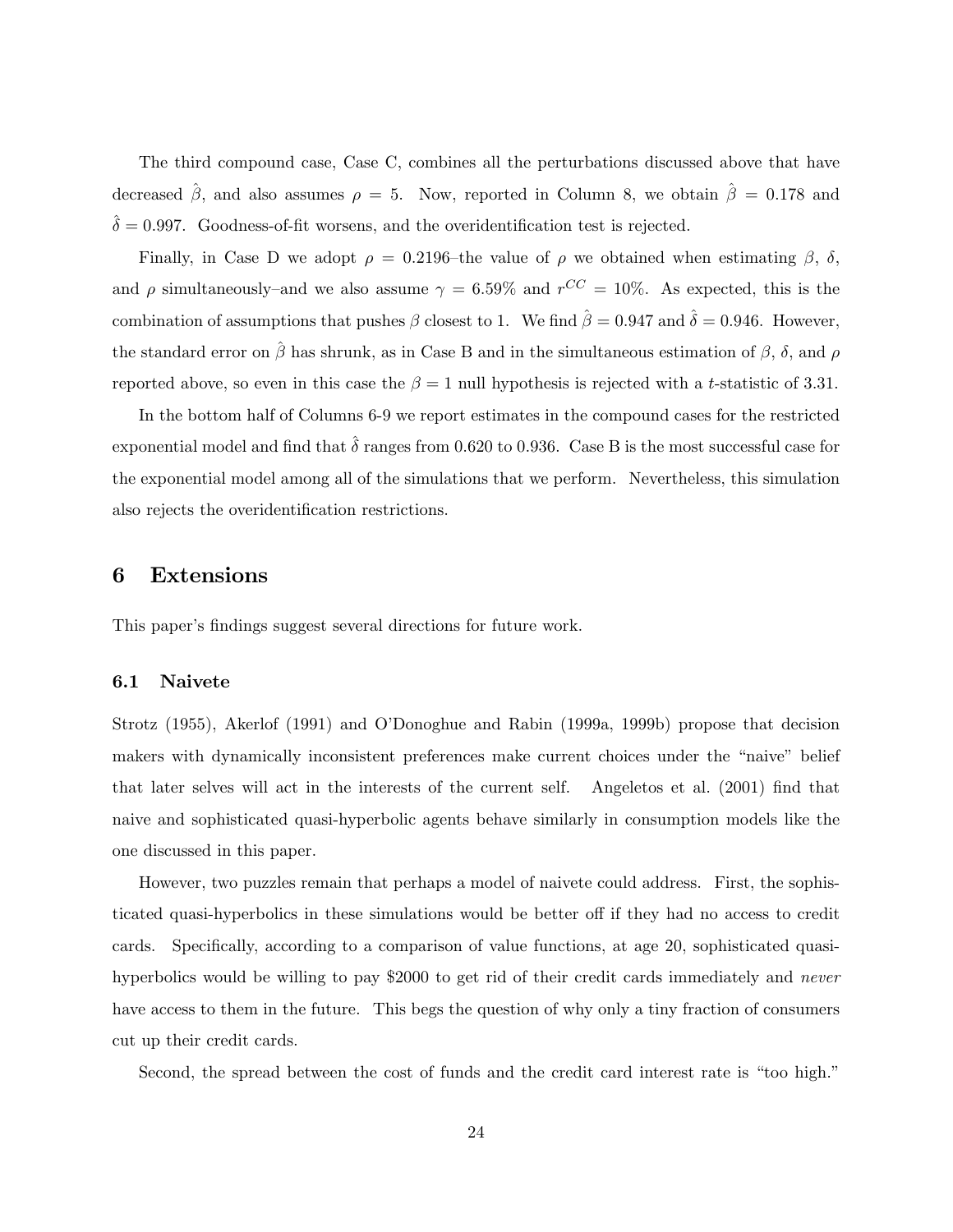The third compound case, Case C, combines all the perturbations discussed above that have decreased $\hat{\beta}$, and also assumes $\rho = 5$. Now, reported in Column 8, we obtain $\hat{\beta} = 0.178$ and $\hat{\delta} = 0.997$. Goodness-of-fit worsens, and the overidentification test is rejected.

Finally, in Case D we adopt $\rho = 0.2196$–the value of $\rho$ we obtained when estimating $\beta$, $\delta$, and $\rho$ simultaneously–and we also assume $\gamma = 6.59\%$ and $r^{CC} = 10\%$. As expected, this is the combination of assumptions that pushes $\beta$ closest to 1. We find $\hat{\beta} = 0.947$ and $\hat{\delta} = 0.946$. However, the standard error on $\hat{\beta}$ has shrunk, as in Case B and in the simultaneous estimation of $\beta$, $\delta$, and $\rho$ reported above, so even in this case the $\beta = 1$ null hypothesis is rejected with a $t$-statistic of 3.31.

In the bottom half of Columns 6-9 we report estimates in the compound cases for the restricted exponential model and find that $\hat{\delta}$ ranges from 0.620 to 0.936. Case B is the most successful case for the exponential model among all of the simulations that we perform. Nevertheless, this simulation also rejects the overidentification restrictions.

# 6 Extensions

This paper's findings suggest several directions for future work.

## 6.1 Naivete

Strotz (1955), Akerlof (1991) and O'Donoghue and Rabin (1999a, 1999b) propose that decision makers with dynamically inconsistent preferences make current choices under the "naive" belief that later selves will act in the interests of the current self. Angeletos et al. (2001) find that naive and sophisticated quasi-hyperbolic agents behave similarly in consumption models like the one discussed in this paper.

However, two puzzles remain that perhaps a model of naivete could address. First, the sophisticated quasi-hyperbolics in these simulations would be better off if they had no access to credit cards. Specifically, according to a comparison of value functions, at age 20, sophisticated quasi-hyperbolics would be willing to pay \$2000 to get rid of their credit cards immediately and *never* have access to them in the future. This begs the question of why only a tiny fraction of consumers cut up their credit cards.

Second, the spread between the cost of funds and the credit card interest rate is "too high."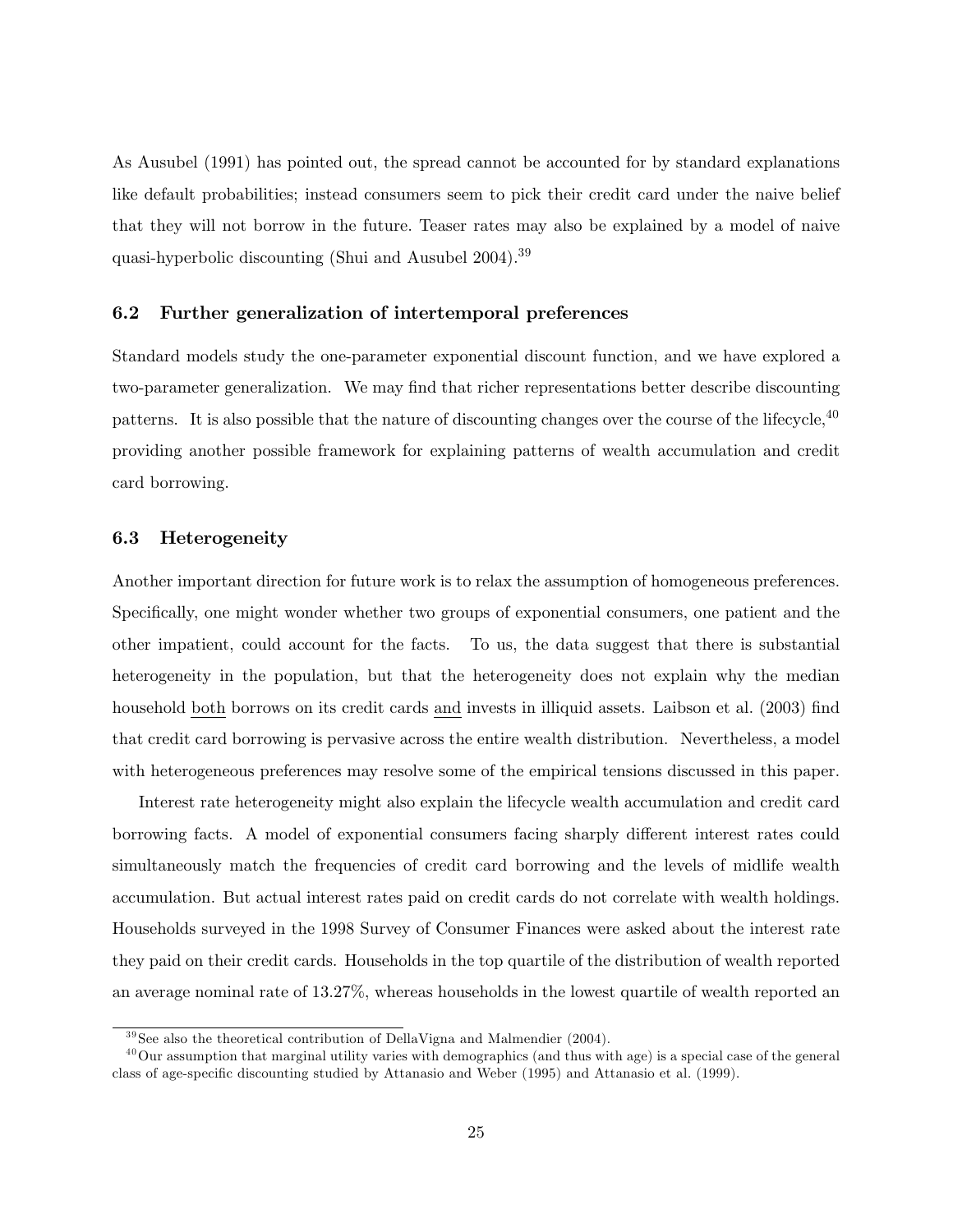As Ausubel (1991) has pointed out, the spread cannot be accounted for by standard explanations like default probabilities; instead consumers seem to pick their credit card under the naive belief that they will not borrow in the future. Teaser rates may also be explained by a model of naive quasi-hyperbolic discounting (Shui and Ausubel 2004).[39]

### 6.2 Further generalization of intertemporal preferences

Standard models study the one-parameter exponential discount function, and we have explored a two-parameter generalization. We may find that richer representations better describe discounting patterns. It is also possible that the nature of discounting changes over the course of the lifecycle,[40] providing another possible framework for explaining patterns of wealth accumulation and credit card borrowing.

### 6.3 Heterogeneity

Another important direction for future work is to relax the assumption of homogeneous preferences. Specifically, one might wonder whether two groups of exponential consumers, one patient and the other impatient, could account for the facts. To us, the data suggest that there is substantial heterogeneity in the population, but that the heterogeneity does not explain why the median household both borrows on its credit cards and invests in illiquid assets. Laibson et al. (2003) find that credit card borrowing is pervasive across the entire wealth distribution. Nevertheless, a model with heterogeneous preferences may resolve some of the empirical tensions discussed in this paper.

Interest rate heterogeneity might also explain the lifecycle wealth accumulation and credit card borrowing facts. A model of exponential consumers facing sharply different interest rates could simultaneously match the frequencies of credit card borrowing and the levels of midlife wealth accumulation. But actual interest rates paid on credit cards do not correlate with wealth holdings. Households surveyed in the 1998 Survey of Consumer Finances were asked about the interest rate they paid on their credit cards. Households in the top quartile of the distribution of wealth reported an average nominal rate of 13.27%, whereas households in the lowest quartile of wealth reported an

[39] See also the theoretical contribution of DellaVigna and Malmendier (2004).

[40] Our assumption that marginal utility varies with demographics (and thus with age) is a special case of the general class of age-specific discounting studied by Attanasio and Weber (1995) and Attanasio et al. (1999).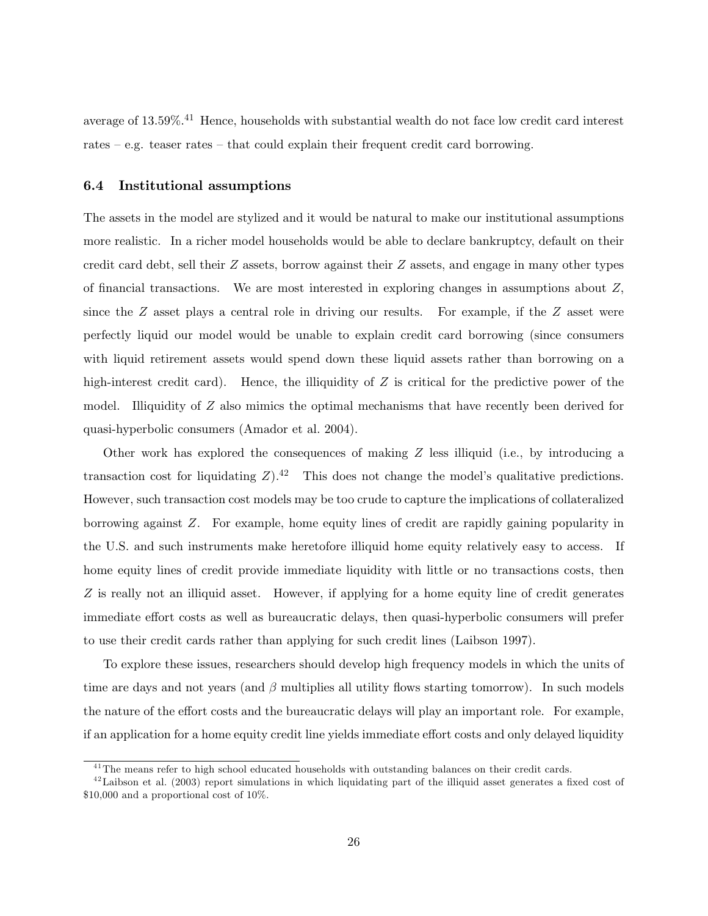average of 13.59%.[41] Hence, households with substantial wealth do not face low credit card interest rates – e.g. teaser rates – that could explain their frequent credit card borrowing.

### 6.4 Institutional assumptions

The assets in the model are stylized and it would be natural to make our institutional assumptions more realistic. In a richer model households would be able to declare bankruptcy, default on their credit card debt, sell their $Z$ assets, borrow against their $Z$ assets, and engage in many other types of financial transactions. We are most interested in exploring changes in assumptions about $Z$, since the $Z$ asset plays a central role in driving our results. For example, if the $Z$ asset were perfectly liquid our model would be unable to explain credit card borrowing (since consumers with liquid retirement assets would spend down these liquid assets rather than borrowing on a high-interest credit card). Hence, the illiquidity of $Z$ is critical for the predictive power of the model. Illiquidity of $Z$ also mimics the optimal mechanisms that have recently been derived for quasi-hyperbolic consumers (Amador et al. 2004).

Other work has explored the consequences of making $Z$ less illiquid (i.e., by introducing a transaction cost for liquidating $Z$).[42] This does not change the model's qualitative predictions. However, such transaction cost models may be too crude to capture the implications of collateralized borrowing against $Z$. For example, home equity lines of credit are rapidly gaining popularity in the U.S. and such instruments make heretofore illiquid home equity relatively easy to access. If home equity lines of credit provide immediate liquidity with little or no transactions costs, then $Z$ is really not an illiquid asset. However, if applying for a home equity line of credit generates immediate effort costs as well as bureaucratic delays, then quasi-hyperbolic consumers will prefer to use their credit cards rather than applying for such credit lines (Laibson 1997).

To explore these issues, researchers should develop high frequency models in which the units of time are days and not years (and $\beta$ multiplies all utility flows starting tomorrow). In such models the nature of the effort costs and the bureaucratic delays will play an important role. For example, if an application for a home equity credit line yields immediate effort costs and only delayed liquidity

[41] The means refer to high school educated households with outstanding balances on their credit cards.

[42] Laibson et al. (2003) report simulations in which liquidating part of the illiquid asset generates a fixed cost of $10,000 and a proportional cost of 10%.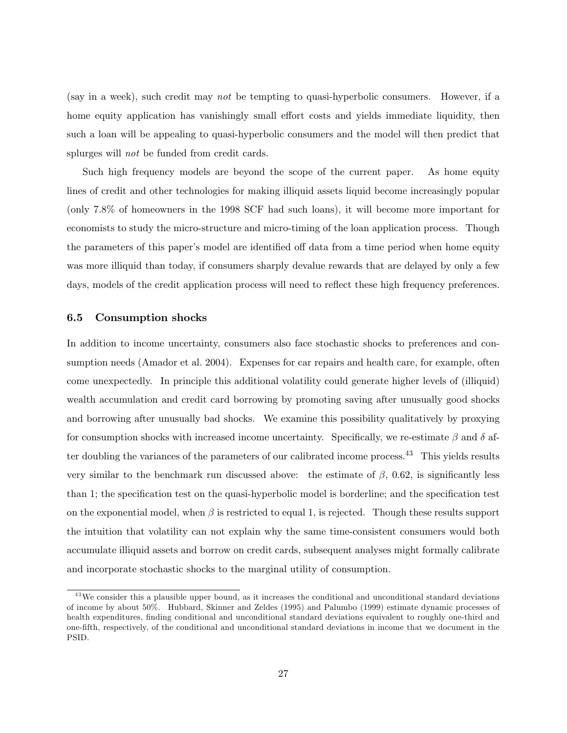(say in a week), such credit may *not* be tempting to quasi-hyperbolic consumers. However, if a home equity application has vanishingly small effort costs and yields immediate liquidity, then such a loan will be appealing to quasi-hyperbolic consumers and the model will then predict that splurges will *not* be funded from credit cards.

Such high frequency models are beyond the scope of the current paper. As home equity lines of credit and other technologies for making illiquid assets liquid become increasingly popular (only 7.8% of homeowners in the 1998 SCF had such loans), it will become more important for economists to study the micro-structure and micro-timing of the loan application process. Though the parameters of this paper's model are identified off data from a time period when home equity was more illiquid than today, if consumers sharply devalue rewards that are delayed by only a few days, models of the credit application process will need to reflect these high frequency preferences.

### 6.5 Consumption shocks

In addition to income uncertainty, consumers also face stochastic shocks to preferences and consumption needs (Amador et al. 2004). Expenses for car repairs and health care, for example, often come unexpectedly. In principle this additional volatility could generate higher levels of (illiquid) wealth accumulation and credit card borrowing by promoting saving after unusually good shocks and borrowing after unusually bad shocks. We examine this possibility qualitatively by proxying for consumption shocks with increased income uncertainty. Specifically, we re-estimate $\beta$ and $\delta$ after doubling the variances of the parameters of our calibrated income process.[43] This yields results very similar to the benchmark run discussed above: the estimate of $\beta$, 0.62, is significantly less than 1; the specification test on the quasi-hyperbolic model is borderline; and the specification test on the exponential model, when $\beta$ is restricted to equal 1, is rejected. Though these results support the intuition that volatility can not explain why the same time-consistent consumers would both accumulate illiquid assets and borrow on credit cards, subsequent analyses might formally calibrate and incorporate stochastic shocks to the marginal utility of consumption.

[43] We consider this a plausible upper bound, as it increases the conditional and unconditional standard deviations of income by about 50%. Hubbard, Skinner and Zeldes (1995) and Palumbo (1999) estimate dynamic processes of health expenditures, finding conditional and unconditional standard deviations equivalent to roughly one-third and one-fifth, respectively, of the conditional and unconditional standard deviations in income that we document in the PSID.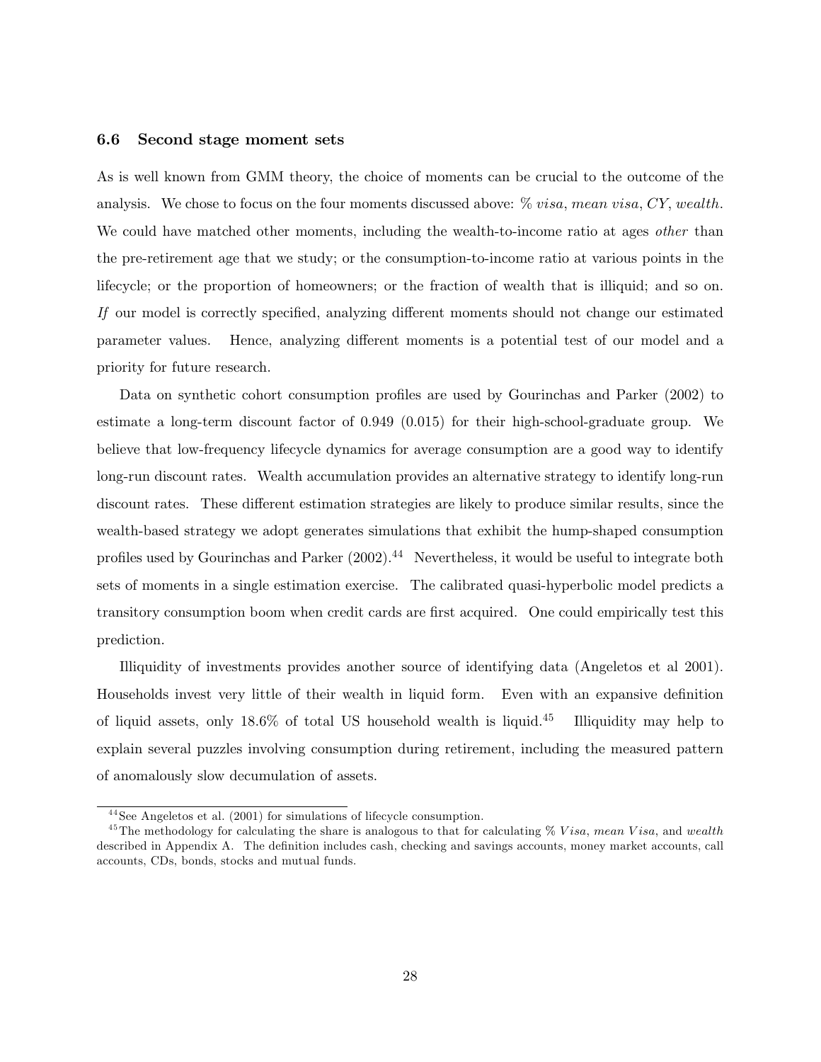### 6.6 Second stage moment sets

As is well known from GMM theory, the choice of moments can be crucial to the outcome of the analysis. We chose to focus on the four moments discussed above: % *visa*, *mean visa*, *CY*, *wealth*. We could have matched other moments, including the wealth-to-income ratio at ages *other* than the pre-retirement age that we study; or the consumption-to-income ratio at various points in the lifecycle; or the proportion of homeowners; or the fraction of wealth that is illiquid; and so on. *If* our model is correctly specified, analyzing different moments should not change our estimated parameter values. Hence, analyzing different moments is a potential test of our model and a priority for future research.

Data on synthetic cohort consumption profiles are used by Gourinchas and Parker (2002) to estimate a long-term discount factor of 0.949 (0.015) for their high-school-graduate group. We believe that low-frequency lifecycle dynamics for average consumption are a good way to identify long-run discount rates. Wealth accumulation provides an alternative strategy to identify long-run discount rates. These different estimation strategies are likely to produce similar results, since the wealth-based strategy we adopt generates simulations that exhibit the hump-shaped consumption profiles used by Gourinchas and Parker (2002).[44] Nevertheless, it would be useful to integrate both sets of moments in a single estimation exercise. The calibrated quasi-hyperbolic model predicts a transitory consumption boom when credit cards are first acquired. One could empirically test this prediction.

Illiquidity of investments provides another source of identifying data (Angeletos et al 2001). Households invest very little of their wealth in liquid form. Even with an expansive definition of liquid assets, only 18.6% of total US household wealth is liquid.[45] Illiquidity may help to explain several puzzles involving consumption during retirement, including the measured pattern of anomalously slow decumulation of assets.

---

[44] See Angeletos et al. (2001) for simulations of lifecycle consumption.

[45] The methodology for calculating the share is analogous to that for calculating % *Visa*, *mean Visa*, and *wealth* described in Appendix A. The definition includes cash, checking and savings accounts, money market accounts, call accounts, CDs, bonds, stocks and mutual funds.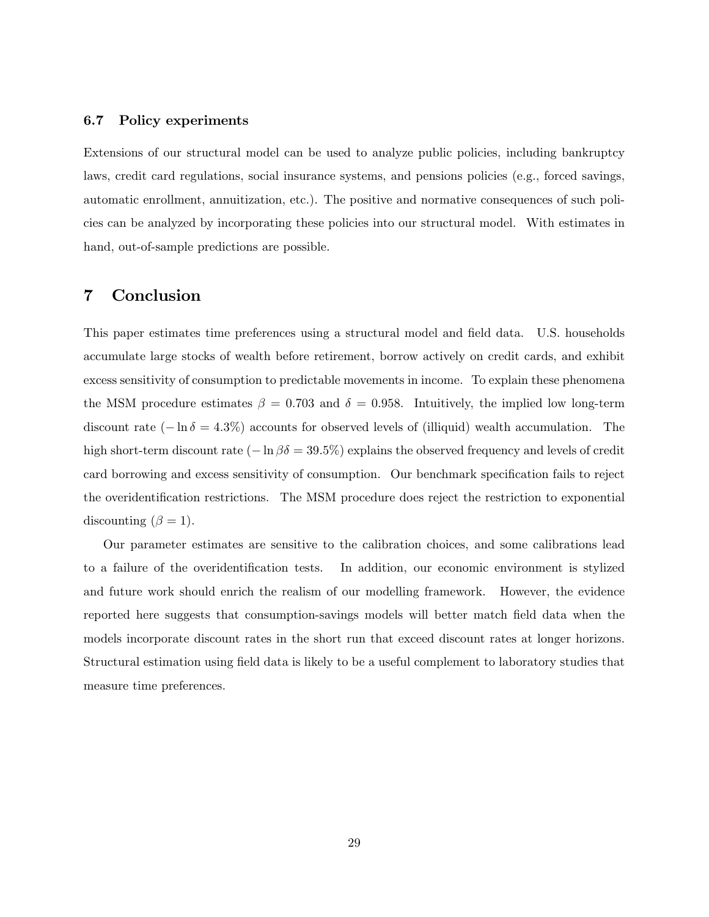### 6.7 Policy experiments

Extensions of our structural model can be used to analyze public policies, including bankruptcy laws, credit card regulations, social insurance systems, and pensions policies (e.g., forced savings, automatic enrollment, annuitization, etc.). The positive and normative consequences of such policies can be analyzed by incorporating these policies into our structural model. With estimates in hand, out-of-sample predictions are possible.

## 7 Conclusion

This paper estimates time preferences using a structural model and field data. U.S. households accumulate large stocks of wealth before retirement, borrow actively on credit cards, and exhibit excess sensitivity of consumption to predictable movements in income. To explain these phenomena the MSM procedure estimates $\beta = 0.703$ and $\delta = 0.958$. Intuitively, the implied low long-term discount rate ($-\ln \delta = 4.3\%$) accounts for observed levels of (illiquid) wealth accumulation. The high short-term discount rate ($-\ln \beta\delta = 39.5\%$) explains the observed frequency and levels of credit card borrowing and excess sensitivity of consumption. Our benchmark specification fails to reject the overidentification restrictions. The MSM procedure does reject the restriction to exponential discounting ($\beta = 1$).

Our parameter estimates are sensitive to the calibration choices, and some calibrations lead to a failure of the overidentification tests. In addition, our economic environment is stylized and future work should enrich the realism of our modelling framework. However, the evidence reported here suggests that consumption-savings models will better match field data when the models incorporate discount rates in the short run that exceed discount rates at longer horizons. Structural estimation using field data is likely to be a useful complement to laboratory studies that measure time preferences.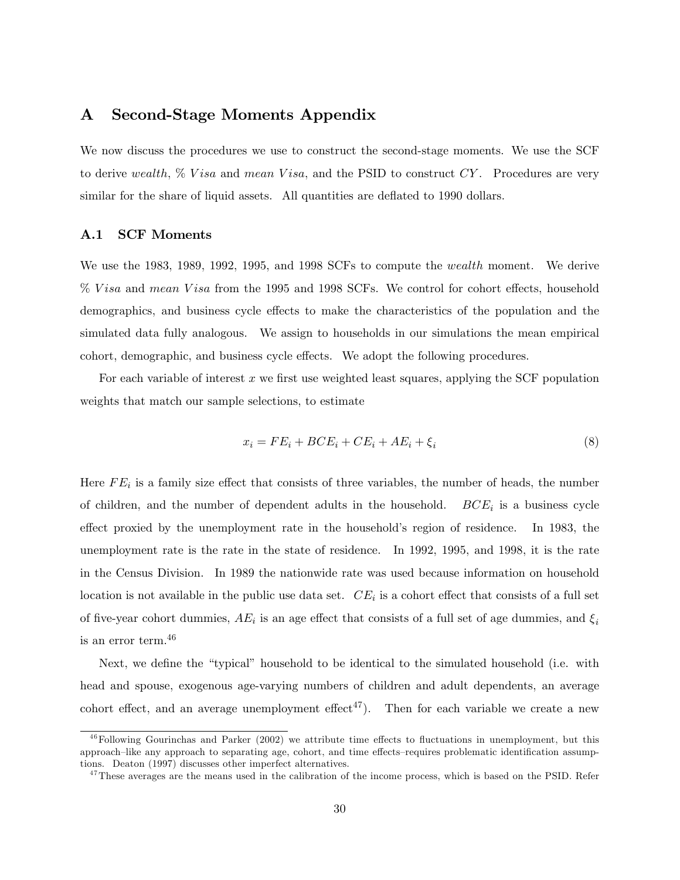# A Second-Stage Moments Appendix

We now discuss the procedures we use to construct the second-stage moments. We use the SCF to derive *wealth*, % *Visa* and *mean Visa*, and the PSID to construct $CY$. Procedures are very similar for the share of liquid assets. All quantities are deflated to 1990 dollars.

## A.1 SCF Moments

We use the 1983, 1989, 1992, 1995, and 1998 SCFs to compute the *wealth* moment. We derive % *Visa* and *mean Visa* from the 1995 and 1998 SCFs. We control for cohort effects, household demographics, and business cycle effects to make the characteristics of the population and the simulated data fully analogous. We assign to households in our simulations the mean empirical cohort, demographic, and business cycle effects. We adopt the following procedures.

For each variable of interest $x$ we first use weighted least squares, applying the SCF population weights that match our sample selections, to estimate

$$x_i = FE_i + BCE_i + CE_i + AE_i + \xi_i \tag{8}$$

Here $FE_i$ is a family size effect that consists of three variables, the number of heads, the number of children, and the number of dependent adults in the household. $BCE_i$ is a business cycle effect proxied by the unemployment rate in the household's region of residence. In 1983, the unemployment rate is the rate in the state of residence. In 1992, 1995, and 1998, it is the rate in the Census Division. In 1989 the nationwide rate was used because information on household location is not available in the public use data set. $CE_i$ is a cohort effect that consists of a full set of five-year cohort dummies, $AE_i$ is an age effect that consists of a full set of age dummies, and $\xi_i$ is an error term.[46]

Next, we define the "typical" household to be identical to the simulated household (i.e. with head and spouse, exogenous age-varying numbers of children and adult dependents, an average cohort effect, and an average unemployment effect[47]). Then for each variable we create a new

[46] Following Gourinchas and Parker (2002) we attribute time effects to fluctuations in unemployment, but this approach–like any approach to separating age, cohort, and time effects–requires problematic identification assumptions. Deaton (1997) discusses other imperfect alternatives.

[47] These averages are the means used in the calibration of the income process, which is based on the PSID. Refer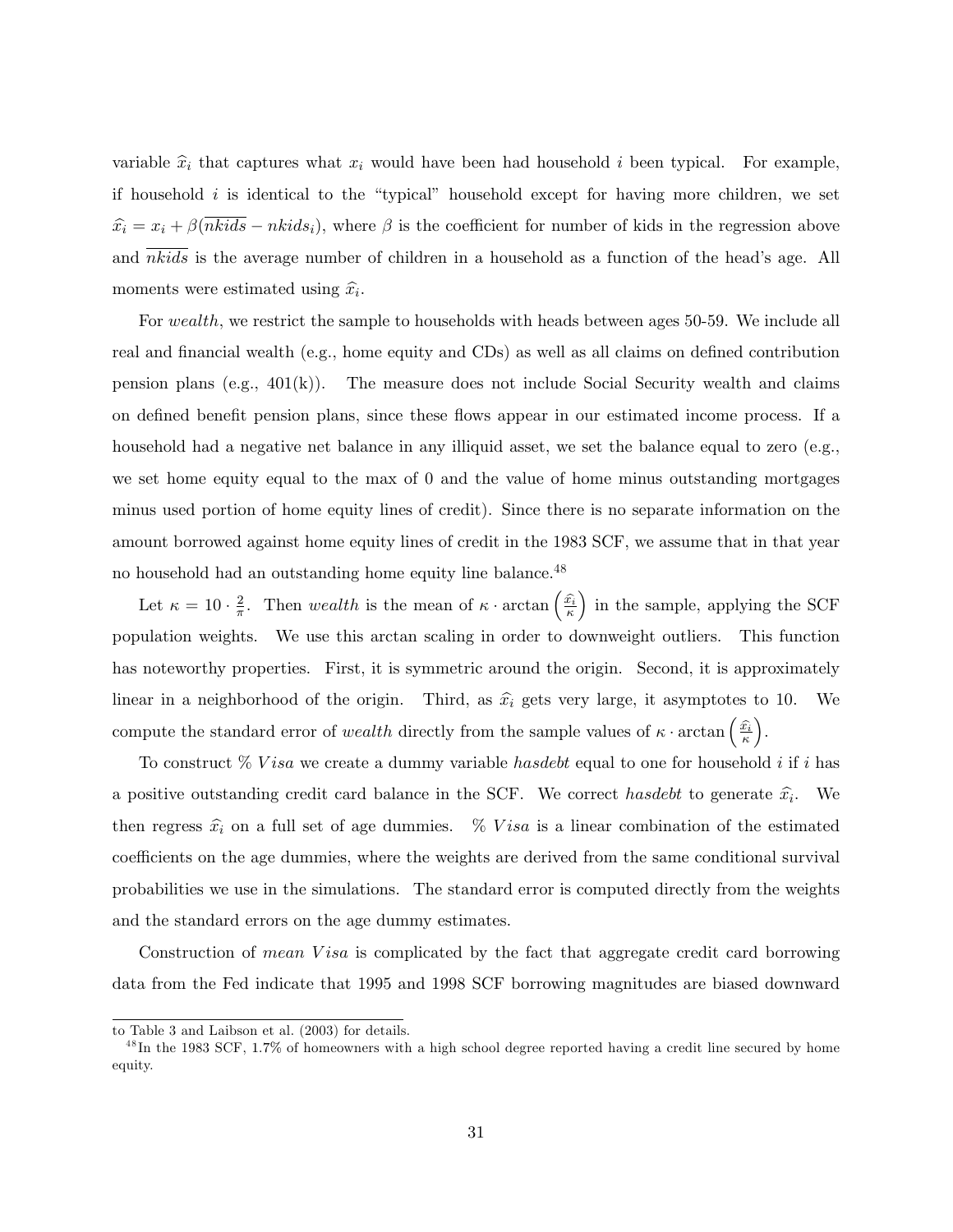variable $\widehat{x}_i$ that captures what $x_i$ would have been had household $i$ been typical. For example, if household $i$ is identical to the "typical" household except for having more children, we set $\widehat{x}_i = x_i + \beta(\overline{nkids} - nkids_i)$, where $\beta$ is the coefficient for number of kids in the regression above and $\overline{nkids}$ is the average number of children in a household as a function of the head's age. All moments were estimated using $\widehat{x}_i$.

For *wealth*, we restrict the sample to households with heads between ages 50-59. We include all real and financial wealth (e.g., home equity and CDs) as well as all claims on defined contribution pension plans (e.g., 401(k)). The measure does not include Social Security wealth and claims on defined benefit pension plans, since these flows appear in our estimated income process. If a household had a negative net balance in any illiquid asset, we set the balance equal to zero (e.g., we set home equity equal to the max of 0 and the value of home minus outstanding mortgages minus used portion of home equity lines of credit). Since there is no separate information on the amount borrowed against home equity lines of credit in the 1983 SCF, we assume that in that year no household had an outstanding home equity line balance.[48]

Let $\kappa = 10 \cdot \frac{2}{\pi}$. Then *wealth* is the mean of $\kappa \cdot \arctan\left(\frac{\widehat{x}_i}{\kappa}\right)$ in the sample, applying the SCF population weights. We use this arctan scaling in order to downweight outliers. This function has noteworthy properties. First, it is symmetric around the origin. Second, it is approximately linear in a neighborhood of the origin. Third, as $\widehat{x}_i$ gets very large, it asymptotes to 10. We compute the standard error of *wealth* directly from the sample values of $\kappa \cdot \arctan\left(\frac{\widehat{x}_i}{\kappa}\right)$.

To construct $\%\ Visa$ we create a dummy variable *hasdebt* equal to one for household $i$ if $i$ has a positive outstanding credit card balance in the SCF. We correct *hasdebt* to generate $\widehat{x}_i$. We then regress $\widehat{x}_i$ on a full set of age dummies. $\%\ Visa$ is a linear combination of the estimated coefficients on the age dummies, where the weights are derived from the same conditional survival probabilities we use in the simulations. The standard error is computed directly from the weights and the standard errors on the age dummy estimates.

Construction of $mean\ Visa$ is complicated by the fact that aggregate credit card borrowing data from the Fed indicate that 1995 and 1998 SCF borrowing magnitudes are biased downward

to Table 3 and Laibson et al. (2003) for details.

[48] In the 1983 SCF, 1.7% of homeowners with a high school degree reported having a credit line secured by home equity.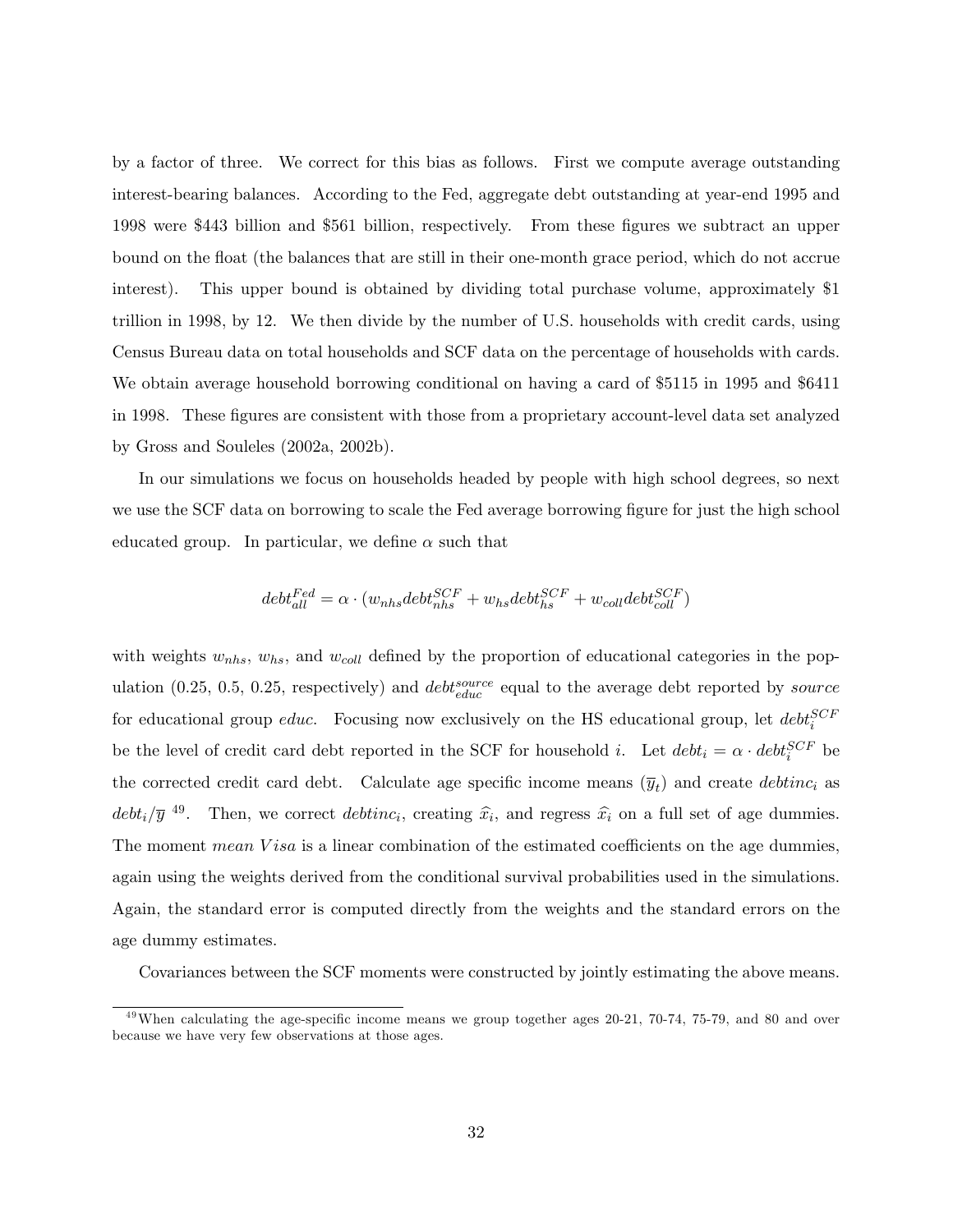by a factor of three. We correct for this bias as follows. First we compute average outstanding interest-bearing balances. According to the Fed, aggregate debt outstanding at year-end 1995 and 1998 were \$443 billion and \$561 billion, respectively. From these figures we subtract an upper bound on the float (the balances that are still in their one-month grace period, which do not accrue interest). This upper bound is obtained by dividing total purchase volume, approximately \$1 trillion in 1998, by 12. We then divide by the number of U.S. households with credit cards, using Census Bureau data on total households and SCF data on the percentage of households with cards. We obtain average household borrowing conditional on having a card of \$5115 in 1995 and \$6411 in 1998. These figures are consistent with those from a proprietary account-level data set analyzed by Gross and Souleles (2002a, 2002b).

In our simulations we focus on households headed by people with high school degrees, so next we use the SCF data on borrowing to scale the Fed average borrowing figure for just the high school educated group. In particular, we define $\alpha$ such that

$$debt_{all}^{Fed} = \alpha \cdot (w_{nhs} debt_{nhs}^{SCF} + w_{hs} debt_{hs}^{SCF} + w_{coll} debt_{coll}^{SCF})$$

with weights $w_{nhs}$, $w_{hs}$, and $w_{coll}$ defined by the proportion of educational categories in the population (0.25, 0.5, 0.25, respectively) and $debt_{educ}^{source}$ equal to the average debt reported by *source* for educational group *educ*. Focusing now exclusively on the HS educational group, let $debt_i^{SCF}$ be the level of credit card debt reported in the SCF for household $i$. Let $debt_i = \alpha \cdot debt_i^{SCF}$ be the corrected credit card debt. Calculate age specific income means ($\overline{y}_t$) and create $debtinc_i$ as $debt_i/\overline{y}$ [49]. Then, we correct $debtinc_i$, creating $\widehat{x}_i$, and regress $\widehat{x}_i$ on a full set of age dummies. The moment $mean\ Visa$ is a linear combination of the estimated coefficients on the age dummies, again using the weights derived from the conditional survival probabilities used in the simulations. Again, the standard error is computed directly from the weights and the standard errors on the age dummy estimates.

Covariances between the SCF moments were constructed by jointly estimating the above means.

[49] When calculating the age-specific income means we group together ages 20-21, 70-74, 75-79, and 80 and over because we have very few observations at those ages.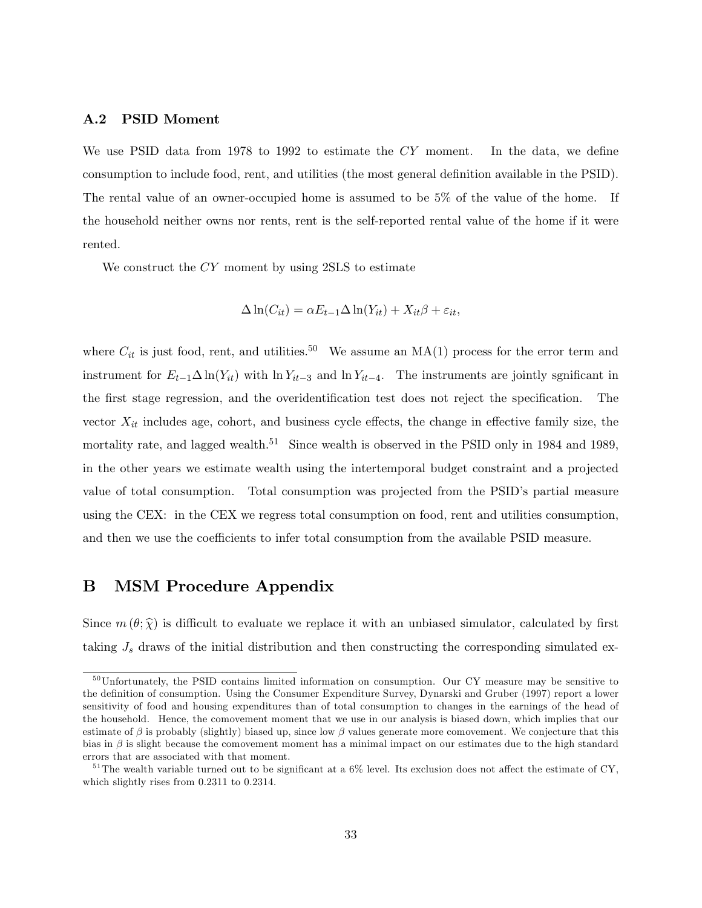### A.2 PSID Moment

We use PSID data from 1978 to 1992 to estimate the $CY$ moment. In the data, we define consumption to include food, rent, and utilities (the most general definition available in the PSID). The rental value of an owner-occupied home is assumed to be 5% of the value of the home. If the household neither owns nor rents, rent is the self-reported rental value of the home if it were rented.

We construct the $CY$ moment by using 2SLS to estimate

$$\Delta \ln(C_{it}) = \alpha E_{t-1} \Delta \ln(Y_{it}) + X_{it}\beta + \varepsilon_{it},$$

where $C_{it}$ is just food, rent, and utilities.[50] We assume an MA(1) process for the error term and instrument for $E_{t-1}\Delta \ln(Y_{it})$ with $\ln Y_{it-3}$ and $\ln Y_{it-4}$. The instruments are jointly sgnificant in the first stage regression, and the overidentification test does not reject the specification. The vector $X_{it}$ includes age, cohort, and business cycle effects, the change in effective family size, the mortality rate, and lagged wealth.[51] Since wealth is observed in the PSID only in 1984 and 1989, in the other years we estimate wealth using the intertemporal budget constraint and a projected value of total consumption. Total consumption was projected from the PSID's partial measure using the CEX: in the CEX we regress total consumption on food, rent and utilities consumption, and then we use the coefficients to infer total consumption from the available PSID measure.

## B MSM Procedure Appendix

Since $m(\theta; \widehat{\chi})$ is difficult to evaluate we replace it with an unbiased simulator, calculated by first taking $J_s$ draws of the initial distribution and then constructing the corresponding simulated ex-

---

[50] Unfortunately, the PSID contains limited information on consumption. Our CY measure may be sensitive to the definition of consumption. Using the Consumer Expenditure Survey, Dynarski and Gruber (1997) report a lower sensitivity of food and housing expenditures than of total consumption to changes in the earnings of the head of the household. Hence, the comovement moment that we use in our analysis is biased down, which implies that our estimate of $\beta$ is probably (slightly) biased up, since low $\beta$ values generate more comovement. We conjecture that this bias in $\beta$ is slight because the comovement moment has a minimal impact on our estimates due to the high standard errors that are associated with that moment.

[51] The wealth variable turned out to be significant at a 6% level. Its exclusion does not affect the estimate of CY, which slightly rises from 0.2311 to 0.2314.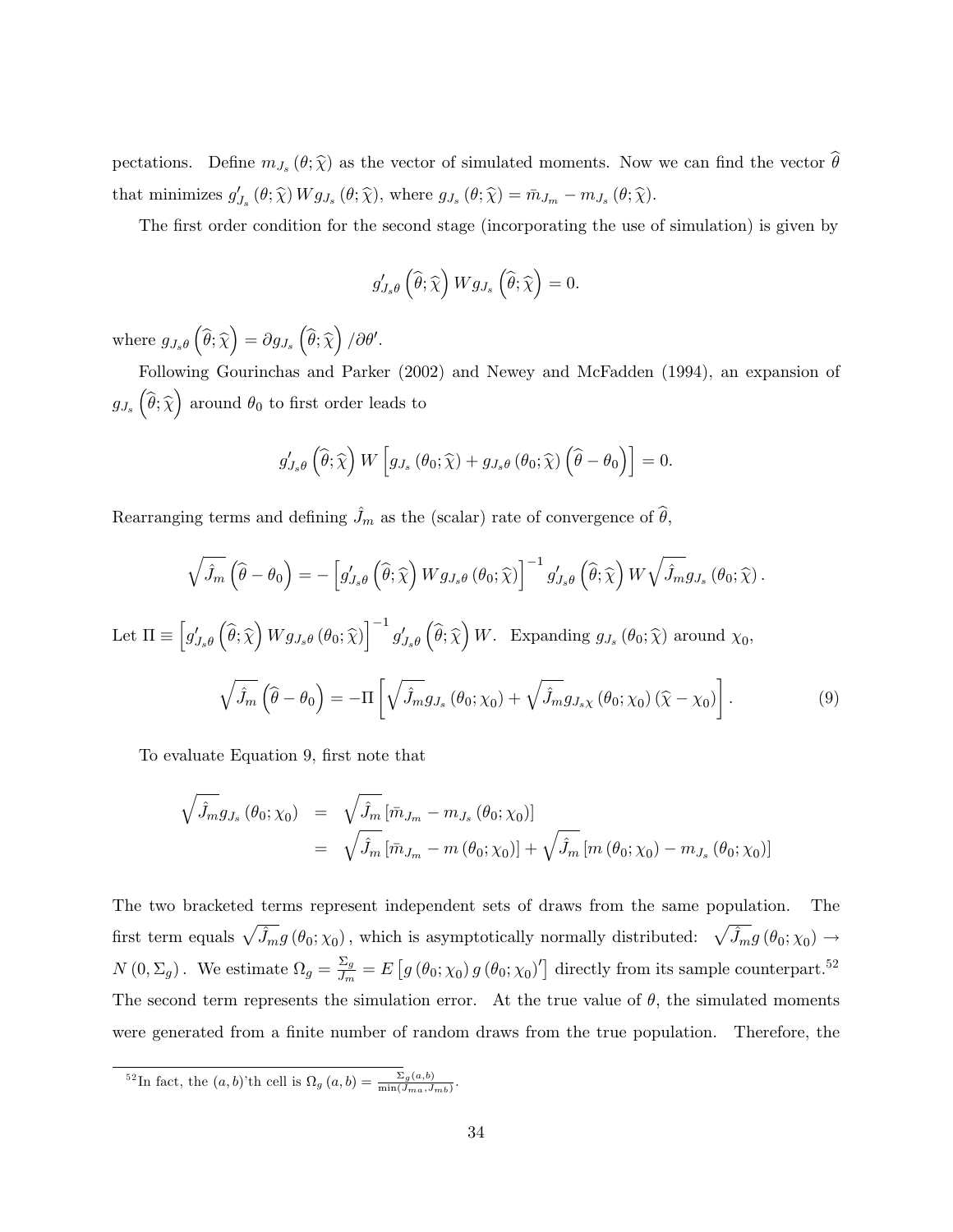pectations. Define $m_{J_s}(\theta;\widehat{\chi})$ as the vector of simulated moments. Now we can find the vector $\widehat{\theta}$ that minimizes $g'_{J_s}(\theta;\widehat{\chi})\,W g_{J_s}(\theta;\widehat{\chi})$, where $g_{J_s}(\theta;\widehat{\chi}) = \bar{m}_{J_m} - m_{J_s}(\theta;\widehat{\chi})$.

The first order condition for the second stage (incorporating the use of simulation) is given by

$$g'_{J_s\theta}\left(\widehat{\theta};\widehat{\chi}\right) W g_{J_s}\left(\widehat{\theta};\widehat{\chi}\right) = 0.$$

where $g_{J_s\theta}\left(\widehat{\theta};\widehat{\chi}\right) = \partial g_{J_s}\left(\widehat{\theta};\widehat{\chi}\right)/\partial\theta'$.

Following Gourinchas and Parker (2002) and Newey and McFadden (1994), an expansion of $g_{J_s}\left(\widehat{\theta};\widehat{\chi}\right)$ around $\theta_0$ to first order leads to

$$g'_{J_s\theta}\left(\widehat{\theta};\widehat{\chi}\right) W \left[g_{J_s}(\theta_0;\widehat{\chi}) + g_{J_s\theta}(\theta_0;\widehat{\chi})\left(\widehat{\theta}-\theta_0\right)\right] = 0.$$

Rearranging terms and defining $\hat{J}_m$ as the (scalar) rate of convergence of $\widehat{\theta}$,

$$\sqrt{\hat{J}_m}\left(\widehat{\theta}-\theta_0\right) = -\left[g'_{J_s\theta}\left(\widehat{\theta};\widehat{\chi}\right) W g_{J_s\theta}(\theta_0;\widehat{\chi})\right]^{-1} g'_{J_s\theta}\left(\widehat{\theta};\widehat{\chi}\right) W \sqrt{\hat{J}_m} g_{J_s}(\theta_0;\widehat{\chi}).$$

Let $\Pi \equiv \left[g'_{J_s\theta}\left(\widehat{\theta};\widehat{\chi}\right) W g_{J_s\theta}(\theta_0;\widehat{\chi})\right]^{-1} g'_{J_s\theta}\left(\widehat{\theta};\widehat{\chi}\right) W$. Expanding $g_{J_s}(\theta_0;\widehat{\chi})$ around $\chi_0$,

$$\sqrt{\hat{J}_m}\left(\widehat{\theta}-\theta_0\right) = -\Pi\left[\sqrt{\hat{J}_m} g_{J_s}(\theta_0;\chi_0) + \sqrt{\hat{J}_m} g_{J_s\chi}(\theta_0;\chi_0)\left(\widehat{\chi}-\chi_0\right)\right]. \tag{9}$$

To evaluate Equation 9, first note that

$$\begin{aligned}
\sqrt{\hat{J}_m} g_{J_s}(\theta_0;\chi_0) &= \sqrt{\hat{J}_m}\left[\bar{m}_{J_m} - m_{J_s}(\theta_0;\chi_0)\right] \\
&= \sqrt{\hat{J}_m}\left[\bar{m}_{J_m} - m(\theta_0;\chi_0)\right] + \sqrt{\hat{J}_m}\left[m(\theta_0;\chi_0) - m_{J_s}(\theta_0;\chi_0)\right]
\end{aligned}$$

The two bracketed terms represent independent sets of draws from the same population. The first term equals $\sqrt{\hat{J}_m} g(\theta_0;\chi_0)$, which is asymptotically normally distributed: $\sqrt{\hat{J}_m} g(\theta_0;\chi_0) \rightarrow N(0,\Sigma_g)$. We estimate $\Omega_g = \frac{\Sigma_g}{J_m} = E\left[g(\theta_0;\chi_0)\, g(\theta_0;\chi_0)'\right]$ directly from its sample counterpart.[52] The second term represents the simulation error. At the true value of $\theta$, the simulated moments were generated from a finite number of random draws from the true population. Therefore, the

[52] In fact, the $(a,b)$'th cell is $\Omega_g(a,b) = \frac{\Sigma_g(a,b)}{\min(J_{ma},J_{mb})}$.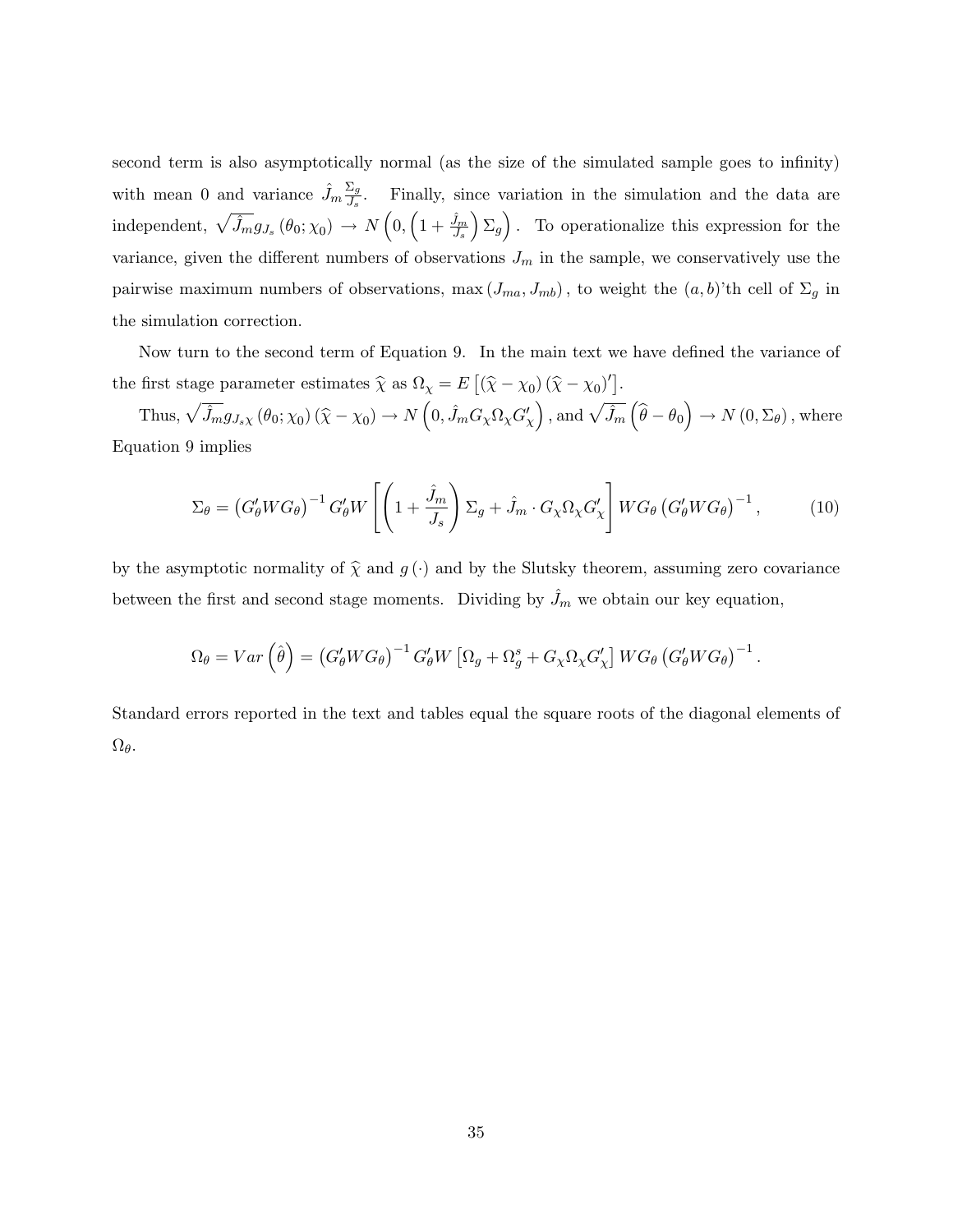second term is also asymptotically normal (as the size of the simulated sample goes to infinity) with mean 0 and variance $\hat{J}_m \frac{\Sigma_g}{J_s}$. Finally, since variation in the simulation and the data are independent, $\sqrt{\hat{J}_m} g_{J_s}(\theta_0; \chi_0) \rightarrow N\left(0, \left(1 + \frac{\hat{J}_m}{J_s}\right)\Sigma_g\right)$. To operationalize this expression for the variance, given the different numbers of observations $J_m$ in the sample, we conservatively use the pairwise maximum numbers of observations, $\max(J_{ma}, J_{mb})$, to weight the $(a, b)$'th cell of $\Sigma_g$ in the simulation correction.

Now turn to the second term of Equation 9. In the main text we have defined the variance of the first stage parameter estimates $\widehat{\chi}$ as $\Omega_\chi = E\left[(\widehat{\chi} - \chi_0)(\widehat{\chi} - \chi_0)'\right]$.

Thus, $\sqrt{\hat{J}_m} g_{J_s \chi}(\theta_0; \chi_0)(\widehat{\chi} - \chi_0) \rightarrow N\left(0, \hat{J}_m G_\chi \Omega_\chi G_\chi'\right)$, and $\sqrt{\hat{J}_m}\left(\widehat{\theta} - \theta_0\right) \rightarrow N(0, \Sigma_\theta)$, where Equation 9 implies

$$\Sigma_\theta = \left(G_\theta' W G_\theta\right)^{-1} G_\theta' W \left[\left(1 + \frac{\hat{J}_m}{J_s}\right)\Sigma_g + \hat{J}_m \cdot G_\chi \Omega_\chi G_\chi'\right] W G_\theta \left(G_\theta' W G_\theta\right)^{-1}, \tag{10}$$

by the asymptotic normality of $\widehat{\chi}$ and $g(\cdot)$ and by the Slutsky theorem, assuming zero covariance between the first and second stage moments. Dividing by $\hat{J}_m$ we obtain our key equation,

$$\Omega_\theta = Var\left(\hat{\theta}\right) = \left(G_\theta' W G_\theta\right)^{-1} G_\theta' W \left[\Omega_g + \Omega_g^s + G_\chi \Omega_\chi G_\chi'\right] W G_\theta \left(G_\theta' W G_\theta\right)^{-1}.$$

Standard errors reported in the text and tables equal the square roots of the diagonal elements of $\Omega_\theta$.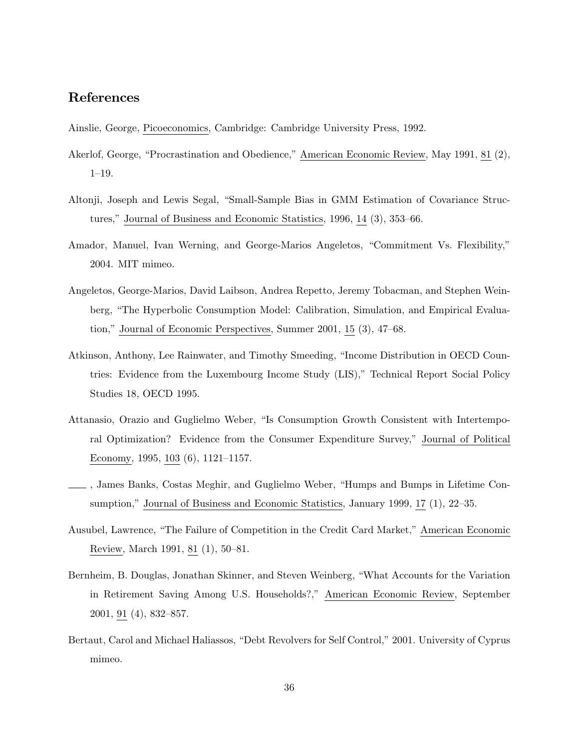## References

Ainslie, George, Picoeconomics, Cambridge: Cambridge University Press, 1992.

Akerlof, George, "Procrastination and Obedience," American Economic Review, May 1991, 81 (2), 1–19.

Altonji, Joseph and Lewis Segal, "Small-Sample Bias in GMM Estimation of Covariance Structures," Journal of Business and Economic Statistics, 1996, 14 (3), 353–66.

Amador, Manuel, Ivan Werning, and George-Marios Angeletos, "Commitment Vs. Flexibility," 2004. MIT mimeo.

Angeletos, George-Marios, David Laibson, Andrea Repetto, Jeremy Tobacman, and Stephen Weinberg, "The Hyperbolic Consumption Model: Calibration, Simulation, and Empirical Evaluation," Journal of Economic Perspectives, Summer 2001, 15 (3), 47–68.

Atkinson, Anthony, Lee Rainwater, and Timothy Smeeding, "Income Distribution in OECD Countries: Evidence from the Luxembourg Income Study (LIS)," Technical Report Social Policy Studies 18, OECD 1995.

Attanasio, Orazio and Guglielmo Weber, "Is Consumption Growth Consistent with Intertemporal Optimization? Evidence from the Consumer Expenditure Survey," Journal of Political Economy, 1995, 103 (6), 1121–1157.

——, James Banks, Costas Meghir, and Guglielmo Weber, "Humps and Bumps in Lifetime Consumption," Journal of Business and Economic Statistics, January 1999, 17 (1), 22–35.

Ausubel, Lawrence, "The Failure of Competition in the Credit Card Market," American Economic Review, March 1991, 81 (1), 50–81.

Bernheim, B. Douglas, Jonathan Skinner, and Steven Weinberg, "What Accounts for the Variation in Retirement Saving Among U.S. Households?," American Economic Review, September 2001, 91 (4), 832–857.

Bertaut, Carol and Michael Haliassos, "Debt Revolvers for Self Control," 2001. University of Cyprus mimeo.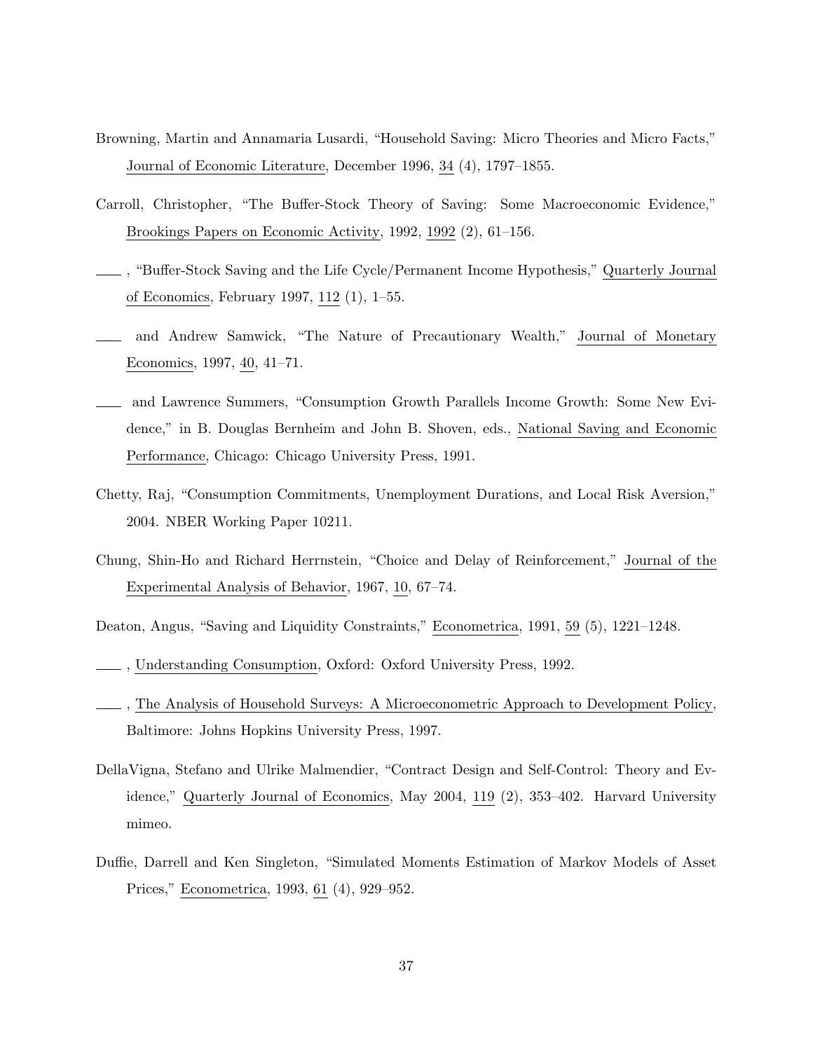Browning, Martin and Annamaria Lusardi, "Household Saving: Micro Theories and Micro Facts," Journal of Economic Literature, December 1996, 34 (4), 1797–1855.

Carroll, Christopher, "The Buffer-Stock Theory of Saving: Some Macroeconomic Evidence," Brookings Papers on Economic Activity, 1992, 1992 (2), 61–156.

——, "Buffer-Stock Saving and the Life Cycle/Permanent Income Hypothesis," Quarterly Journal of Economics, February 1997, 112 (1), 1–55.

—— and Andrew Samwick, "The Nature of Precautionary Wealth," Journal of Monetary Economics, 1997, 40, 41–71.

—— and Lawrence Summers, "Consumption Growth Parallels Income Growth: Some New Evidence," in B. Douglas Bernheim and John B. Shoven, eds., National Saving and Economic Performance, Chicago: Chicago University Press, 1991.

Chetty, Raj, "Consumption Commitments, Unemployment Durations, and Local Risk Aversion," 2004. NBER Working Paper 10211.

Chung, Shin-Ho and Richard Herrnstein, "Choice and Delay of Reinforcement," Journal of the Experimental Analysis of Behavior, 1967, 10, 67–74.

Deaton, Angus, "Saving and Liquidity Constraints," Econometrica, 1991, 59 (5), 1221–1248.

——, Understanding Consumption, Oxford: Oxford University Press, 1992.

——, The Analysis of Household Surveys: A Microeconometric Approach to Development Policy, Baltimore: Johns Hopkins University Press, 1997.

DellaVigna, Stefano and Ulrike Malmendier, "Contract Design and Self-Control: Theory and Evidence," Quarterly Journal of Economics, May 2004, 119 (2), 353–402. Harvard University mimeo.

Duffie, Darrell and Ken Singleton, "Simulated Moments Estimation of Markov Models of Asset Prices," Econometrica, 1993, 61 (4), 929–952.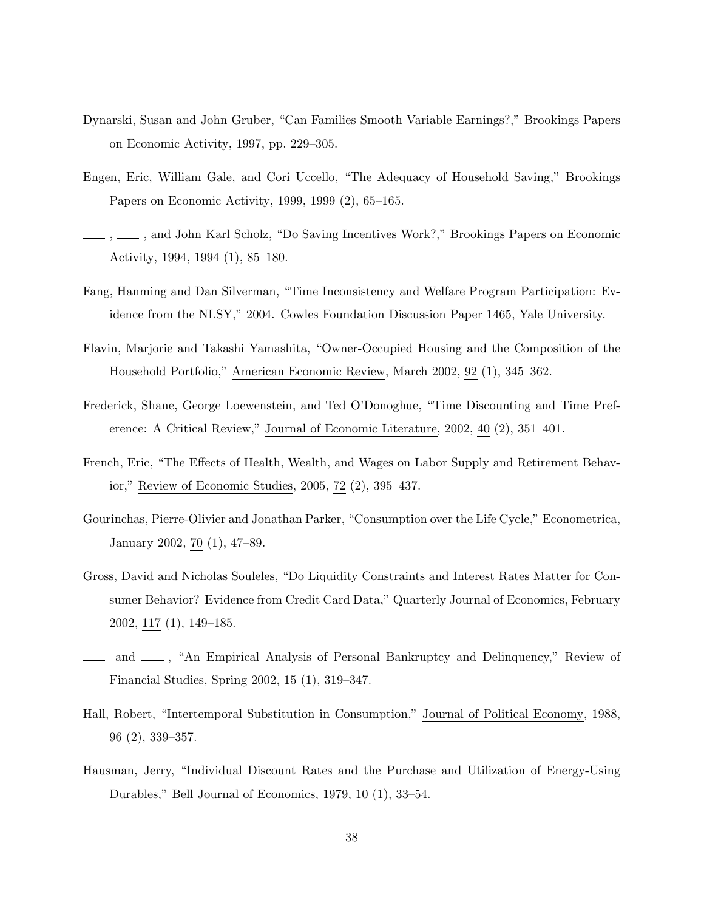Dynarski, Susan and John Gruber, "Can Families Smooth Variable Earnings?," Brookings Papers on Economic Activity, 1997, pp. 229–305.

Engen, Eric, William Gale, and Cori Uccello, "The Adequacy of Household Saving," Brookings Papers on Economic Activity, 1999, 1999 (2), 65–165.

——, ——, and John Karl Scholz, "Do Saving Incentives Work?," Brookings Papers on Economic Activity, 1994, 1994 (1), 85–180.

Fang, Hanming and Dan Silverman, "Time Inconsistency and Welfare Program Participation: Evidence from the NLSY," 2004. Cowles Foundation Discussion Paper 1465, Yale University.

Flavin, Marjorie and Takashi Yamashita, "Owner-Occupied Housing and the Composition of the Household Portfolio," American Economic Review, March 2002, 92 (1), 345–362.

Frederick, Shane, George Loewenstein, and Ted O'Donoghue, "Time Discounting and Time Preference: A Critical Review," Journal of Economic Literature, 2002, 40 (2), 351–401.

French, Eric, "The Effects of Health, Wealth, and Wages on Labor Supply and Retirement Behavior," Review of Economic Studies, 2005, 72 (2), 395–437.

Gourinchas, Pierre-Olivier and Jonathan Parker, "Consumption over the Life Cycle," Econometrica, January 2002, 70 (1), 47–89.

Gross, David and Nicholas Souleles, "Do Liquidity Constraints and Interest Rates Matter for Consumer Behavior? Evidence from Credit Card Data," Quarterly Journal of Economics, February 2002, 117 (1), 149–185.

—— and ——, "An Empirical Analysis of Personal Bankruptcy and Delinquency," Review of Financial Studies, Spring 2002, 15 (1), 319–347.

Hall, Robert, "Intertemporal Substitution in Consumption," Journal of Political Economy, 1988, 96 (2), 339–357.

Hausman, Jerry, "Individual Discount Rates and the Purchase and Utilization of Energy-Using Durables," Bell Journal of Economics, 1979, 10 (1), 33–54.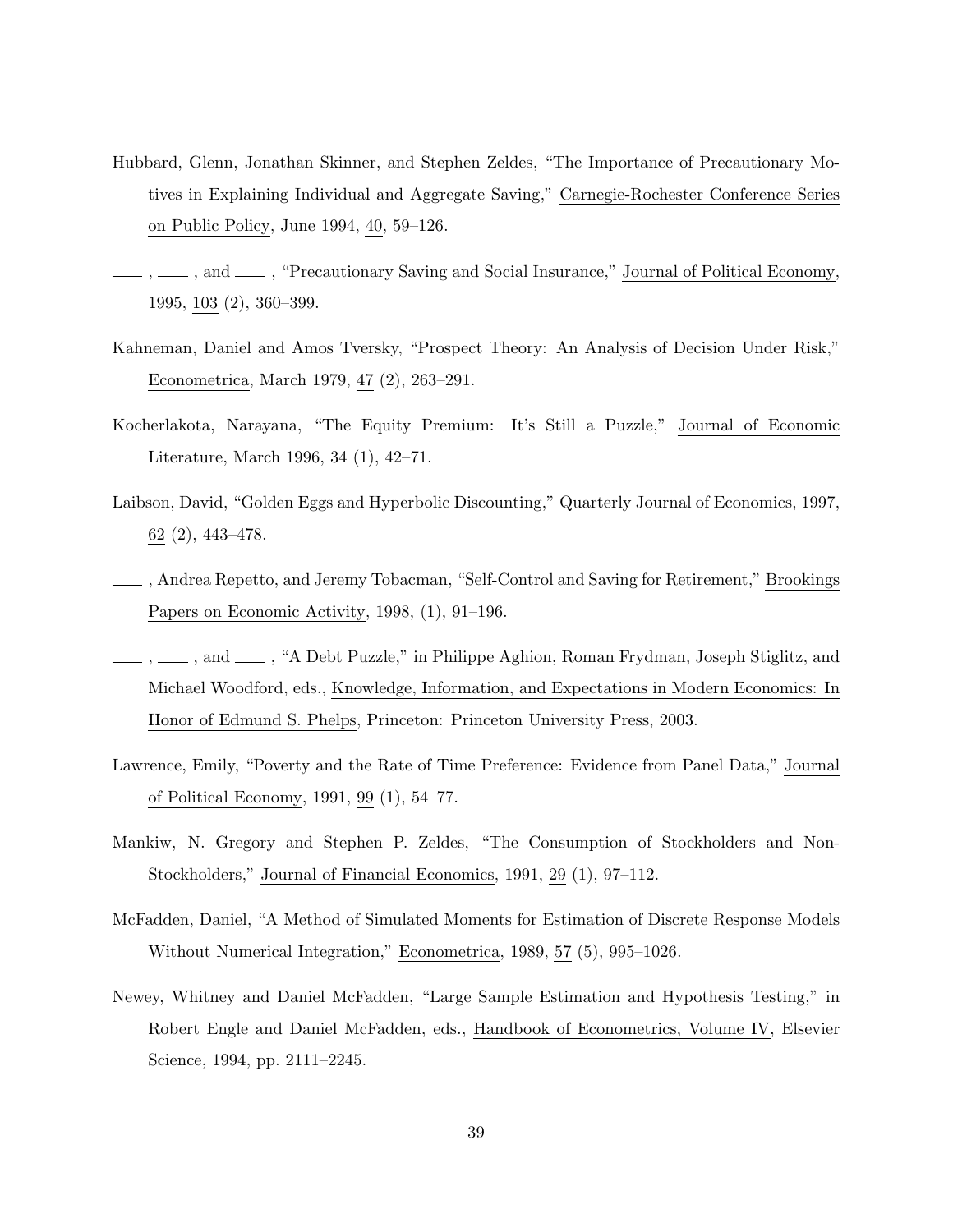Hubbard, Glenn, Jonathan Skinner, and Stephen Zeldes, "The Importance of Precautionary Motives in Explaining Individual and Aggregate Saving," Carnegie-Rochester Conference Series on Public Policy, June 1994, 40, 59–126.

——, ——, and ——, "Precautionary Saving and Social Insurance," Journal of Political Economy, 1995, 103 (2), 360–399.

Kahneman, Daniel and Amos Tversky, "Prospect Theory: An Analysis of Decision Under Risk," Econometrica, March 1979, 47 (2), 263–291.

Kocherlakota, Narayana, "The Equity Premium: It's Still a Puzzle," Journal of Economic Literature, March 1996, 34 (1), 42–71.

Laibson, David, "Golden Eggs and Hyperbolic Discounting," Quarterly Journal of Economics, 1997, 62 (2), 443–478.

——, Andrea Repetto, and Jeremy Tobacman, "Self-Control and Saving for Retirement," Brookings Papers on Economic Activity, 1998, (1), 91–196.

——, ——, and ——, "A Debt Puzzle," in Philippe Aghion, Roman Frydman, Joseph Stiglitz, and Michael Woodford, eds., Knowledge, Information, and Expectations in Modern Economics: In Honor of Edmund S. Phelps, Princeton: Princeton University Press, 2003.

Lawrence, Emily, "Poverty and the Rate of Time Preference: Evidence from Panel Data," Journal of Political Economy, 1991, 99 (1), 54–77.

Mankiw, N. Gregory and Stephen P. Zeldes, "The Consumption of Stockholders and Non-Stockholders," Journal of Financial Economics, 1991, 29 (1), 97–112.

McFadden, Daniel, "A Method of Simulated Moments for Estimation of Discrete Response Models Without Numerical Integration," Econometrica, 1989, 57 (5), 995–1026.

Newey, Whitney and Daniel McFadden, "Large Sample Estimation and Hypothesis Testing," in Robert Engle and Daniel McFadden, eds., Handbook of Econometrics, Volume IV, Elsevier Science, 1994, pp. 2111–2245.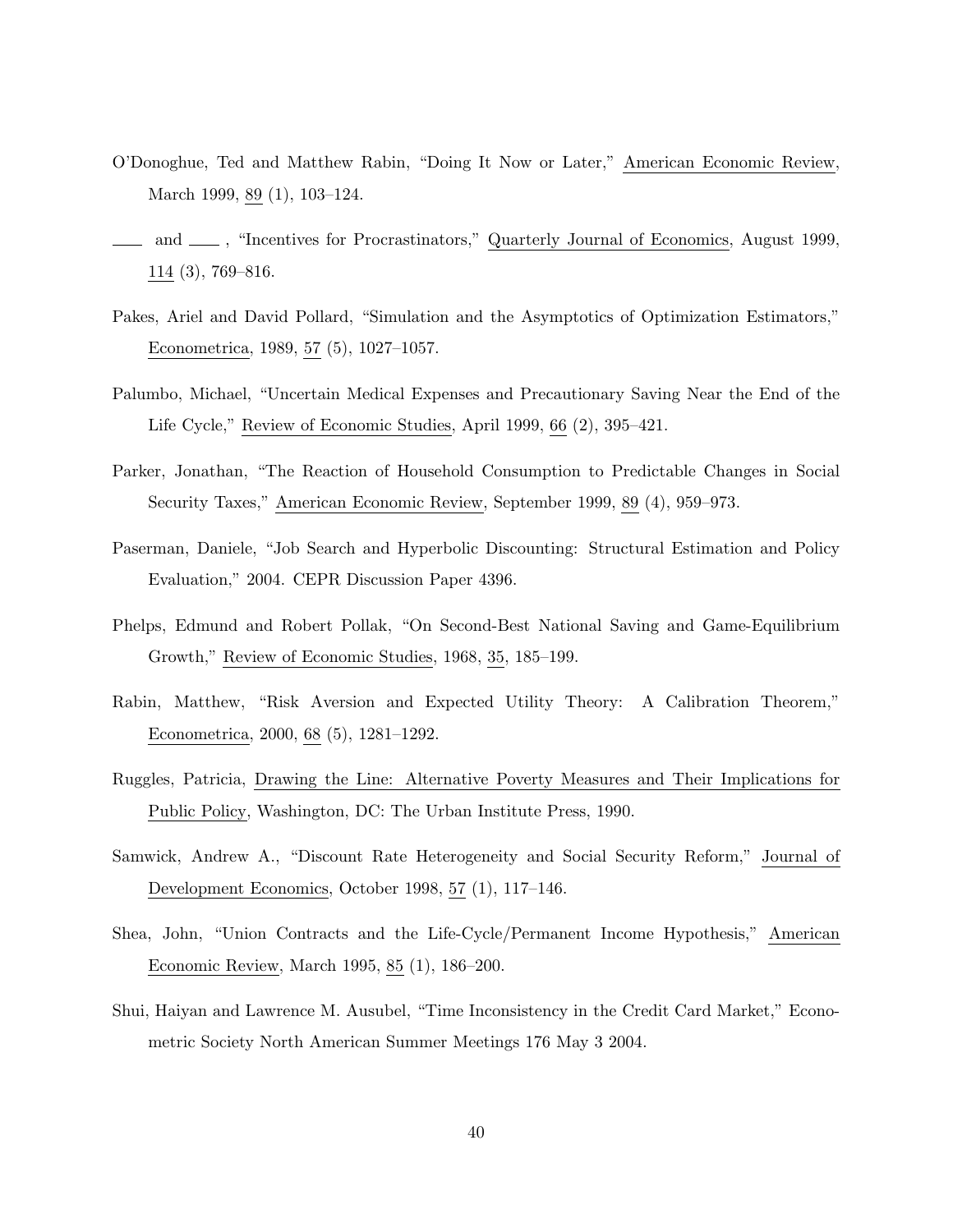O'Donoghue, Ted and Matthew Rabin, "Doing It Now or Later," American Economic Review, March 1999, 89 (1), 103–124.

—— and ——, "Incentives for Procrastinators," Quarterly Journal of Economics, August 1999, 114 (3), 769–816.

Pakes, Ariel and David Pollard, "Simulation and the Asymptotics of Optimization Estimators," Econometrica, 1989, 57 (5), 1027–1057.

Palumbo, Michael, "Uncertain Medical Expenses and Precautionary Saving Near the End of the Life Cycle," Review of Economic Studies, April 1999, 66 (2), 395–421.

Parker, Jonathan, "The Reaction of Household Consumption to Predictable Changes in Social Security Taxes," American Economic Review, September 1999, 89 (4), 959–973.

Paserman, Daniele, "Job Search and Hyperbolic Discounting: Structural Estimation and Policy Evaluation," 2004. CEPR Discussion Paper 4396.

Phelps, Edmund and Robert Pollak, "On Second-Best National Saving and Game-Equilibrium Growth," Review of Economic Studies, 1968, 35, 185–199.

Rabin, Matthew, "Risk Aversion and Expected Utility Theory: A Calibration Theorem," Econometrica, 2000, 68 (5), 1281–1292.

Ruggles, Patricia, Drawing the Line: Alternative Poverty Measures and Their Implications for Public Policy, Washington, DC: The Urban Institute Press, 1990.

Samwick, Andrew A., "Discount Rate Heterogeneity and Social Security Reform," Journal of Development Economics, October 1998, 57 (1), 117–146.

Shea, John, "Union Contracts and the Life-Cycle/Permanent Income Hypothesis," American Economic Review, March 1995, 85 (1), 186–200.

Shui, Haiyan and Lawrence M. Ausubel, "Time Inconsistency in the Credit Card Market," Econometric Society North American Summer Meetings 176 May 3 2004.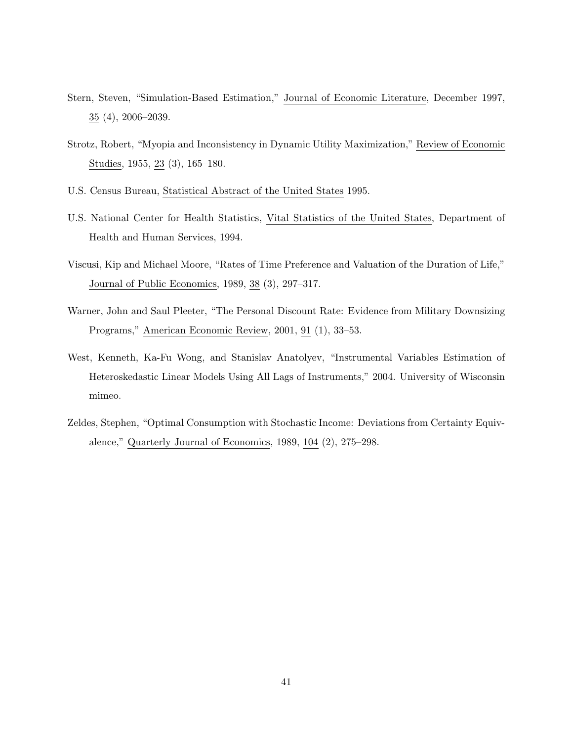Stern, Steven, "Simulation-Based Estimation," Journal of Economic Literature, December 1997, 35 (4), 2006–2039.

Strotz, Robert, "Myopia and Inconsistency in Dynamic Utility Maximization," Review of Economic Studies, 1955, 23 (3), 165–180.

U.S. Census Bureau, Statistical Abstract of the United States 1995.

U.S. National Center for Health Statistics, Vital Statistics of the United States, Department of Health and Human Services, 1994.

Viscusi, Kip and Michael Moore, "Rates of Time Preference and Valuation of the Duration of Life," Journal of Public Economics, 1989, 38 (3), 297–317.

Warner, John and Saul Pleeter, "The Personal Discount Rate: Evidence from Military Downsizing Programs," American Economic Review, 2001, 91 (1), 33–53.

West, Kenneth, Ka-Fu Wong, and Stanislav Anatolyev, "Instrumental Variables Estimation of Heteroskedastic Linear Models Using All Lags of Instruments," 2004. University of Wisconsin mimeo.

Zeldes, Stephen, "Optimal Consumption with Stochastic Income: Deviations from Certainty Equivalence," Quarterly Journal of Economics, 1989, 104 (2), 275–298.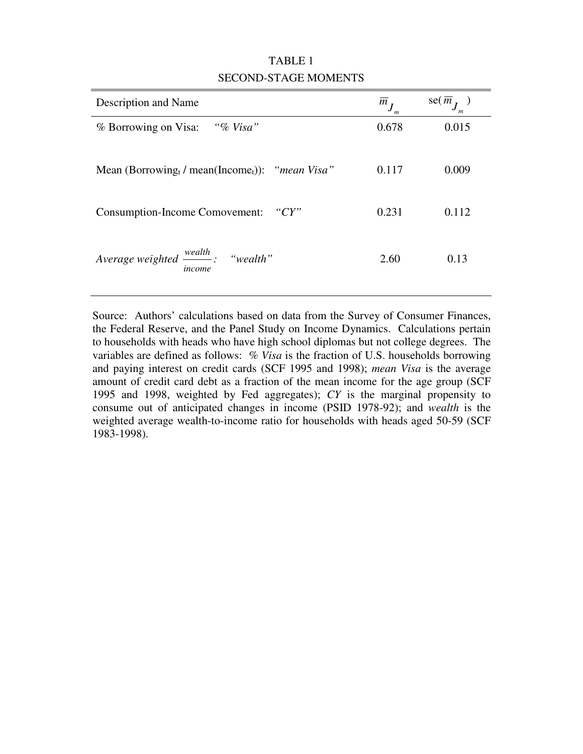TABLE 1

SECOND-STAGE MOMENTS

| Description and Name | $\overline{m}_{J_m}$ | se($\overline{m}_{J_m}$) |
|---|---|---|
| % Borrowing on Visa: *"% Visa"* | 0.678 | 0.015 |
| Mean (Borrowing$_t$ / mean(Income$_t$)): *"mean Visa"* | 0.117 | 0.009 |
| Consumption-Income Comovement: *"CY"* | 0.231 | 0.112 |
| *Average weighted* $\frac{wealth}{income}$*:* *"wealth"* | 2.60 | 0.13 |

Source: Authors' calculations based on data from the Survey of Consumer Finances, the Federal Reserve, and the Panel Study on Income Dynamics. Calculations pertain to households with heads who have high school diplomas but not college degrees. The variables are defined as follows: *% Visa* is the fraction of U.S. households borrowing and paying interest on credit cards (SCF 1995 and 1998); *mean Visa* is the average amount of credit card debt as a fraction of the mean income for the age group (SCF 1995 and 1998, weighted by Fed aggregates); *CY* is the marginal propensity to consume out of anticipated changes in income (PSID 1978-92); and *wealth* is the weighted average wealth-to-income ratio for households with heads aged 50-59 (SCF 1983-1998).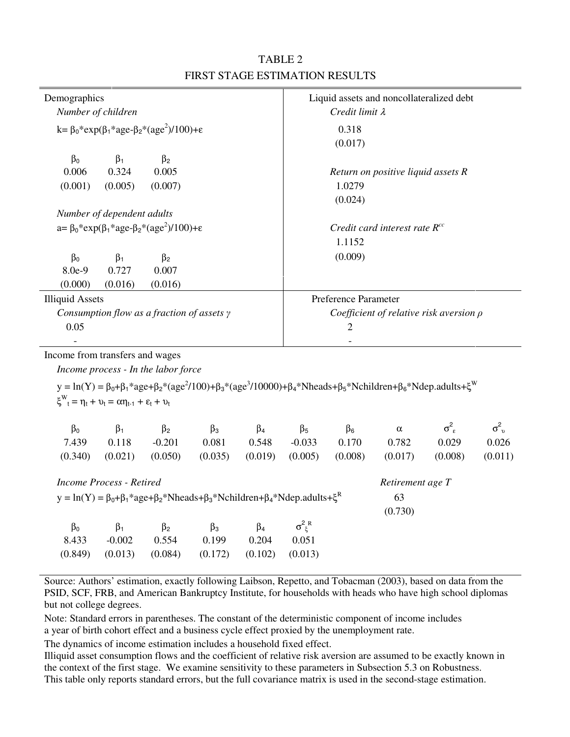# TABLE 2

## FIRST STAGE ESTIMATION RESULTS

**Demographics**

*Number of children*

$k = \beta_0 * \exp(\beta_1 * age - \beta_2 * (age^2)/100) + \varepsilon$

| $\beta_0$ | $\beta_1$ | $\beta_2$ |
|---|---|---|
| 0.006 | 0.324 | 0.005 |
| (0.001) | (0.005) | (0.007) |

*Number of dependent adults*

$a = \beta_0 * \exp(\beta_1 * age - \beta_2 * (age^2)/100) + \varepsilon$

| $\beta_0$ | $\beta_1$ | $\beta_2$ |
|---|---|---|
| 8.0e-9 | 0.727 | 0.007 |
| (0.000) | (0.016) | (0.016) |

**Liquid assets and noncollateralized debt**

*Credit limit $\lambda$*

0.318
(0.017)

*Return on positive liquid assets R*

1.0279
(0.024)

*Credit card interest rate $R^{cc}$*

1.1152
(0.009)

**Illiquid Assets**

*Consumption flow as a fraction of assets $\gamma$*

0.05
-

**Preference Parameter**

*Coefficient of relative risk aversion $\rho$*

2
-

**Income from transfers and wages**

*Income process - In the labor force*

$y = \ln(Y) = \beta_0 + \beta_1 * age + \beta_2 * (age^2/100) + \beta_3 * (age^3/10000) + \beta_4 * Nheads + \beta_5 * Nchildren + \beta_6 * Ndep.adults + \xi^W$

$\xi^W_t = \eta_t + \upsilon_t = \alpha\eta_{t-1} + \varepsilon_t + \upsilon_t$

| $\beta_0$ | $\beta_1$ | $\beta_2$ | $\beta_3$ | $\beta_4$ | $\beta_5$ | $\beta_6$ | $\alpha$ | $\sigma^2_\varepsilon$ | $\sigma^2_\upsilon$ |
|---|---|---|---|---|---|---|---|---|---|
| 7.439 | 0.118 | -0.201 | 0.081 | 0.548 | -0.033 | 0.170 | 0.782 | 0.029 | 0.026 |
| (0.340) | (0.021) | (0.050) | (0.035) | (0.019) | (0.005) | (0.008) | (0.017) | (0.008) | (0.011) |

*Income Process - Retired*

$y = \ln(Y) = \beta_0 + \beta_1 * age + \beta_2 * Nheads + \beta_3 * Nchildren + \beta_4 * Ndep.adults + \xi^R$

| $\beta_0$ | $\beta_1$ | $\beta_2$ | $\beta_3$ | $\beta_4$ | $\sigma^2_{\xi^R}$ |
|---|---|---|---|---|---|
| 8.433 | -0.002 | 0.554 | 0.199 | 0.204 | 0.051 |
| (0.849) | (0.013) | (0.084) | (0.172) | (0.102) | (0.013) |

*Retirement age T*

63
(0.730)

Source: Authors' estimation, exactly following Laibson, Repetto, and Tobacman (2003), based on data from the PSID, SCF, FRB, and American Bankruptcy Institute, for households with heads who have high school diplomas but not college degrees.

Note: Standard errors in parentheses. The constant of the deterministic component of income includes a year of birth cohort effect and a business cycle effect proxied by the unemployment rate.

The dynamics of income estimation includes a household fixed effect.

Illiquid asset consumption flows and the coefficient of relative risk aversion are assumed to be exactly known in the context of the first stage. We examine sensitivity to these parameters in Subsection 5.3 on Robustness.

This table only reports standard errors, but the full covariance matrix is used in the second-stage estimation.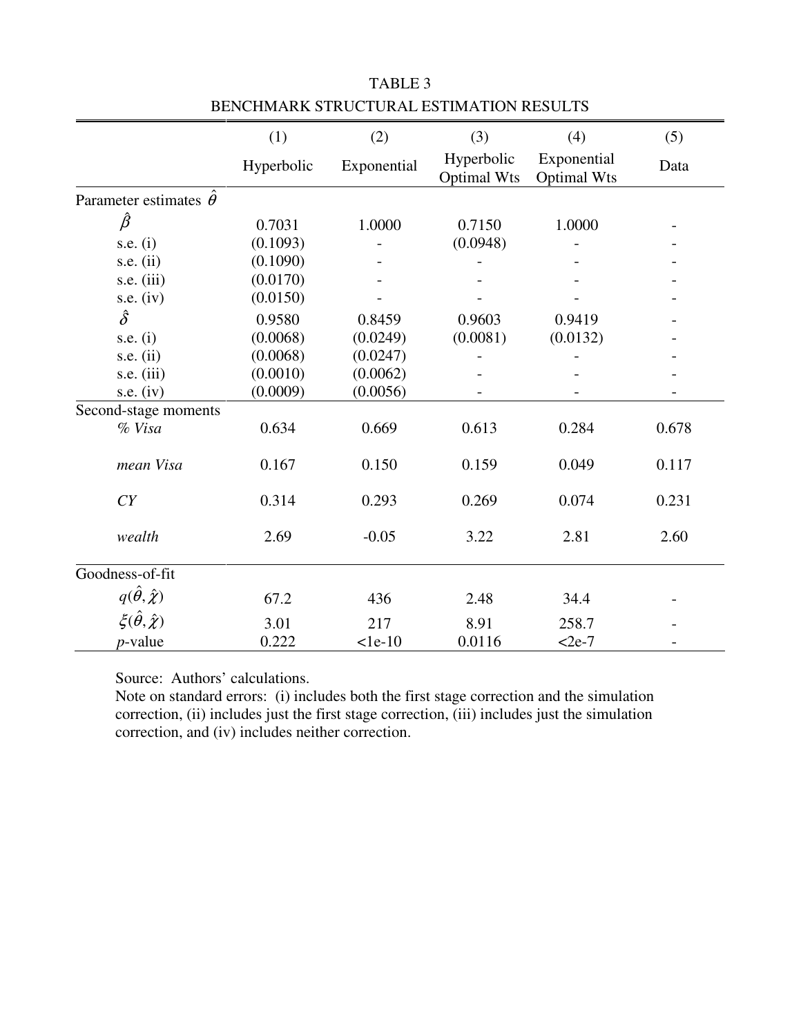TABLE 3

BENCHMARK STRUCTURAL ESTIMATION RESULTS

| | (1) Hyperbolic | (2) Exponential | (3) Hyperbolic Optimal Wts | (4) Exponential Optimal Wts | (5) Data |
|---|---|---|---|---|---|
| Parameter estimates $\hat{\theta}$ | | | | | |
| $\hat{\beta}$ | 0.7031 | 1.0000 | 0.7150 | 1.0000 | - |
| s.e. (i) | (0.1093) | - | (0.0948) | - | - |
| s.e. (ii) | (0.1090) | - | - | - | - |
| s.e. (iii) | (0.0170) | - | - | - | - |
| s.e. (iv) | (0.0150) | - | - | - | - |
| $\hat{\delta}$ | 0.9580 | 0.8459 | 0.9603 | 0.9419 | - |
| s.e. (i) | (0.0068) | (0.0249) | (0.0081) | (0.0132) | - |
| s.e. (ii) | (0.0068) | (0.0247) | - | - | - |
| s.e. (iii) | (0.0010) | (0.0062) | - | - | - |
| s.e. (iv) | (0.0009) | (0.0056) | - | - | - |
| Second-stage moments | | | | | |
| *% Visa* | 0.634 | 0.669 | 0.613 | 0.284 | 0.678 |
| *mean Visa* | 0.167 | 0.150 | 0.159 | 0.049 | 0.117 |
| *CY* | 0.314 | 0.293 | 0.269 | 0.074 | 0.231 |
| *wealth* | 2.69 | -0.05 | 3.22 | 2.81 | 2.60 |
| Goodness-of-fit | | | | | |
| $q(\hat{\theta}, \hat{\chi})$ | 67.2 | 436 | 2.48 | 34.4 | - |
| $\xi(\hat{\theta}, \hat{\chi})$ | 3.01 | 217 | 8.91 | 258.7 | - |
| $p$-value | 0.222 | <1e-10 | 0.0116 | <2e-7 | - |

Source: Authors' calculations.

Note on standard errors: (i) includes both the first stage correction and the simulation correction, (ii) includes just the first stage correction, (iii) includes just the simulation correction, and (iv) includes neither correction.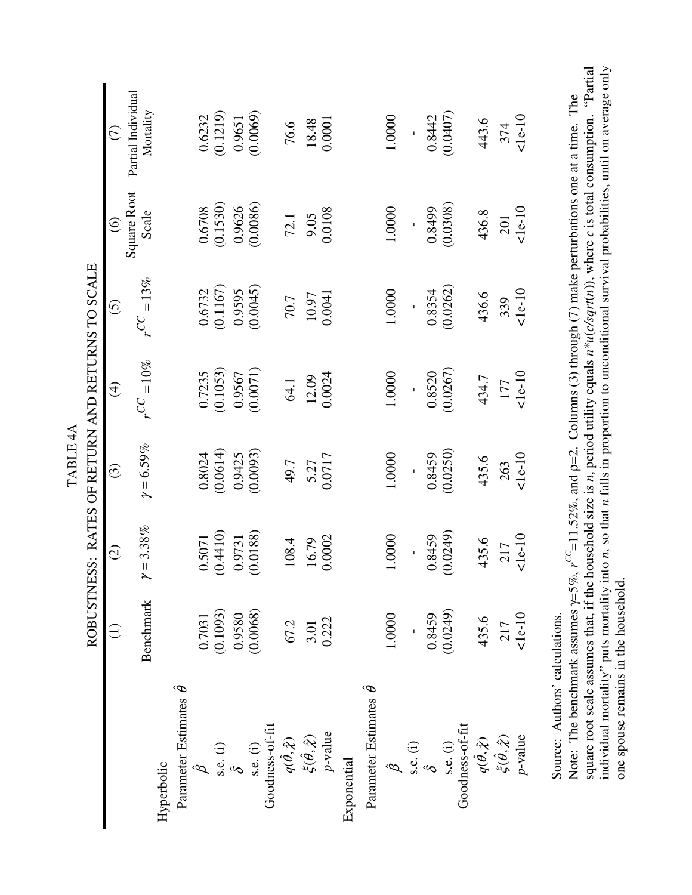# TABLE 4A

## ROBUSTNESS: RATES OF RETURN AND RETURNS TO SCALE

| | (1) | (2) | (3) | (4) | (5) | (6) | (7) |
|---|---|---|---|---|---|---|---|
| | Benchmark | $\gamma = 3.38\%$ | $\gamma = 6.59\%$ | $r^{CC} = 10\%$ | $r^{CC} = 13\%$ | Square Root Scale | Partial Individual Mortality |
| **Hyperbolic** | | | | | | | |
| Parameter Estimates $\hat{\theta}$ | | | | | | | |
| $\hat{\beta}$ | 0.7031 | 0.5071 | 0.8024 | 0.7235 | 0.6732 | 0.6708 | 0.6232 |
| s.e. (i) | (0.1093) | (0.4410) | (0.0614) | (0.1053) | (0.1167) | (0.1530) | (0.1219) |
| $\hat{\delta}$ | 0.9580 | 0.9731 | 0.9425 | 0.9567 | 0.9595 | 0.9626 | 0.9651 |
| s.e. (i) | (0.0068) | (0.0188) | (0.0093) | (0.0071) | (0.0045) | (0.0086) | (0.0069) |
| Goodness-of-fit | | | | | | | |
| $q(\hat{\theta}, \hat{\chi})$ | 67.2 | 108.4 | 49.7 | 64.1 | 70.7 | 72.1 | 76.6 |
| $\xi(\hat{\theta}, \hat{\chi})$ | 3.01 | 16.79 | 5.27 | 12.09 | 10.97 | 9.05 | 18.48 |
| $p$-value | 0.222 | 0.0002 | 0.0717 | 0.0024 | 0.0041 | 0.0108 | 0.0001 |
| **Exponential** | | | | | | | |
| Parameter Estimates $\hat{\theta}$ | | | | | | | |
| $\hat{\beta}$ | 1.0000 | 1.0000 | 1.0000 | 1.0000 | 1.0000 | 1.0000 | 1.0000 |
| s.e. (i) | - | - | - | - | - | - | - |
| $\hat{\delta}$ | 0.8459 | 0.8459 | 0.8459 | 0.8520 | 0.8354 | 0.8499 | 0.8442 |
| s.e. (i) | (0.0249) | (0.0249) | (0.0250) | (0.0267) | (0.0262) | (0.0308) | (0.0407) |
| Goodness-of-fit | | | | | | | |
| $q(\hat{\theta}, \hat{\chi})$ | 435.6 | 435.6 | 435.6 | 434.7 | 436.6 | 436.8 | 443.6 |
| $\xi(\hat{\theta}, \hat{\chi})$ | 217 | 217 | 263 | 177 | 339 | 201 | 374 |
| $p$-value | <1e-10 | <1e-10 | <1e-10 | <1e-10 | <1e-10 | <1e-10 | <1e-10 |

Source: Authors' calculations.

Note: The benchmark assumes $\gamma$=5%, $r^{CC}$=11.52%, and $\rho$=2. Columns (3) through (7) make perturbations one at a time. The square root scale assumes that, if the household size is $n$, period utility equals $n*u(c/sqrt(n))$, where $c$ is total consumption. "Partial individual mortality" puts mortality into $n$, so that $n$ falls in proportion to unconditional survival probabilities, until on average only one spouse remains in the household.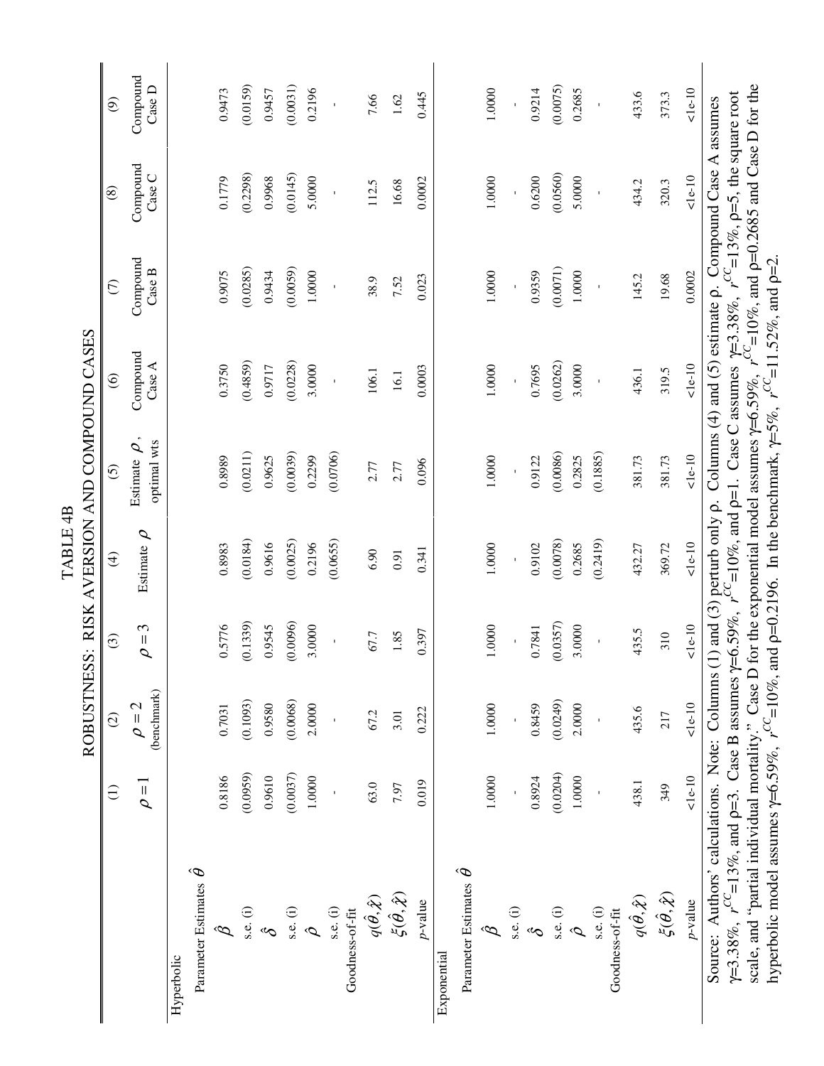# TABLE 4B

## ROBUSTNESS: RISK AVERSION AND COMPOUND CASES

| | (1) | (2) | (3) | (4) | (5) | (6) | (7) | (8) | (9) |
|---|---|---|---|---|---|---|---|---|---|
| | $\rho = 1$ | $\rho = 2$ (benchmark) | $\rho = 3$ | Estimate $\rho$ | Estimate $\rho$, optimal wts | Compound Case A | Compound Case B | Compound Case C | Compound Case D |
| **Hyperbolic** | | | | | | | | | |
| Parameter Estimates $\hat{\theta}$ | | | | | | | | | |
| $\hat{\beta}$ | 0.8186 | 0.7031 | 0.5776 | 0.8983 | 0.8989 | 0.3750 | 0.9075 | 0.1779 | 0.9473 |
| s.e. (i) | (0.0959) | (0.1093) | (0.1339) | (0.0184) | (0.0211) | (0.4859) | (0.0285) | (0.2298) | (0.0159) |
| $\hat{\delta}$ | 0.9610 | 0.9580 | 0.9545 | 0.9616 | 0.9625 | 0.9717 | 0.9434 | 0.9968 | 0.9457 |
| s.e. (i) | (0.0037) | (0.0068) | (0.0096) | (0.0025) | (0.0039) | (0.0228) | (0.0059) | (0.0145) | (0.0031) |
| $\hat{\rho}$ | 1.0000 | 2.0000 | 3.0000 | 0.2196 | 0.2299 | 3.0000 | 1.0000 | 5.0000 | 0.2196 |
| s.e. (i) | - | - | - | (0.0655) | (0.0706) | - | - | - | - |
| Goodness-of-fit | | | | | | | | | |
| $q(\hat{\theta},\hat{\chi})$ | 63.0 | 67.2 | 67.7 | 6.90 | 2.77 | 106.1 | 38.9 | 112.5 | 7.66 |
| $\xi(\hat{\theta},\hat{\chi})$ | 7.97 | 3.01 | 1.85 | 0.91 | 2.77 | 16.1 | 7.52 | 16.68 | 1.62 |
| $p$-value | 0.019 | 0.222 | 0.397 | 0.341 | 0.096 | 0.0003 | 0.023 | 0.0002 | 0.445 |
| **Exponential** | | | | | | | | | |
| Parameter Estimates $\hat{\theta}$ | | | | | | | | | |
| $\hat{\beta}$ | 1.0000 | 1.0000 | 1.0000 | 1.0000 | 1.0000 | 1.0000 | 1.0000 | 1.0000 | 1.0000 |
| s.e. (i) | - | - | - | - | - | - | - | - | - |
| $\hat{\delta}$ | 0.8924 | 0.8459 | 0.7841 | 0.9102 | 0.9122 | 0.7695 | 0.9359 | 0.6200 | 0.9214 |
| s.e. (i) | (0.0204) | (0.0249) | (0.0357) | (0.0078) | (0.0086) | (0.0262) | (0.0071) | (0.0560) | (0.0075) |
| $\hat{\rho}$ | 1.0000 | 2.0000 | 3.0000 | 0.2685 | 0.2825 | 3.0000 | 1.0000 | 5.0000 | 0.2685 |
| s.e. (i) | - | - | - | (0.2419) | (0.1885) | - | - | - | - |
| Goodness-of-fit | | | | | | | | | |
| $q(\hat{\theta},\hat{\chi})$ | 438.1 | 435.6 | 435.5 | 432.27 | 381.73 | 436.1 | 145.2 | 434.2 | 433.6 |
| $\xi(\hat{\theta},\hat{\chi})$ | 349 | 217 | 310 | 369.72 | 381.73 | 319.5 | 19.68 | 320.3 | 373.3 |
| $p$-value | <1e-10 | <1e-10 | <1e-10 | <1e-10 | <1e-10 | <1e-10 | 0.0002 | <1e-10 | <1e-10 |

Source: Authors' calculations. Note: Columns (1) and (3) perturb only ρ. Columns (4) and (5) estimate ρ. Compound Case A assumes $\gamma$=3.38%, $r^{CC}$=13%, and ρ=3. Case B assumes $\gamma$=6.59%, $r^{CC}$=10%, and ρ=1. Case C assumes $\gamma$=3.38%, $r^{CC}$=13%, ρ=5, the square root scale, and "partial individual mortality." Case D for the exponential model assumes $\gamma$=6.59%, $r^{CC}$=10%, and ρ=0.2685 and Case D for the hyperbolic model assumes $\gamma$=6.59%, $r^{CC}$=10%, and ρ=0.2196. In the benchmark, $\gamma$=5%, $r^{CC}$=11.52%, and ρ=2.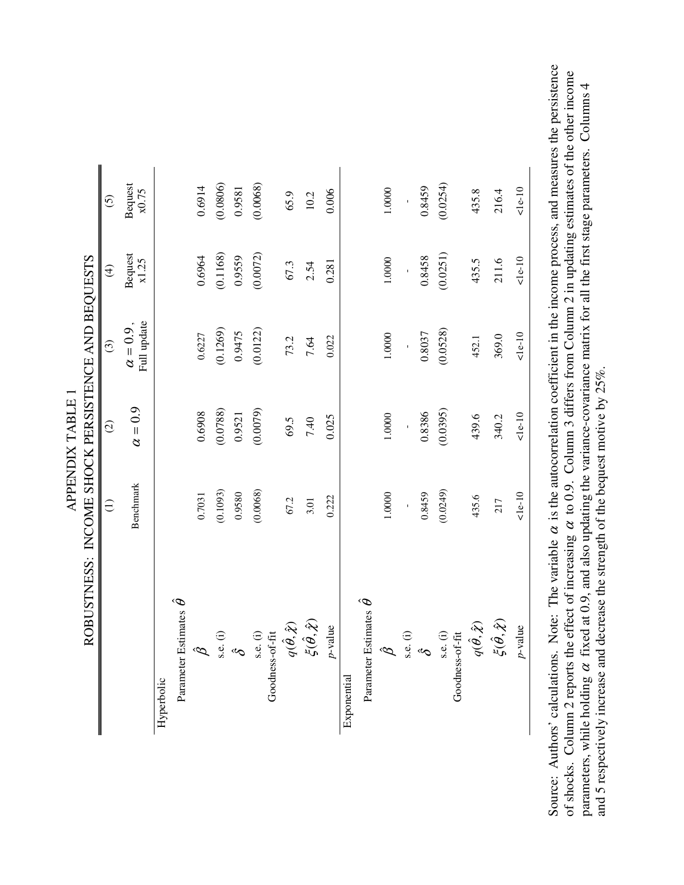## APPENDIX TABLE 1

## ROBUSTNESS: INCOME SHOCK PERSISTENCE AND BEQUESTS

| | (1) | (2) | (3) | (4) | (5) |
|---|---|---|---|---|---|
| | Benchmark | $\alpha = 0.9$ | $\alpha = 0.9$, Full update | Bequest x1.25 | Bequest x0.75 |
| Hyperbolic | | | | | |
| Parameter Estimates $\hat{\theta}$ | | | | | |
| $\hat{\beta}$ | 0.7031 | 0.6908 | 0.6227 | 0.6964 | 0.6914 |
| s.e. (i) | (0.1093) | (0.0788) | (0.1269) | (0.1168) | (0.0806) |
| $\hat{\delta}$ | 0.9580 | 0.9521 | 0.9475 | 0.9559 | 0.9581 |
| s.e. (i) | (0.0068) | (0.0079) | (0.0122) | (0.0072) | (0.0068) |
| Goodness-of-fit | | | | | |
| $q(\hat{\theta}, \hat{\chi})$ | 67.2 | 69.5 | 73.2 | 67.3 | 65.9 |
| $\xi(\hat{\theta}, \hat{\chi})$ | 3.01 | 7.40 | 7.64 | 2.54 | 10.2 |
| $p$-value | 0.222 | 0.025 | 0.022 | 0.281 | 0.006 |
| Exponential | | | | | |
| Parameter Estimates $\hat{\theta}$ | | | | | |
| $\hat{\beta}$ | 1.0000 | 1.0000 | 1.0000 | 1.0000 | 1.0000 |
| s.e. (i) | - | - | - | - | - |
| $\hat{\delta}$ | 0.8459 | 0.8386 | 0.8037 | 0.8458 | 0.8459 |
| s.e. (i) | (0.0249) | (0.0395) | (0.0528) | (0.0251) | (0.0254) |
| Goodness-of-fit | | | | | |
| $q(\hat{\theta}, \hat{\chi})$ | 435.6 | 439.6 | 452.1 | 435.5 | 435.8 |
| $\xi(\hat{\theta}, \hat{\chi})$ | 217 | 340.2 | 369.0 | 211.6 | 216.4 |
| $p$-value | <1e-10 | <1e-10 | <1e-10 | <1e-10 | <1e-10 |

Source: Authors' calculations. Note: The variable $\alpha$ is the autocorrelation coefficient in the income process, and measures the persistence of shocks. Column 2 reports the effect of increasing $\alpha$ to 0.9. Column 3 differs from Column 2 in updating estimates of the other income parameters, while holding $\alpha$ fixed at 0.9, and also updating the variance-covariance matrix for all the first stage parameters. Columns 4 and 5 respectively increase and decrease the strength of the bequest motive by 25%.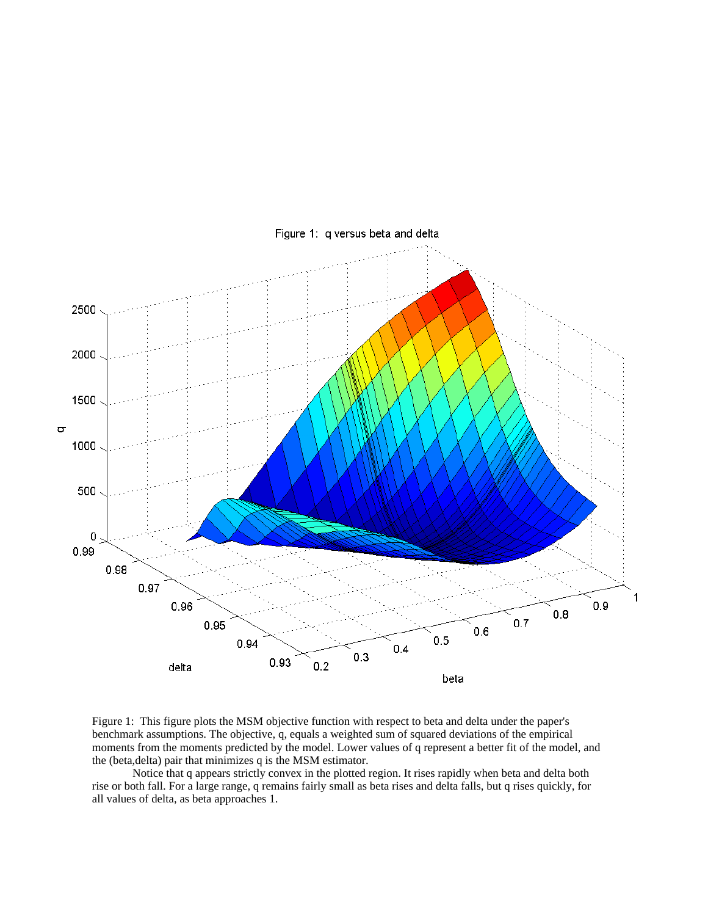Figure 1: This figure plots the MSM objective function with respect to beta and delta under the paper's benchmark assumptions. The objective, q, equals a weighted sum of squared deviations of the empirical moments from the moments predicted by the model. Lower values of q represent a better fit of the model, and the (beta,delta) pair that minimizes q is the MSM estimator.

Notice that q appears strictly convex in the plotted region. It rises rapidly when beta and delta both rise or both fall. For a large range, q remains fairly small as beta rises and delta falls, but q rises quickly, for all values of delta, as beta approaches 1.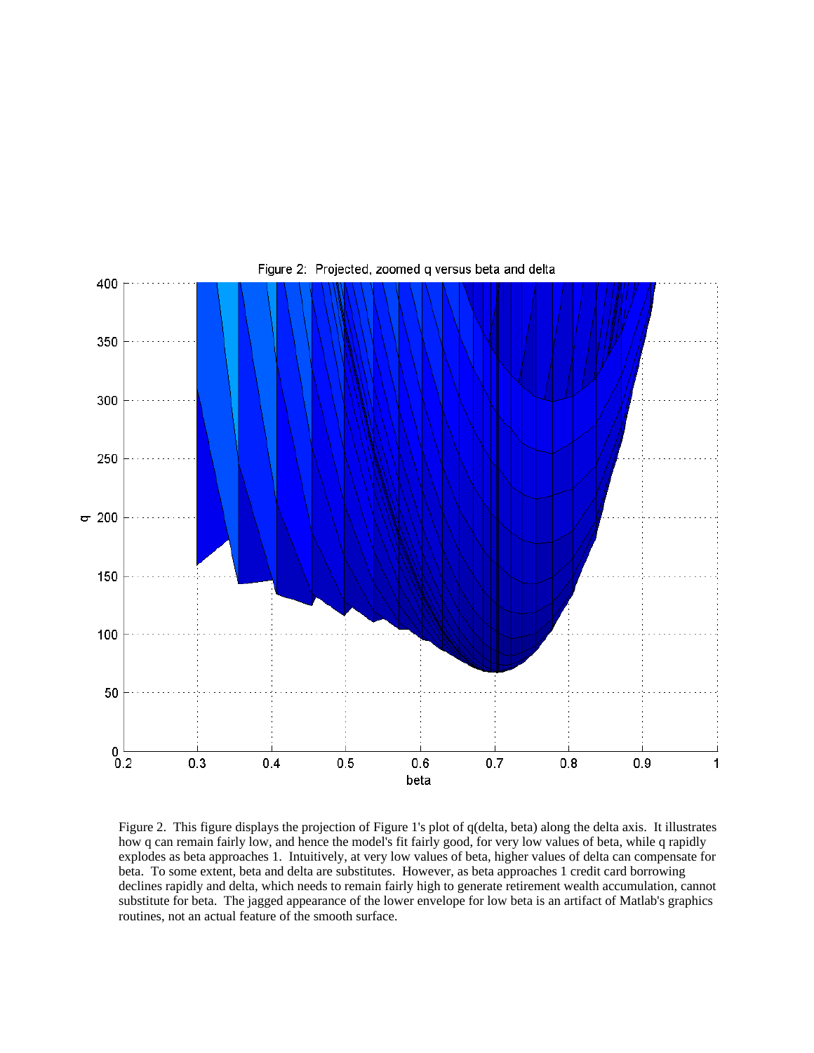Figure 2: Projected, zoomed q versus beta and delta

400
350
300
250
200
150
100
50
0

q

0.2 0.3 0.4 0.5 0.6 0.7 0.8 0.9 1

beta

Figure 2. This figure displays the projection of Figure 1's plot of q(delta, beta) along the delta axis. It illustrates how q can remain fairly low, and hence the model's fit fairly good, for very low values of beta, while q rapidly explodes as beta approaches 1. Intuitively, at very low values of beta, higher values of delta can compensate for beta. To some extent, beta and delta are substitutes. However, as beta approaches 1 credit card borrowing declines rapidly and delta, which needs to remain fairly high to generate retirement wealth accumulation, cannot substitute for beta. The jagged appearance of the lower envelope for low beta is an artifact of Matlab's graphics routines, not an actual feature of the smooth surface.